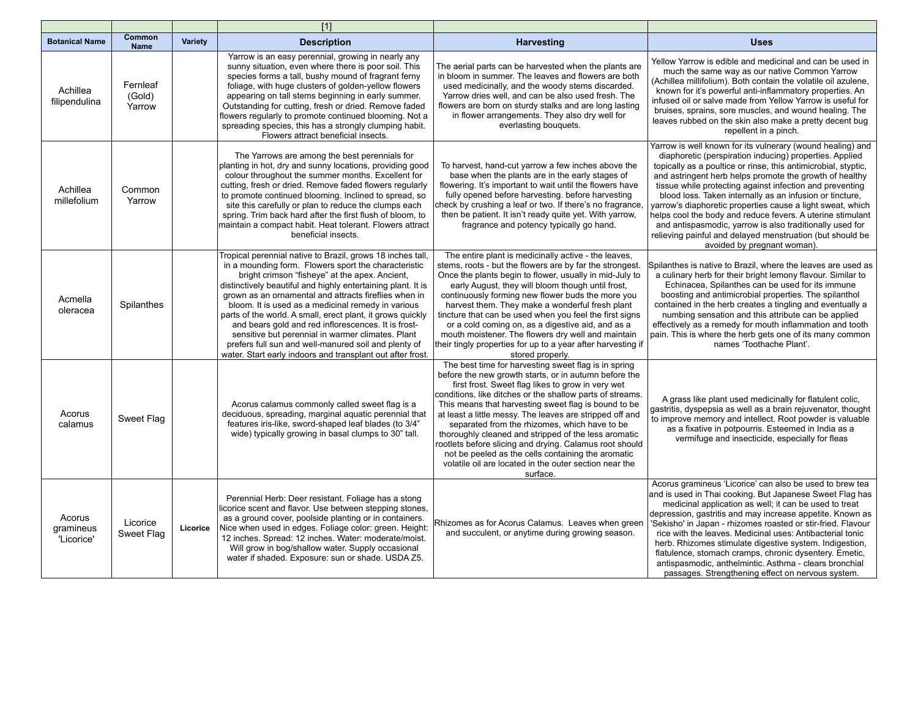| | | | [1] | | |
|---|---|---|---|---|---|
| **Botanical Name** | **Common Name** | **Variety** | **Description** | **Harvesting** | **Uses** |
| Achillea filipendulina | Fernleaf (Gold) Yarrow | | Yarrow is an easy perennial, growing in nearly any sunny situation, even where there is poor soil. This species forms a tall, bushy mound of fragrant ferny foliage, with huge clusters of golden-yellow flowers appearing on tall stems beginning in early summer. Outstanding for cutting, fresh or dried. Remove faded flowers regularly to promote continued blooming. Not a spreading species, this has a strongly clumping habit. Flowers attract beneficial insects. | The aerial parts can be harvested when the plants are in bloom in summer. The leaves and flowers are both used medicinally, and the woody stems discarded. Yarrow dries well, and can be also used fresh. The flowers are born on sturdy stalks and are long lasting in flower arrangements. They also dry well for everlasting bouquets. | Yellow Yarrow is edible and medicinal and can be used in much the same way as our native Common Yarrow (Achillea millifolium). Both contain the volatile oil azulene, known for it's powerful anti-inflammatory properties. An infused oil or salve made from Yellow Yarrow is useful for bruises, sprains, sore muscles, and wound healing. The leaves rubbed on the skin also make a pretty decent bug repellent in a pinch. |
| Achillea millefolium | Common Yarrow | | The Yarrows are among the best perennials for planting in hot, dry and sunny locations, providing good colour throughout the summer months. Excellent for cutting, fresh or dried. Remove faded flowers regularly to promote continued blooming. Inclined to spread, so site this carefully or plan to reduce the clumps each spring. Trim back hard after the first flush of bloom, to maintain a compact habit. Heat tolerant. Flowers attract beneficial insects. | To harvest, hand-cut yarrow a few inches above the base when the plants are in the early stages of flowering. It's important to wait until the flowers have fully opened before harvesting. before harvesting check by crushing a leaf or two. If there's no fragrance, then be patient. It isn't ready quite yet. With yarrow, fragrance and potency typically go hand. | Yarrow is well known for its vulnerary (wound healing) and diaphoretic (perspiration inducing) properties. Applied topically as a poultice or rinse, this antimicrobial, styptic, and astringent herb helps promote the growth of healthy tissue while protecting against infection and preventing blood loss. Taken internally as an infusion or tincture, yarrow's diaphoretic properties cause a light sweat, which helps cool the body and reduce fevers. A uterine stimulant and antispasmodic, yarrow is also traditionally used for relieving painful and delayed menstruation (but should be avoided by pregnant woman). |
| Acmella oleracea | Spilanthes | | Tropical perennial native to Brazil, grows 18 inches tall, in a mounding form. Flowers sport the characteristic bright crimson "fisheye" at the apex. Ancient, distinctively beautiful and highly entertaining plant. It is grown as an ornamental and attracts fireflies when in bloom. It is used as a medicinal remedy in various parts of the world. A small, erect plant, it grows quickly and bears gold and red inflorescences. It is frost-sensitive but perennial in warmer climates. Plant prefers full sun and well-manured soil and plenty of water. Start early indoors and transplant out after frost. | The entire plant is medicinally active - the leaves, stems, roots - but the flowers are by far the strongest. Once the plants begin to flower, usually in mid-July to early August, they will bloom though until frost, continuously forming new flower buds the more you harvest them. They make a wonderful fresh plant tincture that can be used when you feel the first signs or a cold coming on, as a digestive aid, and as a mouth moistener. The flowers dry well and maintain their tingly properties for up to a year after harvesting if stored properly. | Spilanthes is native to Brazil, where the leaves are used as a culinary herb for their bright lemony flavour. Similar to Echinacea, Spilanthes can be used for its immune boosting and antimicrobial properties. The spilanthol contained in the herb creates a tingling and eventually a numbing sensation and this attribute can be applied effectively as a remedy for mouth inflammation and tooth pain. This is where the herb gets one of its many common names 'Toothache Plant'. |
| Acorus calamus | Sweet Flag | | Acorus calamus commonly called sweet flag is a deciduous, spreading, marginal aquatic perennial that features iris-like, sword-shaped leaf blades (to 3/4" wide) typically growing in basal clumps to 30" tall. | The best time for harvesting sweet flag is in spring before the new growth starts, or in autumn before the first frost. Sweet flag likes to grow in very wet conditions, like ditches or the shallow parts of streams. This means that harvesting sweet flag is bound to be at least a little messy. The leaves are stripped off and separated from the rhizomes, which have to be thoroughly cleaned and stripped of the less aromatic rootlets before slicing and drying. Calamus root should not be peeled as the cells containing the aromatic volatile oil are located in the outer section near the surface. | A grass like plant used medicinally for flatulent colic, gastritis, dyspepsia as well as a brain rejuvenator, thought to improve memory and intellect. Root powder is valuable as a fixative in potpourris. Esteemed in India as a vermifuge and insecticide, especially for fleas |
| Acorus gramineus 'Licorice' | Licorice Sweet Flag | **Licorice** | Perennial Herb: Deer resistant. Foliage has a stong licorice scent and flavor. Use between stepping stones, as a ground cover, poolside planting or in containers. Nice when used in edges. Foliage color: green. Height: 12 inches. Spread: 12 inches. Water: moderate/moist. Will grow in bog/shallow water. Supply occasional water if shaded. Exposure: sun or shade. USDA Z5. | Rhizomes as for Acorus Calamus. Leaves when green and succulent, or anytime during growing season. | Acorus gramineus 'Licorice' can also be used to brew tea and is used in Thai cooking. But Japanese Sweet Flag has medicinal application as well; it can be used to treat depression, gastritis and may increase appetite. Known as 'Sekisho' in Japan - rhizomes roasted or stir-fried. Flavour rice with the leaves. Medicinal uses: Antibacterial tonic herb. Rhizomes stimulate digestive system. Indigestion, flatulence, stomach cramps, chronic dysentery. Emetic, antispasmodic, anthelmintic. Asthma - clears bronchial passages. Strengthening effect on nervous system. |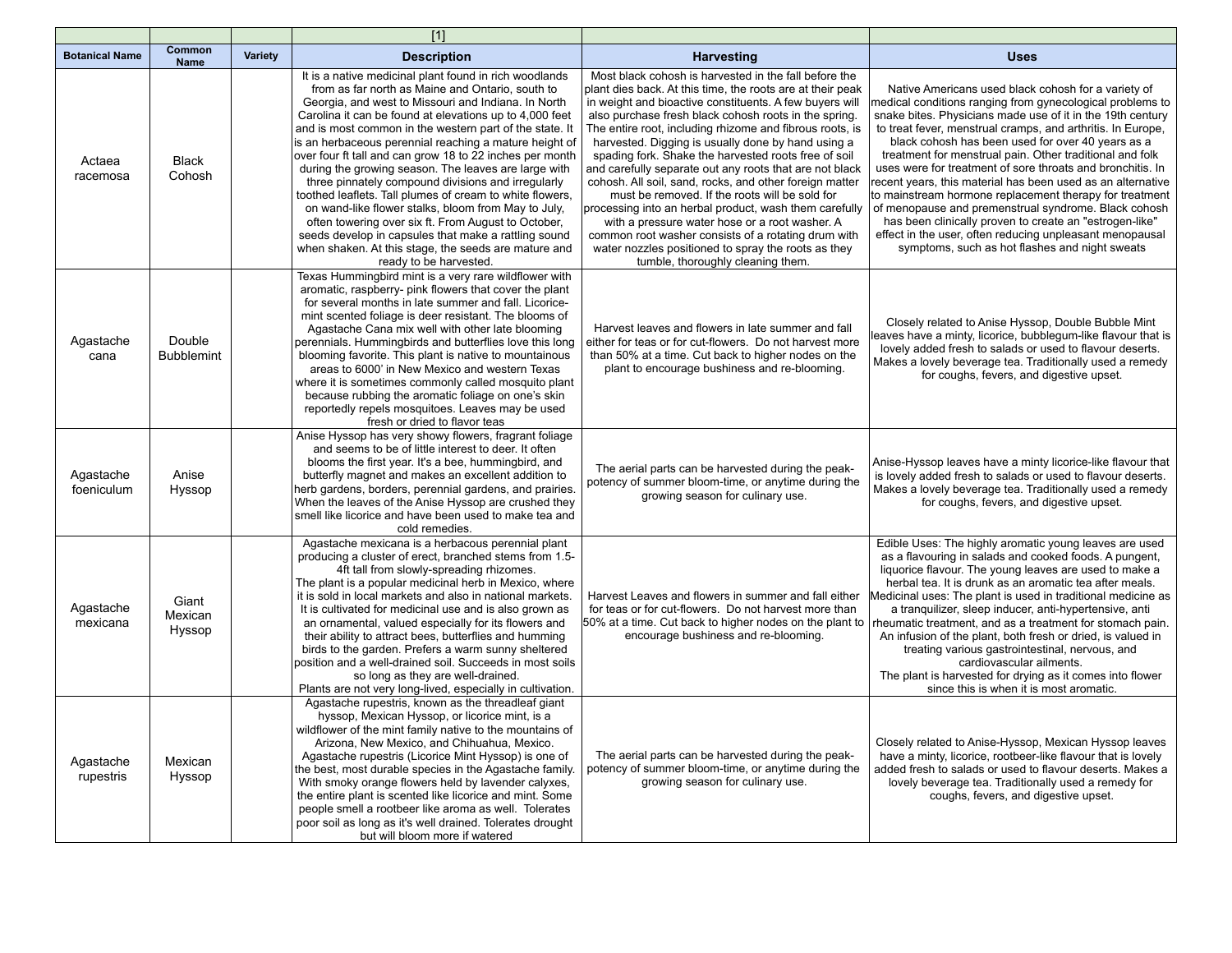| | | | [1] | | |
|---|---|---|---|---|---|
| **Botanical Name** | **Common Name** | **Variety** | **Description** | **Harvesting** | **Uses** |
| Actaea racemosa | Black Cohosh | | It is a native medicinal plant found in rich woodlands from as far north as Maine and Ontario, south to Georgia, and west to Missouri and Indiana. In North Carolina it can be found at elevations up to 4,000 feet and is most common in the western part of the state. It is an herbaceous perennial reaching a mature height of over four ft tall and can grow 18 to 22 inches per month during the growing season. The leaves are large with three pinnately compound divisions and irregularly toothed leaflets. Tall plumes of cream to white flowers, on wand-like flower stalks, bloom from May to July, often towering over six ft. From August to October, seeds develop in capsules that make a rattling sound when shaken. At this stage, the seeds are mature and ready to be harvested. | Most black cohosh is harvested in the fall before the plant dies back. At this time, the roots are at their peak in weight and bioactive constituents. A few buyers will also purchase fresh black cohosh roots in the spring. The entire root, including rhizome and fibrous roots, is harvested. Digging is usually done by hand using a spading fork. Shake the harvested roots free of soil and carefully separate out any roots that are not black cohosh. All soil, sand, rocks, and other foreign matter must be removed. If the roots will be sold for processing into an herbal product, wash them carefully with a pressure water hose or a root washer. A common root washer consists of a rotating drum with water nozzles positioned to spray the roots as they tumble, thoroughly cleaning them. | Native Americans used black cohosh for a variety of medical conditions ranging from gynecological problems to snake bites. Physicians made use of it in the 19th century to treat fever, menstrual cramps, and arthritis. In Europe, black cohosh has been used for over 40 years as a treatment for menstrual pain. Other traditional and folk uses were for treatment of sore throats and bronchitis. In recent years, this material has been used as an alternative to mainstream hormone replacement therapy for treatment of menopause and premenstrual syndrome. Black cohosh has been clinically proven to create an "estrogen-like" effect in the user, often reducing unpleasant menopausal symptoms, such as hot flashes and night sweats |
| Agastache cana | Double Bubblemint | | Texas Hummingbird mint is a very rare wildflower with aromatic, raspberry- pink flowers that cover the plant for several months in late summer and fall. Licorice-mint scented foliage is deer resistant. The blooms of Agastache Cana mix well with other late blooming perennials. Hummingbirds and butterflies love this long blooming favorite. This plant is native to mountainous areas to 6000' in New Mexico and western Texas where it is sometimes commonly called mosquito plant because rubbing the aromatic foliage on one's skin reportedly repels mosquitoes. Leaves may be used fresh or dried to flavor teas | Harvest leaves and flowers in late summer and fall either for teas or for cut-flowers. Do not harvest more than 50% at a time. Cut back to higher nodes on the plant to encourage bushiness and re-blooming. | Closely related to Anise Hyssop, Double Bubble Mint leaves have a minty, licorice, bubblegum-like flavour that is lovely added fresh to salads or used to flavour deserts. Makes a lovely beverage tea. Traditionally used a remedy for coughs, fevers, and digestive upset. |
| Agastache foeniculum | Anise Hyssop | | Anise Hyssop has very showy flowers, fragrant foliage and seems to be of little interest to deer. It often blooms the first year. It's a bee, hummingbird, and butterfly magnet and makes an excellent addition to herb gardens, borders, perennial gardens, and prairies. When the leaves of the Anise Hyssop are crushed they smell like licorice and have been used to make tea and cold remedies. | The aerial parts can be harvested during the peak-potency of summer bloom-time, or anytime during the growing season for culinary use. | Anise-Hyssop leaves have a minty licorice-like flavour that is lovely added fresh to salads or used to flavour deserts. Makes a lovely beverage tea. Traditionally used a remedy for coughs, fevers, and digestive upset. |
| Agastache mexicana | Giant Mexican Hyssop | | Agastache mexicana is a herbacous perennial plant producing a cluster of erect, branched stems from 1.5-4ft tall from slowly-spreading rhizomes.<br>The plant is a popular medicinal herb in Mexico, where it is sold in local markets and also in national markets. It is cultivated for medicinal use and is also grown as an ornamental, valued especially for its flowers and their ability to attract bees, butterflies and humming birds to the garden. Prefers a warm sunny sheltered position and a well-drained soil. Succeeds in most soils so long as they are well-drained.<br>Plants are not very long-lived, especially in cultivation. | Harvest Leaves and flowers in summer and fall either for teas or for cut-flowers. Do not harvest more than 50% at a time. Cut back to higher nodes on the plant to encourage bushiness and re-blooming. | Edible Uses: The highly aromatic young leaves are used as a flavouring in salads and cooked foods. A pungent, liquorice flavour. The young leaves are used to make a herbal tea. It is drunk as an aromatic tea after meals.<br>Medicinal uses: The plant is used in traditional medicine as a tranquilizer, sleep inducer, anti-hypertensive, anti rheumatic treatment, and as a treatment for stomach pain. An infusion of the plant, both fresh or dried, is valued in treating various gastrointestinal, nervous, and cardiovascular ailments.<br>The plant is harvested for drying as it comes into flower since this is when it is most aromatic. |
| Agastache rupestris | Mexican Hyssop | | Agastache rupestris, known as the threadleaf giant hyssop, Mexican Hyssop, or licorice mint, is a wildflower of the mint family native to the mountains of Arizona, New Mexico, and Chihuahua, Mexico. Agastache rupestris (Licorice Mint Hyssop) is one of the best, most durable species in the Agastache family. With smoky orange flowers held by lavender calyxes, the entire plant is scented like licorice and mint. Some people smell a rootbeer like aroma as well. Tolerates poor soil as long as it's well drained. Tolerates drought but will bloom more if watered | The aerial parts can be harvested during the peak-potency of summer bloom-time, or anytime during the growing season for culinary use. | Closely related to Anise-Hyssop, Mexican Hyssop leaves have a minty, licorice, rootbeer-like flavour that is lovely added fresh to salads or used to flavour deserts. Makes a lovely beverage tea. Traditionally used a remedy for coughs, fevers, and digestive upset. |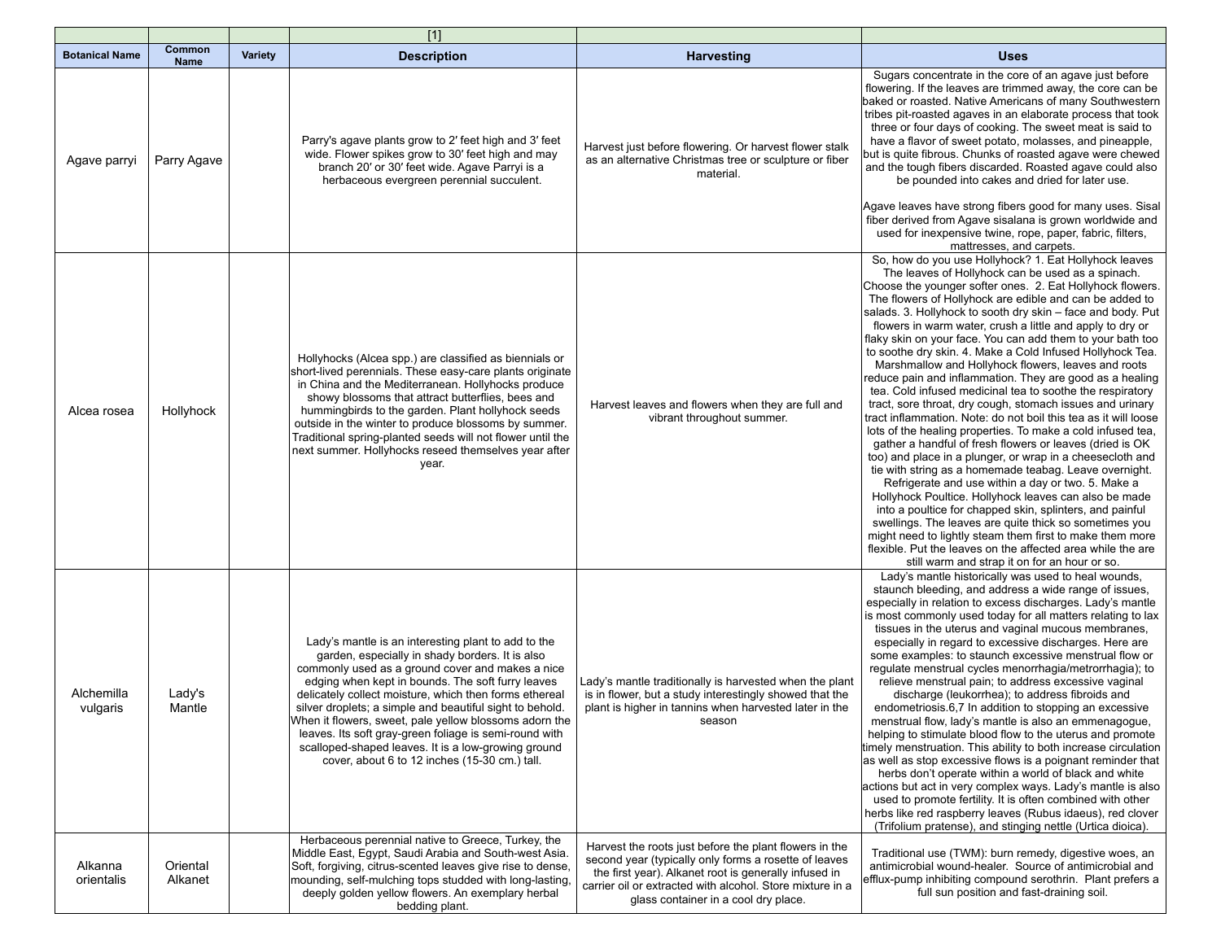| | | | [1] | | |
|---|---|---|---|---|---|
| **Botanical Name** | **Common Name** | **Variety** | **Description** | **Harvesting** | **Uses** |
| Agave parryi | Parry Agave | | Parry's agave plants grow to 2′ feet high and 3′ feet wide. Flower spikes grow to 30′ feet high and may branch 20′ or 30′ feet wide. Agave Parryi is a herbaceous evergreen perennial succulent. | Harvest just before flowering. Or harvest flower stalk as an alternative Christmas tree or sculpture or fiber material. | Sugars concentrate in the core of an agave just before flowering. If the leaves are trimmed away, the core can be baked or roasted. Native Americans of many Southwestern tribes pit-roasted agaves in an elaborate process that took three or four days of cooking. The sweet meat is said to have a flavor of sweet potato, molasses, and pineapple, but is quite fibrous. Chunks of roasted agave were chewed and the tough fibers discarded. Roasted agave could also be pounded into cakes and dried for later use.<br><br>Agave leaves have strong fibers good for many uses. Sisal fiber derived from Agave sisalana is grown worldwide and used for inexpensive twine, rope, paper, fabric, filters, mattresses, and carpets. |
| Alcea rosea | Hollyhock | | Hollyhocks (Alcea spp.) are classified as biennials or short-lived perennials. These easy-care plants originate in China and the Mediterranean. Hollyhocks produce showy blossoms that attract butterflies, bees and hummingbirds to the garden. Plant hollyhock seeds outside in the winter to produce blossoms by summer. Traditional spring-planted seeds will not flower until the next summer. Hollyhocks reseed themselves year after year. | Harvest leaves and flowers when they are full and vibrant throughout summer. | So, how do you use Hollyhock? 1. Eat Hollyhock leaves The leaves of Hollyhock can be used as a spinach. Choose the younger softer ones. 2. Eat Hollyhock flowers. The flowers of Hollyhock are edible and can be added to salads. 3. Hollyhock to sooth dry skin – face and body. Put flowers in warm water, crush a little and apply to dry or flaky skin on your face. You can add them to your bath too to soothe dry skin. 4. Make a Cold Infused Hollyhock Tea. Marshmallow and Hollyhock flowers, leaves and roots reduce pain and inflammation. They are good as a healing tea. Cold infused medicinal tea to soothe the respiratory tract, sore throat, dry cough, stomach issues and urinary tract inflammation. Note: do not boil this tea as it will loose lots of the healing properties. To make a cold infused tea, gather a handful of fresh flowers or leaves (dried is OK too) and place in a plunger, or wrap in a cheesecloth and tie with string as a homemade teabag. Leave overnight. Refrigerate and use within a day or two. 5. Make a Hollyhock Poultice. Hollyhock leaves can also be made into a poultice for chapped skin, splinters, and painful swellings. The leaves are quite thick so sometimes you might need to lightly steam them first to make them more flexible. Put the leaves on the affected area while the are still warm and strap it on for an hour or so. |
| Alchemilla vulgaris | Lady's Mantle | | Lady's mantle is an interesting plant to add to the garden, especially in shady borders. It is also commonly used as a ground cover and makes a nice edging when kept in bounds. The soft furry leaves delicately collect moisture, which then forms ethereal silver droplets; a simple and beautiful sight to behold. When it flowers, sweet, pale yellow blossoms adorn the leaves. Its soft gray-green foliage is semi-round with scalloped-shaped leaves. It is a low-growing ground cover, about 6 to 12 inches (15-30 cm.) tall. | Lady's mantle traditionally is harvested when the plant is in flower, but a study interestingly showed that the plant is higher in tannins when harvested later in the season | Lady's mantle historically was used to heal wounds, staunch bleeding, and address a wide range of issues, especially in relation to excess discharges. Lady's mantle is most commonly used today for all matters relating to lax tissues in the uterus and vaginal mucous membranes, especially in regard to excessive discharges. Here are some examples: to staunch excessive menstrual flow or regulate menstrual cycles menorrhagia/metrorrhagia); to relieve menstrual pain; to address excessive vaginal discharge (leukorrhea); to address fibroids and endometriosis.6,7 In addition to stopping an excessive menstrual flow, lady's mantle is also an emmenagogue, helping to stimulate blood flow to the uterus and promote timely menstruation. This ability to both increase circulation as well as stop excessive flows is a poignant reminder that herbs don't operate within a world of black and white actions but act in very complex ways. Lady's mantle is also used to promote fertility. It is often combined with other herbs like red raspberry leaves (Rubus idaeus), red clover (Trifolium pratense), and stinging nettle (Urtica dioica). |
| Alkanna orientalis | Oriental Alkanet | | Herbaceous perennial native to Greece, Turkey, the Middle East, Egypt, Saudi Arabia and South-west Asia. Soft, forgiving, citrus-scented leaves give rise to dense, mounding, self-mulching tops studded with long-lasting, deeply golden yellow flowers. An exemplary herbal bedding plant. | Harvest the roots just before the plant flowers in the second year (typically only forms a rosette of leaves the first year). Alkanet root is generally infused in carrier oil or extracted with alcohol. Store mixture in a glass container in a cool dry place. | Traditional use (TWM): burn remedy, digestive woes, an antimicrobial wound-healer. Source of antimicrobial and efflux-pump inhibiting compound serothrin. Plant prefers a full sun position and fast-draining soil. |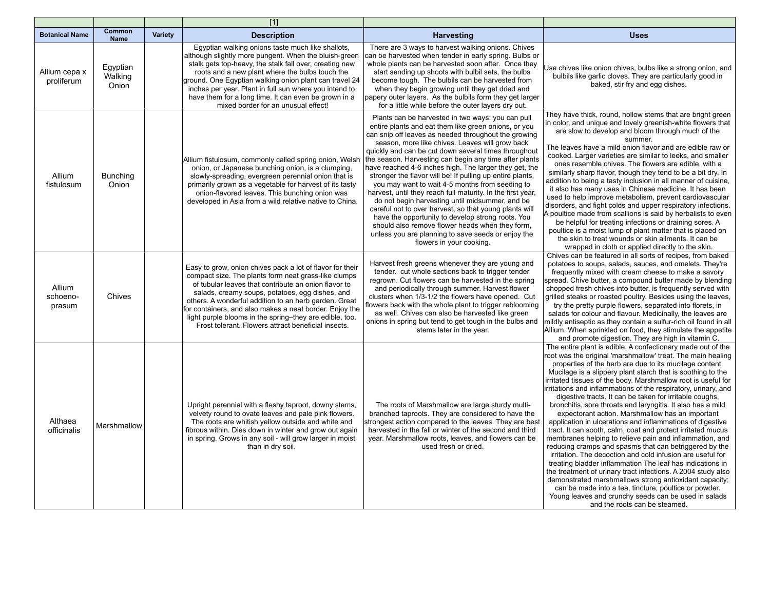| | | | [1] | | |
|---|---|---|---|---|---|
| **Botanical Name** | **Common Name** | **Variety** | **Description** | **Harvesting** | **Uses** |
| Allium cepa x proliferum | Egyptian Walking Onion | | Egyptian walking onions taste much like shallots, although slightly more pungent. When the bluish-green stalk gets top-heavy, the stalk fall over, creating new roots and a new plant where the bulbs touch the ground. One Egyptian walking onion plant can travel 24 inches per year. Plant in full sun where you intend to have them for a long time. It can even be grown in a mixed border for an unusual effect! | There are 3 ways to harvest walking onions. Chives can be harvested when tender in early spring. Bulbs or whole plants can be harvested soon after. Once they start sending up shoots with bulbil sets, the bulbs become tough. The bulbils can be harvested from when they begin growing until they get dried and papery outer layers. As the bulbils form they get larger for a little while before the outer layers dry out. | Use chives like onion chives, bulbs like a strong onion, and bulbils like garlic cloves. They are particularly good in baked, stir fry and egg dishes. |
| Allium fistulosum | Bunching Onion | | Allium fistulosum, commonly called spring onion, Welsh onion, or Japanese bunching onion, is a clumping, slowly-spreading, evergreen perennial onion that is primarily grown as a vegetable for harvest of its tasty onion-flavored leaves. This bunching onion was developed in Asia from a wild relative native to China. | Plants can be harvested in two ways: you can pull entire plants and eat them like green onions, or you can snip off leaves as needed throughout the growing season, more like chives. Leaves will grow back quickly and can be cut down several times throughout the season. Harvesting can begin any time after plants have reached 4-6 inches high. The larger they get, the stronger the flavor will be! If pulling up entire plants, you may want to wait 4-5 months from seeding to harvest, until they reach full maturity. In the first year, do not begin harvesting until midsummer, and be careful not to over harvest, so that young plants will have the opportunity to develop strong roots. You should also remove flower heads when they form, unless you are planning to save seeds or enjoy the flowers in your cooking. | They have thick, round, hollow stems that are bright green in color, and unique and lovely greenish-white flowers that are slow to develop and bloom through much of the summer.<br>The leaves have a mild onion flavor and are edible raw or cooked. Larger varieties are similar to leeks, and smaller ones resemble chives. The flowers are edible, with a similarly sharp flavor, though they tend to be a bit dry. In addition to being a tasty inclusion in all manner of cuisine, it also has many uses in Chinese medicine. It has been used to help improve metabolism, prevent cardiovascular disorders, and fight colds and upper respiratory infections. A poultice made from scallions is said by herbalists to even be helpful for treating infections or draining sores. A poultice is a moist lump of plant matter that is placed on the skin to treat wounds or skin ailments. It can be wrapped in cloth or applied directly to the skin. |
| Allium schoeno-prasum | Chives | | Easy to grow, onion chives pack a lot of flavor for their compact size. The plants form neat grass-like clumps of tubular leaves that contribute an onion flavor to salads, creamy soups, potatoes, egg dishes, and others. A wonderful addition to an herb garden. Great for containers, and also makes a neat border. Enjoy the light purple blooms in the spring–they are edible, too. Frost tolerant. Flowers attract beneficial insects. | Harvest fresh greens whenever they are young and tender. cut whole sections back to trigger tender regrown. Cut flowers can be harvested in the spring and periodically through summer. Harvest flower clusters when 1/3-1/2 the flowers have opened. Cut flowers back with the whole plant to trigger reblooming as well. Chives can also be harvested like green onions in spring but tend to get tough in the bulbs and stems later in the year. | Chives can be featured in all sorts of recipes, from baked potatoes to soups, salads, sauces, and omelets. They're frequently mixed with cream cheese to make a savory spread. Chive butter, a compound butter made by blending chopped fresh chives into butter, is frequently served with grilled steaks or roasted poultry. Besides using the leaves, try the pretty purple flowers, separated into florets, in salads for colour and flavour. Medicinally, the leaves are mildly antiseptic as they contain a sulfur-rich oil found in all Allium. When sprinkled on food, they stimulate the appetite and promote digestion. They are high in vitamin C. |
| Althaea officinalis | Marshmallow | | Upright perennial with a fleshy taproot, downy stems, velvety round to ovate leaves and pale pink flowers. The roots are whitish yellow outside and white and fibrous within. Dies down in winter and grow out again in spring. Grows in any soil - will grow larger in moist than in dry soil. | The roots of Marshmallow are large sturdy multi-branched taproots. They are considered to have the strongest action compared to the leaves. They are best harvested in the fall or winter of the second and third year. Marshmallow roots, leaves, and flowers can be used fresh or dried. | The entire plant is edible. A confectionary made out of the root was the original 'marshmallow' treat. The main healing properties of the herb are due to its mucilage content. Mucilage is a slippery plant starch that is soothing to the irritated tissues of the body. Marshmallow root is useful for irritations and inflammations of the respiratory, urinary, and digestive tracts. It can be taken for irritable coughs, bronchitis, sore throats and laryngitis. It also has a mild expectorant action. Marshmallow has an important application in ulcerations and inflammations of digestive tract. It can sooth, calm, coat and protect irritated mucus membranes helping to relieve pain and inflammation, and reducing cramps and spasms that can betriggered by the irritation. The decoction and cold infusion are useful for treating bladder inflammation The leaf has indications in the treatment of urinary tract infections. A 2004 study also demonstrated marshmallows strong antioxidant capacity; can be made into a tea, tincture, poultice or powder. Young leaves and crunchy seeds can be used in salads and the roots can be steamed. |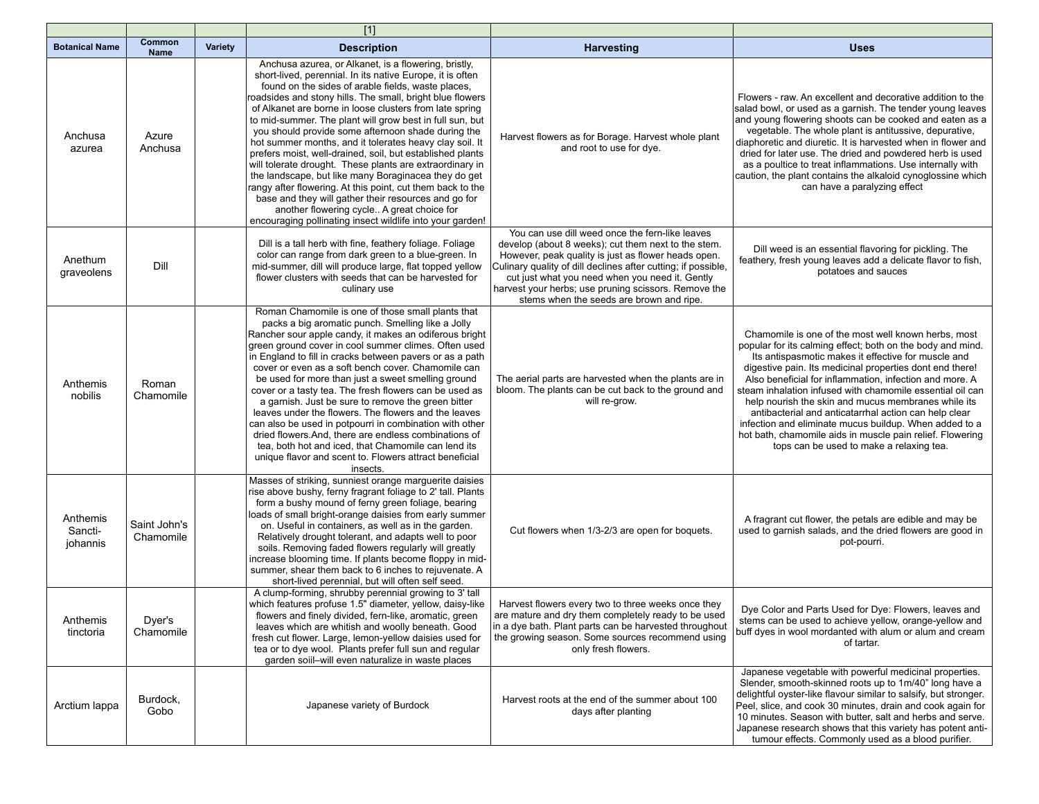| | | | [1] | | |
|---|---|---|---|---|---|
| **Botanical Name** | **Common Name** | **Variety** | **Description** | **Harvesting** | **Uses** |
| Anchusa azurea | Azure Anchusa | | Anchusa azurea, or Alkanet, is a flowering, bristly, short-lived, perennial. In its native Europe, it is often found on the sides of arable fields, waste places, roadsides and stony hills. The small, bright blue flowers of Alkanet are borne in loose clusters from late spring to mid-summer. The plant will grow best in full sun, but you should provide some afternoon shade during the hot summer months, and it tolerates heavy clay soil. It prefers moist, well-drained, soil, but established plants will tolerate drought. These plants are extraordinary in the landscape, but like many Boraginacea they do get rangy after flowering. At this point, cut them back to the base and they will gather their resources and go for another flowering cycle.. A great choice for encouraging pollinating insect wildlife into your garden! | Harvest flowers as for Borage. Harvest whole plant and root to use for dye. | Flowers - raw. An excellent and decorative addition to the salad bowl, or used as a garnish. The tender young leaves and young flowering shoots can be cooked and eaten as a vegetable. The whole plant is antitussive, depurative, diaphoretic and diuretic. It is harvested when in flower and dried for later use. The dried and powdered herb is used as a poultice to treat inflammations. Use internally with caution, the plant contains the alkaloid cynoglossine which can have a paralyzing effect |
| Anethum graveolens | Dill | | Dill is a tall herb with fine, feathery foliage. Foliage color can range from dark green to a blue-green. In mid-summer, dill will produce large, flat topped yellow flower clusters with seeds that can be harvested for culinary use | You can use dill weed once the fern-like leaves develop (about 8 weeks); cut them next to the stem. However, peak quality is just as flower heads open. Culinary quality of dill declines after cutting; if possible, cut just what you need when you need it. Gently harvest your herbs; use pruning scissors. Remove the stems when the seeds are brown and ripe. | Dill weed is an essential flavoring for pickling. The feathery, fresh young leaves add a delicate flavor to fish, potatoes and sauces |
| Anthemis nobilis | Roman Chamomile | | Roman Chamomile is one of those small plants that packs a big aromatic punch. Smelling like a Jolly Rancher sour apple candy, it makes an odiferous bright green ground cover in cool summer climes. Often used in England to fill in cracks between pavers or as a path cover or even as a soft bench cover. Chamomile can be used for more than just a sweet smelling ground cover or a tasty tea. The fresh flowers can be used as a garnish. Just be sure to remove the green bitter leaves under the flowers. The flowers and the leaves can also be used in potpourri in combination with other dried flowers.And, there are endless combinations of tea, both hot and iced, that Chamomile can lend its unique flavor and scent to. Flowers attract beneficial insects. | The aerial parts are harvested when the plants are in bloom. The plants can be cut back to the ground and will re-grow. | Chamomile is one of the most well known herbs, most popular for its calming effect; both on the body and mind. Its antispasmotic makes it effective for muscle and digestive pain. Its medicinal properties dont end there! Also beneficial for inflammation, infection and more. A steam inhalation infused with chamomile essential oil can help nourish the skin and mucus membranes while its antibacterial and anticatarrhal action can help clear infection and eliminate mucus buildup. When added to a hot bath, chamomile aids in muscle pain relief. Flowering tops can be used to make a relaxing tea. |
| Anthemis Sancti-johannis | Saint John's Chamomile | | Masses of striking, sunniest orange marguerite daisies rise above bushy, ferny fragrant foliage to 2' tall. Plants form a bushy mound of ferny green foliage, bearing loads of small bright-orange daisies from early summer on. Useful in containers, as well as in the garden. Relatively drought tolerant, and adapts well to poor soils. Removing faded flowers regularly will greatly increase blooming time. If plants become floppy in mid-summer, shear them back to 6 inches to rejuvenate. A short-lived perennial, but will often self seed. | Cut flowers when 1/3-2/3 are open for boquets. | A fragrant cut flower, the petals are edible and may be used to garnish salads, and the dried flowers are good in pot-pourri. |
| Anthemis tinctoria | Dyer's Chamomile | | A clump-forming, shrubby perennial growing to 3' tall which features profuse 1.5" diameter, yellow, daisy-like flowers and finely divided, fern-like, aromatic, green leaves which are whitish and woolly beneath. Good fresh cut flower. Large, lemon-yellow daisies used for tea or to dye wool. Plants prefer full sun and regular garden soiil–will even naturalize in waste places | Harvest flowers every two to three weeks once they are mature and dry them completely ready to be used in a dye bath. Plant parts can be harvested throughout the growing season. Some sources recommend using only fresh flowers. | Dye Color and Parts Used for Dye: Flowers, leaves and stems can be used to achieve yellow, orange-yellow and buff dyes in wool mordanted with alum or alum and cream of tartar. |
| Arctium lappa | Burdock, Gobo | | Japanese variety of Burdock | Harvest roots at the end of the summer about 100 days after planting | Japanese vegetable with powerful medicinal properties. Slender, smooth-skinned roots up to 1m/40" long have a delightful oyster-like flavour similar to salsify, but stronger. Peel, slice, and cook 30 minutes, drain and cook again for 10 minutes. Season with butter, salt and herbs and serve. Japanese research shows that this variety has potent anti-tumour effects. Commonly used as a blood purifier. |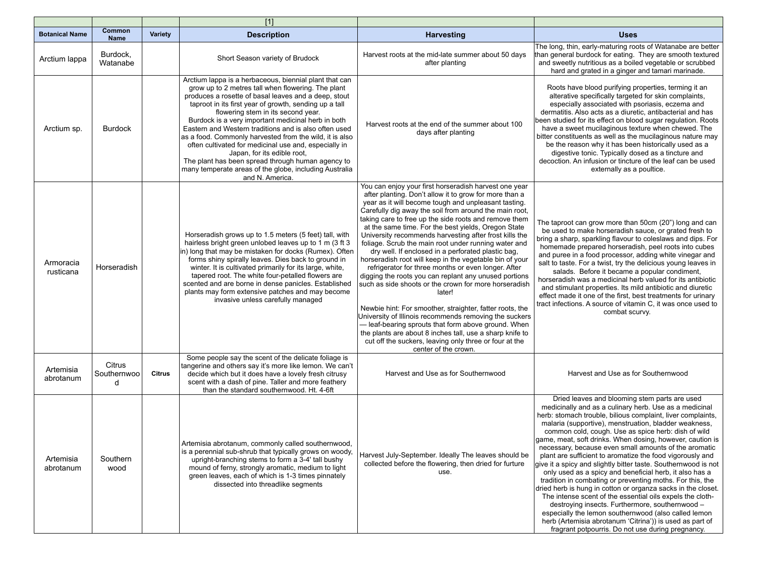| | | | [1] | | |
|---|---|---|---|---|---|
| **Botanical Name** | **Common Name** | **Variety** | **Description** | **Harvesting** | **Uses** |
| Arctium lappa | Burdock, Watanabe | | Short Season variety of Brudock | Harvest roots at the mid-late summer about 50 days after planting | The long, thin, early-maturing roots of Watanabe are better than general burdock for eating. They are smooth textured and sweetly nutritious as a boiled vegetable or scrubbed hard and grated in a ginger and tamari marinade. |
| Arctium sp. | Burdock | | Arctium lappa is a herbaceous, biennial plant that can grow up to 2 metres tall when flowering. The plant produces a rosette of basal leaves and a deep, stout taproot in its first year of growth, sending up a tall flowering stem in its second year.<br>Burdock is a very important medicinal herb in both Eastern and Western traditions and is also often used as a food. Commonly harvested from the wild, it is also often cultivated for medicinal use and, especially in Japan, for its edible root,<br>The plant has been spread through human agency to many temperate areas of the globe, including Australia and N. America. | Harvest roots at the end of the summer about 100 days after planting | Roots have blood purifying properties, terming it an alterative specifically targeted for skin complaints, especially associated with psoriasis, eczema and dermatitis. Also acts as a diuretic, antibacterial and has been studied for its effect on blood sugar regulation. Roots have a sweet mucilaginous texture when chewed. The bitter constituents as well as the mucilaginous nature may be the reason why it has been historically used as a digestive tonic. Typically dosed as a tincture and decoction. An infusion or tincture of the leaf can be used externally as a poultice. |
| Armoracia rusticana | Horseradish | | Horseradish grows up to 1.5 meters (5 feet) tall, with hairless bright green unlobed leaves up to 1 m (3 ft 3 in) long that may be mistaken for docks (Rumex). Often forms shiny spirally leaves. Dies back to ground in winter. It is cultivated primarily for its large, white, tapered root. The white four-petalled flowers are scented and are borne in dense panicles. Established plants may form extensive patches and may become invasive unless carefully managed | You can enjoy your first horseradish harvest one year after planting. Don't allow it to grow for more than a year as it will become tough and unpleasant tasting. Carefully dig away the soil from around the main root, taking care to free up the side roots and remove them at the same time. For the best yields, Oregon State University recommends harvesting after frost kills the foliage. Scrub the main root under running water and dry well. If enclosed in a perforated plastic bag, horseradish root will keep in the vegetable bin of your refrigerator for three months or even longer. After digging the roots you can replant any unused portions such as side shoots or the crown for more horseradish later!<br><br>Newbie hint: For smoother, straighter, fatter roots, the University of Illinois recommends removing the suckers — leaf-bearing sprouts that form above ground. When the plants are about 8 inches tall, use a sharp knife to cut off the suckers, leaving only three or four at the center of the crown. | The taproot can grow more than 50cm (20") long and can be used to make horseradish sauce, or grated fresh to bring a sharp, sparkling flavour to coleslaws and dips. For homemade prepared horseradish, peel roots into cubes and puree in a food processor, adding white vinegar and salt to taste. For a twist, try the delicious young leaves in salads. Before it became a popular condiment, horseradish was a medicinal herb valued for its antibiotic and stimulant properties. Its mild antibiotic and diuretic effect made it one of the first, best treatments for urinary tract infections. A source of vitamin C, it was once used to combat scurvy. |
| Artemisia abrotanum | Citrus Southernwood | **Citrus** | Some people say the scent of the delicate foliage is tangerine and others say it's more like lemon. We can't decide which but it does have a lovely fresh citrusy scent with a dash of pine. Taller and more feathery than the standard southernwood. Ht. 4-6ft | Harvest and Use as for Southernwood | Harvest and Use as for Southernwood |
| Artemisia abrotanum | Southern wood | | Artemisia abrotanum, commonly called southernwood, is a perennial sub-shrub that typically grows on woody, upright-branching stems to form a 3-4' tall bushy mound of ferny, strongly aromatic, medium to light green leaves, each of which is 1-3 times pinnately dissected into threadlike segments | Harvest July-September. Ideally The leaves should be collected before the flowering, then dried for furture use. | Dried leaves and blooming stem parts are used medicinally and as a culinary herb. Use as a medicinal herb: stomach trouble, bilious complaint, liver complaints, malaria (supportive), menstruation, bladder weakness, common cold, cough. Use as spice herb: dish of wild game, meat, soft drinks. When dosing, however, caution is necessary, because even small amounts of the aromatic plant are sufficient to aromatize the food vigorously and give it a spicy and slightly bitter taste. Southernwood is not only used as a spicy and beneficial herb, it also has a tradition in combating or preventing moths. For this, the dried herb is hung in cotton or organza sacks in the closet. The intense scent of the essential oils expels the cloth-destroying insects. Furthermore, southernwood – especially the lemon southernwood (also called lemon herb (Artemisia abrotanum 'Citrina')) is used as part of fragrant potpourris. Do not use during pregnancy. |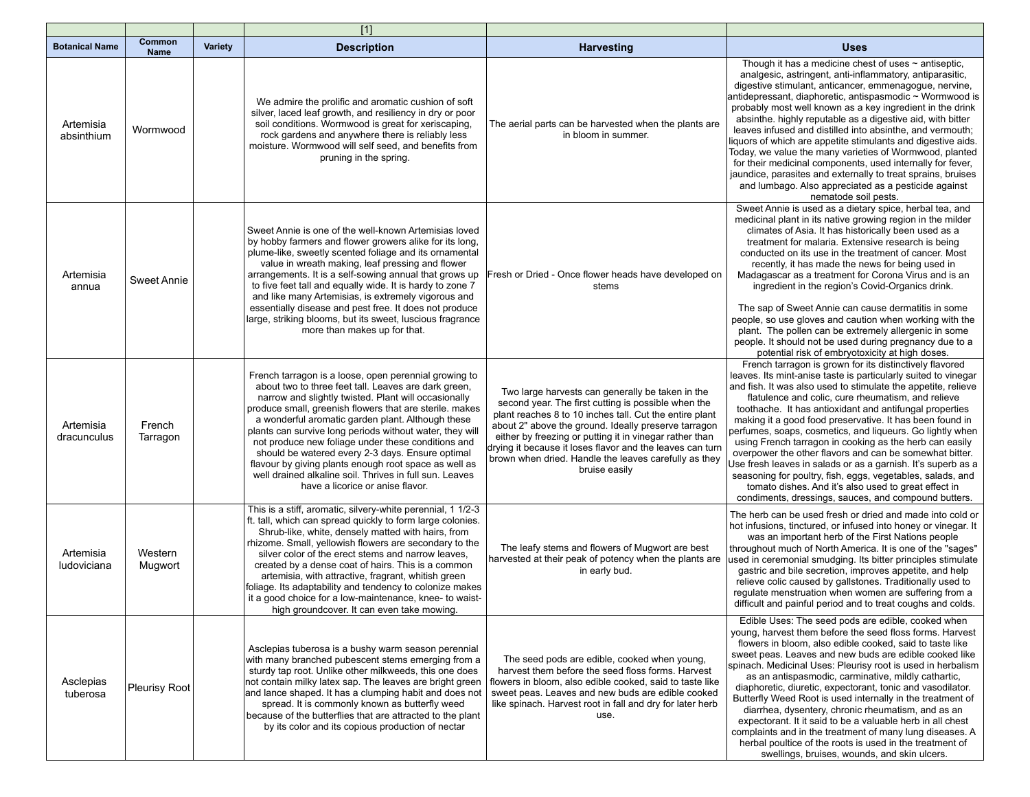| | | | [1] | | |
|---|---|---|---|---|---|
| **Botanical Name** | **Common Name** | **Variety** | **Description** | **Harvesting** | **Uses** |
| Artemisia absinthium | Wormwood | | We admire the prolific and aromatic cushion of soft silver, laced leaf growth, and resiliency in dry or poor soil conditions. Wormwood is great for xeriscaping, rock gardens and anywhere there is reliably less moisture. Wormwood will self seed, and benefits from pruning in the spring. | The aerial parts can be harvested when the plants are in bloom in summer. | Though it has a medicine chest of uses ~ antiseptic, analgesic, astringent, anti-inflammatory, antiparasitic, digestive stimulant, anticancer, emmenagogue, nervine, antidepressant, diaphoretic, antispasmodic ~ Wormwood is probably most well known as a key ingredient in the drink absinthe. highly reputable as a digestive aid, with bitter leaves infused and distilled into absinthe, and vermouth; liquors of which are appetite stimulants and digestive aids. Today, we value the many varieties of Wormwood, planted for their medicinal components, used internally for fever, jaundice, parasites and externally to treat sprains, bruises and lumbago. Also appreciated as a pesticide against nematode soil pests. |
| Artemisia annua | Sweet Annie | | Sweet Annie is one of the well-known Artemisias loved by hobby farmers and flower growers alike for its long, plume-like, sweetly scented foliage and its ornamental value in wreath making, leaf pressing and flower arrangements. It is a self-sowing annual that grows up to five feet tall and equally wide. It is hardy to zone 7 and like many Artemisias, is extremely vigorous and essentially disease and pest free. It does not produce large, striking blooms, but its sweet, luscious fragrance more than makes up for that. | Fresh or Dried - Once flower heads have developed on stems | Sweet Annie is used as a dietary spice, herbal tea, and medicinal plant in its native growing region in the milder climates of Asia. It has historically been used as a treatment for malaria. Extensive research is being conducted on its use in the treatment of cancer. Most recently, it has made the news for being used in Madagascar as a treatment for Corona Virus and is an ingredient in the region's Covid-Organics drink.<br><br>The sap of Sweet Annie can cause dermatitis in some people, so use gloves and caution when working with the plant. The pollen can be extremely allergenic in some people. It should not be used during pregnancy due to a potential risk of embryotoxicity at high doses. |
| Artemisia dracunculus | French Tarragon | | French tarragon is a loose, open perennial growing to about two to three feet tall. Leaves are dark green, narrow and slightly twisted. Plant will occasionally produce small, greenish flowers that are sterile. makes a wonderful aromatic garden plant. Although these plants can survive long periods without water, they will not produce new foliage under these conditions and should be watered every 2-3 days. Ensure optimal flavour by giving plants enough root space as well as well drained alkaline soil. Thrives in full sun. Leaves have a licorice or anise flavor. | Two large harvests can generally be taken in the second year. The first cutting is possible when the plant reaches 8 to 10 inches tall. Cut the entire plant about 2" above the ground. Ideally preserve tarragon either by freezing or putting it in vinegar rather than drying it because it loses flavor and the leaves can turn brown when dried. Handle the leaves carefully as they bruise easily | French tarragon is grown for its distinctively flavored leaves. Its mint-anise taste is particularly suited to vinegar and fish. It was also used to stimulate the appetite, relieve flatulence and colic, cure rheumatism, and relieve toothache. It has antioxidant and antifungal properties making it a good food preservative. It has been found in perfumes, soaps, cosmetics, and liqueurs. Go lightly when using French tarragon in cooking as the herb can easily overpower the other flavors and can be somewhat bitter. Use fresh leaves in salads or as a garnish. It's superb as a seasoning for poultry, fish, eggs, vegetables, salads, and tomato dishes. And it's also used to great effect in condiments, dressings, sauces, and compound butters. |
| Artemisia ludoviciana | Western Mugwort | | This is a stiff, aromatic, silvery-white perennial, 1 1/2-3 ft. tall, which can spread quickly to form large colonies. Shrub-like, white, densely matted with hairs, from rhizome. Small, yellowish flowers are secondary to the silver color of the erect stems and narrow leaves, created by a dense coat of hairs. This is a common artemisia, with attractive, fragrant, whitish green foliage. Its adaptability and tendency to colonize makes it a good choice for a low-maintenance, knee- to waist-high groundcover. It can even take mowing. | The leafy stems and flowers of Mugwort are best harvested at their peak of potency when the plants are in early bud. | The herb can be used fresh or dried and made into cold or hot infusions, tinctured, or infused into honey or vinegar. It was an important herb of the First Nations people throughout much of North America. It is one of the "sages" used in ceremonial smudging. Its bitter principles stimulate gastric and bile secretion, improves appetite, and help relieve colic caused by gallstones. Traditionally used to regulate menstruation when women are suffering from a difficult and painful period and to treat coughs and colds. |
| Asclepias tuberosa | Pleurisy Root | | Asclepias tuberosa is a bushy warm season perennial with many branched pubescent stems emerging from a sturdy tap root. Unlike other milkweeds, this one does not contain milky latex sap. The leaves are bright green and lance shaped. It has a clumping habit and does not spread. It is commonly known as butterfly weed because of the butterflies that are attracted to the plant by its color and its copious production of nectar | The seed pods are edible, cooked when young, harvest them before the seed floss forms. Harvest flowers in bloom, also edible cooked, said to taste like sweet peas. Leaves and new buds are edible cooked like spinach. Harvest root in fall and dry for later herb use. | Edible Uses: The seed pods are edible, cooked when young, harvest them before the seed floss forms. Harvest flowers in bloom, also edible cooked, said to taste like sweet peas. Leaves and new buds are edible cooked like spinach. Medicinal Uses: Pleurisy root is used in herbalism as an antispasmodic, carminative, mildly cathartic, diaphoretic, diuretic, expectorant, tonic and vasodilator. Butterfly Weed Root is used internally in the treatment of diarrhea, dysentery, chronic rheumatism, and as an expectorant. It it said to be a valuable herb in all chest complaints and in the treatment of many lung diseases. A herbal poultice of the roots is used in the treatment of swellings, bruises, wounds, and skin ulcers. |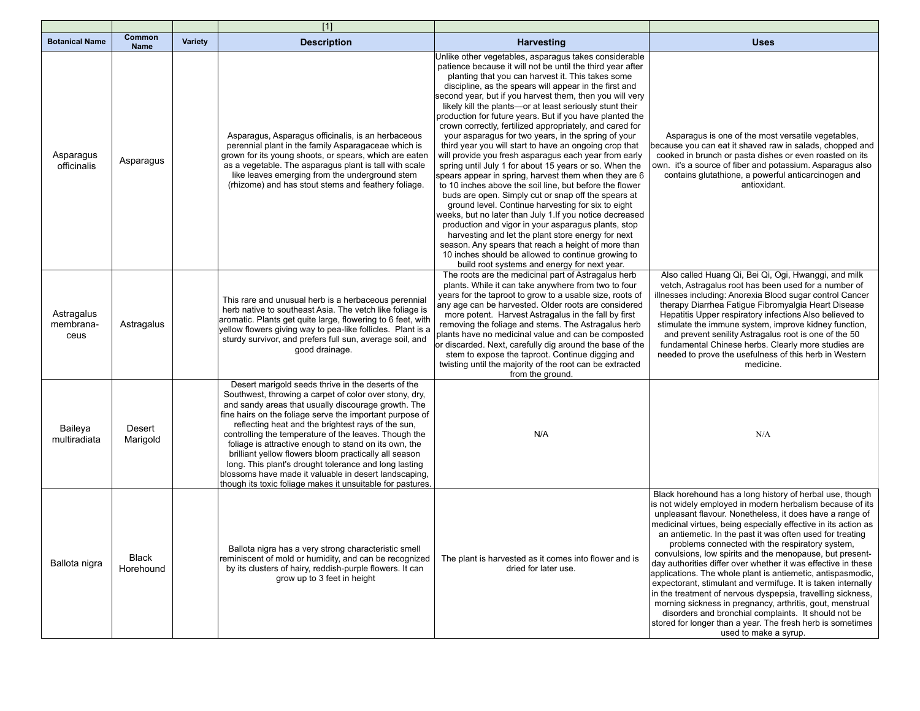| | | | [1] | | |
|---|---|---|---|---|---|
| **Botanical Name** | **Common Name** | **Variety** | **Description** | **Harvesting** | **Uses** |
| Asparagus officinalis | Asparagus | | Asparagus, Asparagus officinalis, is an herbaceous perennial plant in the family Asparagaceae which is grown for its young shoots, or spears, which are eaten as a vegetable. The asparagus plant is tall with scale like leaves emerging from the underground stem (rhizome) and has stout stems and feathery foliage. | Unlike other vegetables, asparagus takes considerable patience because it will not be until the third year after planting that you can harvest it. This takes some discipline, as the spears will appear in the first and second year, but if you harvest them, then you will very likely kill the plants—or at least seriously stunt their production for future years. But if you have planted the crown correctly, fertilized appropriately, and cared for your asparagus for two years, in the spring of your third year you will start to have an ongoing crop that will provide you fresh asparagus each year from early spring until July 1 for about 15 years or so. When the spears appear in spring, harvest them when they are 6 to 10 inches above the soil line, but before the flower buds are open. Simply cut or snap off the spears at ground level. Continue harvesting for six to eight weeks, but no later than July 1.If you notice decreased production and vigor in your asparagus plants, stop harvesting and let the plant store energy for next season. Any spears that reach a height of more than 10 inches should be allowed to continue growing to build root systems and energy for next year. | Asparagus is one of the most versatile vegetables, because you can eat it shaved raw in salads, chopped and cooked in brunch or pasta dishes or even roasted on its own. it's a source of fiber and potassium. Asparagus also contains glutathione, a powerful anticarcinogen and antioxidant. |
| Astragalus membrana-ceus | Astragalus | | This rare and unusual herb is a herbaceous perennial herb native to southeast Asia. The vetch like foliage is aromatic. Plants get quite large, flowering to 6 feet, with yellow flowers giving way to pea-like follicles. Plant is a sturdy survivor, and prefers full sun, average soil, and good drainage. | The roots are the medicinal part of Astragalus herb plants. While it can take anywhere from two to four years for the taproot to grow to a usable size, roots of any age can be harvested. Older roots are considered more potent. Harvest Astragalus in the fall by first removing the foliage and stems. The Astragalus herb plants have no medicinal value and can be composted or discarded. Next, carefully dig around the base of the stem to expose the taproot. Continue digging and twisting until the majority of the root can be extracted from the ground. | Also called Huang Qi, Bei Qi, Ogi, Hwanggi, and milk vetch, Astragalus root has been used for a number of illnesses including: Anorexia Blood sugar control Cancer therapy Diarrhea Fatigue Fibromyalgia Heart Disease Hepatitis Upper respiratory infections Also believed to stimulate the immune system, improve kidney function, and prevent senility Astragalus root is one of the 50 fundamental Chinese herbs. Clearly more studies are needed to prove the usefulness of this herb in Western medicine. |
| Baileya multiradiata | Desert Marigold | | Desert marigold seeds thrive in the deserts of the Southwest, throwing a carpet of color over stony, dry, and sandy areas that usually discourage growth. The fine hairs on the foliage serve the important purpose of reflecting heat and the brightest rays of the sun, controlling the temperature of the leaves. Though the foliage is attractive enough to stand on its own, the brilliant yellow flowers bloom practically all season long. This plant's drought tolerance and long lasting blossoms have made it valuable in desert landscaping, though its toxic foliage makes it unsuitable for pastures. | N/A | N/A |
| Ballota nigra | Black Horehound | | Ballota nigra has a very strong characteristic smell reminiscent of mold or humidity, and can be recognized by its clusters of hairy, reddish-purple flowers. It can grow up to 3 feet in height | The plant is harvested as it comes into flower and is dried for later use. | Black horehound has a long history of herbal use, though is not widely employed in modern herbalism because of its unpleasant flavour. Nonetheless, it does have a range of medicinal virtues, being especially effective in its action as an antiemetic. In the past it was often used for treating problems connected with the respiratory system, convulsions, low spirits and the menopause, but present-day authorities differ over whether it was effective in these applications. The whole plant is antiemetic, antispasmodic, expectorant, stimulant and vermifuge. It is taken internally in the treatment of nervous dyspepsia, travelling sickness, morning sickness in pregnancy, arthritis, gout, menstrual disorders and bronchial complaints. It should not be stored for longer than a year. The fresh herb is sometimes used to make a syrup. |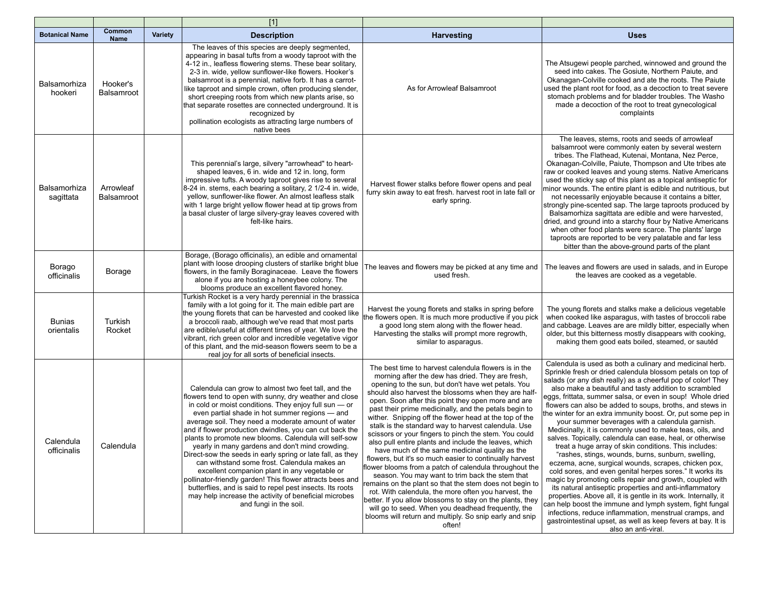| | | | [1] | | |
|---|---|---|---|---|---|
| **Botanical Name** | **Common Name** | **Variety** | **Description** | **Harvesting** | **Uses** |
| Balsamorhiza hookeri | Hooker's Balsamroot | | The leaves of this species are deeply segmented, appearing in basal tufts from a woody taproot with the 4-12 in., leafless flowering stems. These bear solitary, 2-3 in. wide, yellow sunflower-like flowers. Hooker's balsamroot is a perennial, native forb. It has a carrot-like taproot and simple crown, often producing slender, short creeping roots from which new plants arise, so that separate rosettes are connected underground. It is recognized by pollination ecologists as attracting large numbers of native bees | As for Arrowleaf Balsamroot | The Atsugewi people parched, winnowed and ground the seed into cakes. The Gosiute, Northern Paiute, and Okanagan-Colville cooked and ate the roots. The Paiute used the plant root for food, as a decoction to treat severe stomach problems and for bladder troubles. The Washo made a decoction of the root to treat gynecological complaints |
| Balsamorhiza sagittata | Arrowleaf Balsamroot | | This perennial's large, silvery "arrowhead" to heart-shaped leaves, 6 in. wide and 12 in. long, form impressive tufts. A woody taproot gives rise to several 8-24 in. stems, each bearing a solitary, 2 1/2-4 in. wide, yellow, sunflower-like flower. An almost leafless stalk with 1 large bright yellow flower head at tip grows from a basal cluster of large silvery-gray leaves covered with felt-like hairs. | Harvest flower stalks before flower opens and peal furry skin away to eat fresh. harvest root in late fall or early spring. | The leaves, stems, roots and seeds of arrowleaf balsamroot were commonly eaten by several western tribes. The Flathead, Kutenai, Montana, Nez Perce, Okanagan-Colville, Paiute, Thompson and Ute tribes ate raw or cooked leaves and young stems. Native Americans used the sticky sap of this plant as a topical antiseptic for minor wounds. The entire plant is edible and nutritious, but not necessarily enjoyable because it contains a bitter, strongly pine-scented sap. The large taproots produced by Balsamorhiza sagittata are edible and were harvested, dried, and ground into a starchy flour by Native Americans when other food plants were scarce. The plants' large taproots are reported to be very palatable and far less bitter than the above-ground parts of the plant |
| Borago officinalis | Borage | | Borage, (Borago officinalis), an edible and ornamental plant with loose drooping clusters of starlike bright blue flowers, in the family Boraginaceae. Leave the flowers alone if you are hosting a honeybee colony. The blooms produce an excellent flavored honey. | The leaves and flowers may be picked at any time and used fresh. | The leaves and flowers are used in salads, and in Europe the leaves are cooked as a vegetable. |
| Bunias orientalis | Turkish Rocket | | Turkish Rocket is a very hardy perennial in the brassica family with a lot going for it. The main edible part are the young florets that can be harvested and cooked like a broccoli raab, although we've read that most parts are edible/useful at different times of year. We love the vibrant, rich green color and incredible vegetative vigor of this plant, and the mid-season flowers seem to be a real joy for all sorts of beneficial insects. | Harvest the young florets and stalks in spring before the flowers open. It is much more productive if you pick a good long stem along with the flower head. Harvesting the stalks will prompt more regrowth, similar to asparagus. | The young florets and stalks make a delicious vegetable when cooked like asparagus, with tastes of broccoli rabe and cabbage. Leaves are are mildly bitter, especially when older, but this bitterness mostly disappears with cooking, making them good eats boiled, steamed, or sautéd |
| Calendula officinalis | Calendula | | Calendula can grow to almost two feet tall, and the flowers tend to open with sunny, dry weather and close in cold or moist conditions. They enjoy full sun — or even partial shade in hot summer regions — and average soil. They need a moderate amount of water and if flower production dwindles, you can cut back the plants to promote new blooms. Calendula will self-sow yearly in many gardens and don't mind crowding. Direct-sow the seeds in early spring or late fall, as they can withstand some frost. Calendula makes an excellent companion plant in any vegetable or pollinator-friendly garden! This flower attracts bees and butterflies, and is said to repel pest insects. Its roots may help increase the activity of beneficial microbes and fungi in the soil. | The best time to harvest calendula flowers is in the morning after the dew has dried. They are fresh, opening to the sun, but don't have wet petals. You should also harvest the blossoms when they are half-open. Soon after this point they open more and are past their prime medicinally, and the petals begin to wither. Snipping off the flower head at the top of the stalk is the standard way to harvest calendula. Use scissors or your fingers to pinch the stem. You could also pull entire plants and include the leaves, which have much of the same medicinal quality as the flowers, but it's so much easier to continually harvest flower blooms from a patch of calendula throughout the season. You may want to trim back the stem that remains on the plant so that the stem does not begin to rot. With calendula, the more often you harvest, the better. If you allow blossoms to stay on the plants, they will go to seed. When you deadhead frequently, the blooms will return and multiply. So snip early and snip often! | Calendula is used as both a culinary and medicinal herb. Sprinkle fresh or dried calendula blossom petals on top of salads (or any dish really) as a cheerful pop of color! They also make a beautiful and tasty addition to scrambled eggs, frittata, summer salsa, or even in soup! Whole dried flowers can also be added to soups, broths, and stews in the winter for an extra immunity boost. Or, put some pep in your summer beverages with a calendula garnish. Medicinally, it is commonly used to make teas, oils, and salves. Topically, calendula can ease, heal, or otherwise treat a huge array of skin conditions. This includes: "rashes, stings, wounds, burns, sunburn, swelling, eczema, acne, surgical wounds, scrapes, chicken pox, cold sores, and even genital herpes sores." It works its magic by promoting cells repair and growth, coupled with its natural antiseptic properties and anti-inflammatory properties. Above all, it is gentle in its work. Internally, it can help boost the immune and lymph system, fight fungal infections, reduce inflammation, menstrual cramps, and gastrointestinal upset, as well as keep fevers at bay. It is also an anti-viral. |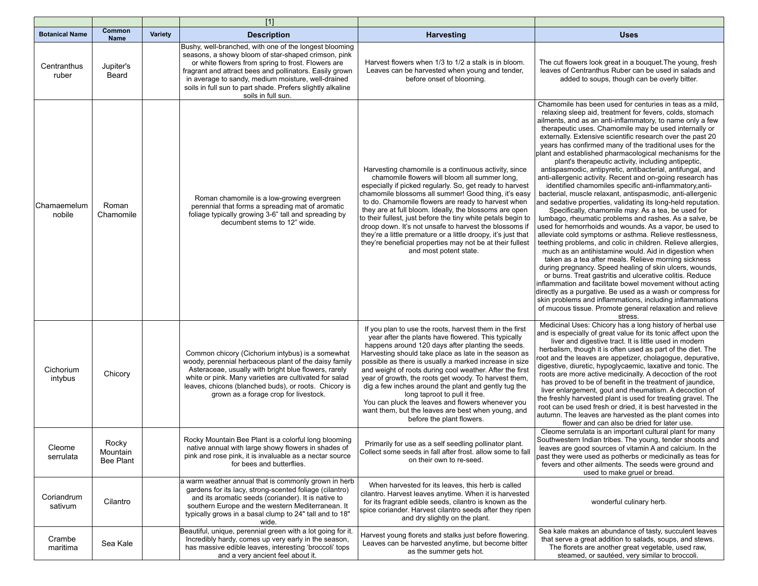| | | | [1] | | |
|---|---|---|---|---|---|
| **Botanical Name** | **Common Name** | **Variety** | **Description** | **Harvesting** | **Uses** |
| Centranthus ruber | Jupiter's Beard | | Bushy, well-branched, with one of the longest blooming seasons, a showy bloom of star-shaped crimson, pink or white flowers from spring to frost. Flowers are fragrant and attract bees and pollinators. Easily grown in average to sandy, medium moisture, well-drained soils in full sun to part shade. Prefers slightly alkaline soils in full sun. | Harvest flowers when 1/3 to 1/2 a stalk is in bloom. Leaves can be harvested when young and tender, before onset of blooming. | The cut flowers look great in a bouquet.The young, fresh leaves of Centranthus Ruber can be used in salads and added to soups, though can be overly bitter. |
| Chamaemelum nobile | Roman Chamomile | | Roman chamomile is a low-growing evergreen perennial that forms a spreading mat of aromatic foliage typically growing 3-6" tall and spreading by decumbent stems to 12" wide. | Harvesting chamomile is a continuous activity, since chamomile flowers will bloom all summer long, especially if picked regularly. So, get ready to harvest chamomile blossoms all summer! Good thing, it's easy to do. Chamomile flowers are ready to harvest when they are at full bloom. Ideally, the blossoms are open to their fullest, just before the tiny white petals begin to droop down. It's not unsafe to harvest the blossoms if they're a little premature or a little droopy, it's just that they're beneficial properties may not be at their fullest and most potent state. | Chamomile has been used for centuries in teas as a mild, relaxing sleep aid, treatment for fevers, colds, stomach ailments, and as an anti-inflammatory, to name only a few therapeutic uses. Chamomile may be used internally or externally. Extensive scientific research over the past 20 years has confirmed many of the traditional uses for the plant and established pharmacological mechanisms for the plant's therapeutic activity, including antipeptic, antispasmodic, antipyretic, antibacterial, antifungal, and anti-allergenic activity. Recent and on-going research has identified chamomiles specific anti-inflammatory,anti-bacterial, muscle relaxant, antispasmodic, anti-allergenic and sedative properties, validating its long-held reputation. Specifically, chamomile may: As a tea, be used for lumbago, rheumatic problems and rashes. As a salve, be used for hemorrhoids and wounds. As a vapor, be used to alleviate cold symptoms or asthma. Relieve restlessness, teething problems, and colic in children. Relieve allergies, much as an antihistamine would. Aid in digestion when taken as a tea after meals. Relieve morning sickness during pregnancy. Speed healing of skin ulcers, wounds, or burns. Treat gastritis and ulcerative colitis. Reduce inflammation and facilitate bowel movement without acting directly as a purgative. Be used as a wash or compress for skin problems and inflammations, including inflammations of mucous tissue. Promote general relaxation and relieve stress. |
| Cichorium intybus | Chicory | | Common chicory (Cichorium intybus) is a somewhat woody, perennial herbaceous plant of the daisy family Asteraceae, usually with bright blue flowers, rarely white or pink. Many varieties are cultivated for salad leaves, chicons (blanched buds), or roots. Chicory is grown as a forage crop for livestock. | If you plan to use the roots, harvest them in the first year after the plants have flowered. This typically happens around 120 days after planting the seeds. Harvesting should take place as late in the season as possible as there is usually a marked increase in size and weight of roots during cool weather. After the first year of growth, the roots get woody. To harvest them, dig a few inches around the plant and gently tug the long taproot to pull it free.<br>You can pluck the leaves and flowers whenever you want them, but the leaves are best when young, and before the plant flowers. | Medicinal Uses: Chicory has a long history of herbal use and is especially of great value for its tonic affect upon the liver and digestive tract. It is little used in modern herbalism, though it is often used as part of the diet. The root and the leaves are appetizer, cholagogue, depurative, digestive, diuretic, hypoglycaemic, laxative and tonic. The roots are more active medicinally. A decoction of the root has proved to be of benefit in the treatment of jaundice, liver enlargement, gout and rheumatism. A decoction of the freshly harvested plant is used for treating gravel. The root can be used fresh or dried, it is best harvested in the autumn. The leaves are harvested as the plant comes into flower and can also be dried for later use. |
| Cleome serrulata | Rocky Mountain Bee Plant | | Rocky Mountain Bee Plant is a colorful long blooming native annual with large showy flowers in shades of pink and rose pink, it is invaluable as a nectar source for bees and butterflies. | Primarily for use as a self seedling pollinator plant. Collect some seeds in fall after frost. allow some to fall on their own to re-seed. | Cleome serrulata is an important cultural plant for many Southwestern Indian tribes. The young, tender shoots and leaves are good sources of vitamin A and calcium. In the past they were used as potherbs or medicinally as teas for fevers and other ailments. The seeds were ground and used to make gruel or bread. |
| Coriandrum sativum | Cilantro | | a warm weather annual that is commonly grown in herb gardens for its lacy, strong-scented foliage (cilantro) and its aromatic seeds (coriander). It is native to southern Europe and the western Mediterranean. It typically grows in a basal clump to 24" tall and to 18" wide. | When harvested for its leaves, this herb is called cilantro. Harvest leaves anytime. When it is harvested for its fragrant edible seeds, cilantro is known as the spice coriander. Harvest cilantro seeds after they ripen and dry slightly on the plant. | wonderful culinary herb. |
| Crambe maritima | Sea Kale | | Beautiful, unique, perennial green with a lot going for it. Incredibly hardy, comes up very early in the season, has massive edible leaves, interesting 'broccoli' tops and a very ancient feel about it. | Harvest young florets and stalks just before flowering. Leaves can be harvested anytime, but become bitter as the summer gets hot. | Sea kale makes an abundance of tasty, succulent leaves that serve a great addition to salads, soups, and stews. The florets are another great vegetable, used raw, steamed, or sautéed, very similar to broccoli. |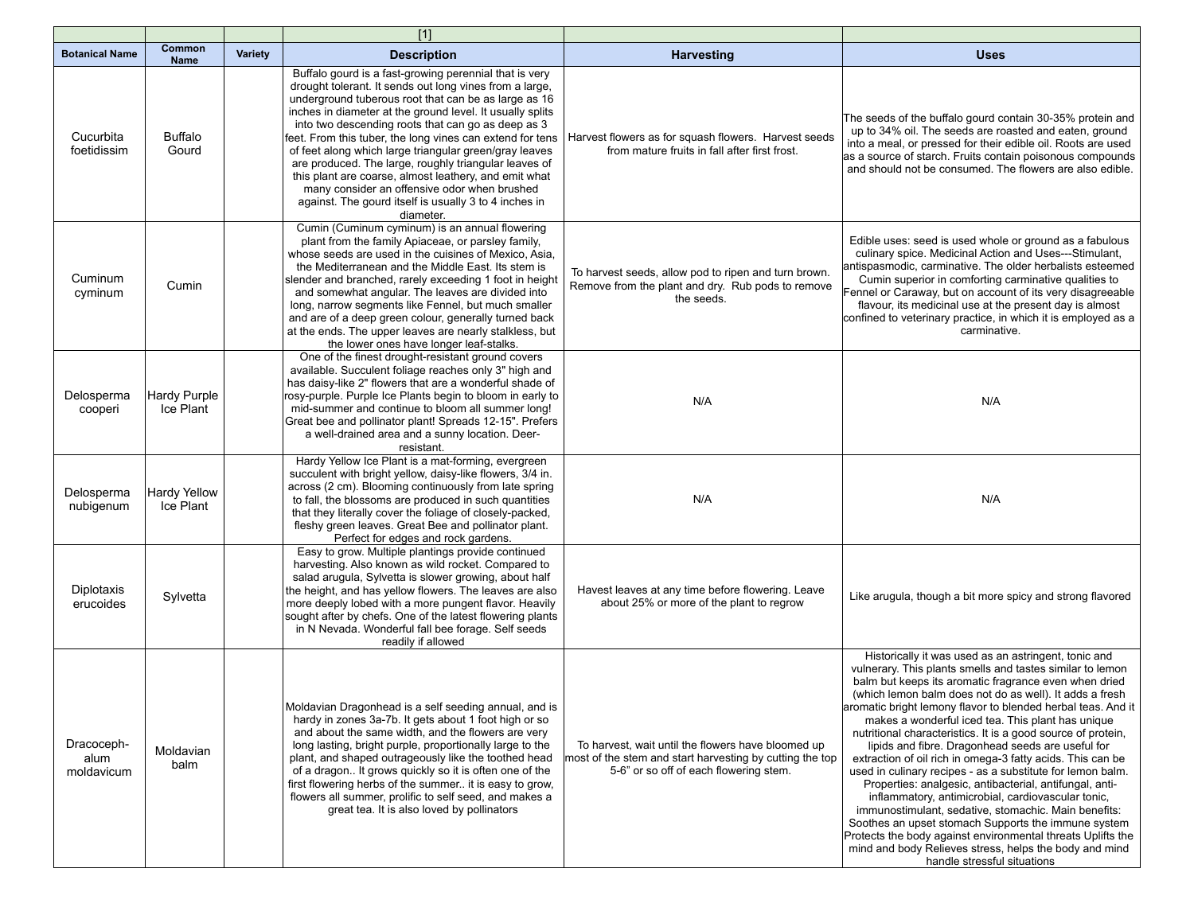| | | | [1] | | |
|---|---|---|---|---|---|
| **Botanical Name** | **Common Name** | **Variety** | **Description** | **Harvesting** | **Uses** |
| Cucurbita foetidissim | Buffalo Gourd | | Buffalo gourd is a fast-growing perennial that is very drought tolerant. It sends out long vines from a large, underground tuberous root that can be as large as 16 inches in diameter at the ground level. It usually splits into two descending roots that can go as deep as 3 feet. From this tuber, the long vines can extend for tens of feet along which large triangular green/gray leaves are produced. The large, roughly triangular leaves of this plant are coarse, almost leathery, and emit what many consider an offensive odor when brushed against. The gourd itself is usually 3 to 4 inches in diameter. | Harvest flowers as for squash flowers. Harvest seeds from mature fruits in fall after first frost. | The seeds of the buffalo gourd contain 30-35% protein and up to 34% oil. The seeds are roasted and eaten, ground into a meal, or pressed for their edible oil. Roots are used as a source of starch. Fruits contain poisonous compounds and should not be consumed. The flowers are also edible. |
| Cuminum cyminum | Cumin | | Cumin (Cuminum cyminum) is an annual flowering plant from the family Apiaceae, or parsley family, whose seeds are used in the cuisines of Mexico, Asia, the Mediterranean and the Middle East. Its stem is slender and branched, rarely exceeding 1 foot in height and somewhat angular. The leaves are divided into long, narrow segments like Fennel, but much smaller and are of a deep green colour, generally turned back at the ends. The upper leaves are nearly stalkless, but the lower ones have longer leaf-stalks. | To harvest seeds, allow pod to ripen and turn brown. Remove from the plant and dry. Rub pods to remove the seeds. | Edible uses: seed is used whole or ground as a fabulous culinary spice. Medicinal Action and Uses---Stimulant, antispasmodic, carminative. The older herbalists esteemed Cumin superior in comforting carminative qualities to Fennel or Caraway, but on account of its very disagreeable flavour, its medicinal use at the present day is almost confined to veterinary practice, in which it is employed as a carminative. |
| Delosperma cooperi | Hardy Purple Ice Plant | | One of the finest drought-resistant ground covers available. Succulent foliage reaches only 3" high and has daisy-like 2" flowers that are a wonderful shade of rosy-purple. Purple Ice Plants begin to bloom in early to mid-summer and continue to bloom all summer long! Great bee and pollinator plant! Spreads 12-15". Prefers a well-drained area and a sunny location. Deer-resistant. | N/A | N/A |
| Delosperma nubigenum | Hardy Yellow Ice Plant | | Hardy Yellow Ice Plant is a mat-forming, evergreen succulent with bright yellow, daisy-like flowers, 3/4 in. across (2 cm). Blooming continuously from late spring to fall, the blossoms are produced in such quantities that they literally cover the foliage of closely-packed, fleshy green leaves. Great Bee and pollinator plant. Perfect for edges and rock gardens. | N/A | N/A |
| Diplotaxis erucoides | Sylvetta | | Easy to grow. Multiple plantings provide continued harvesting. Also known as wild rocket. Compared to salad arugula, Sylvetta is slower growing, about half the height, and has yellow flowers. The leaves are also more deeply lobed with a more pungent flavor. Heavily sought after by chefs. One of the latest flowering plants in N Nevada. Wonderful fall bee forage. Self seeds readily if allowed | Havest leaves at any time before flowering. Leave about 25% or more of the plant to regrow | Like arugula, though a bit more spicy and strong flavored |
| Dracoceph-alum moldavicum | Moldavian balm | | Moldavian Dragonhead is a self seeding annual, and is hardy in zones 3a-7b. It gets about 1 foot high or so and about the same width, and the flowers are very long lasting, bright purple, proportionally large to the plant, and shaped outrageously like the toothed head of a dragon.. It grows quickly so it is often one of the first flowering herbs of the summer.. it is easy to grow, flowers all summer, prolific to self seed, and makes a great tea. It is also loved by pollinators | To harvest, wait until the flowers have bloomed up most of the stem and start harvesting by cutting the top 5-6" or so off of each flowering stem. | Historically it was used as an astringent, tonic and vulnerary. This plants smells and tastes similar to lemon balm but keeps its aromatic fragrance even when dried (which lemon balm does not do as well). It adds a fresh aromatic bright lemony flavor to blended herbal teas. And it makes a wonderful iced tea. This plant has unique nutritional characteristics. It is a good source of protein, lipids and fibre. Dragonhead seeds are useful for extraction of oil rich in omega-3 fatty acids. This can be used in culinary recipes - as a substitute for lemon balm. Properties: analgesic, antibacterial, antifungal, anti-inflammatory, antimicrobial, cardiovascular tonic, immunostimulant, sedative, stomachic. Main benefits: Soothes an upset stomach Supports the immune system Protects the body against environmental threats Uplifts the mind and body Relieves stress, helps the body and mind handle stressful situations |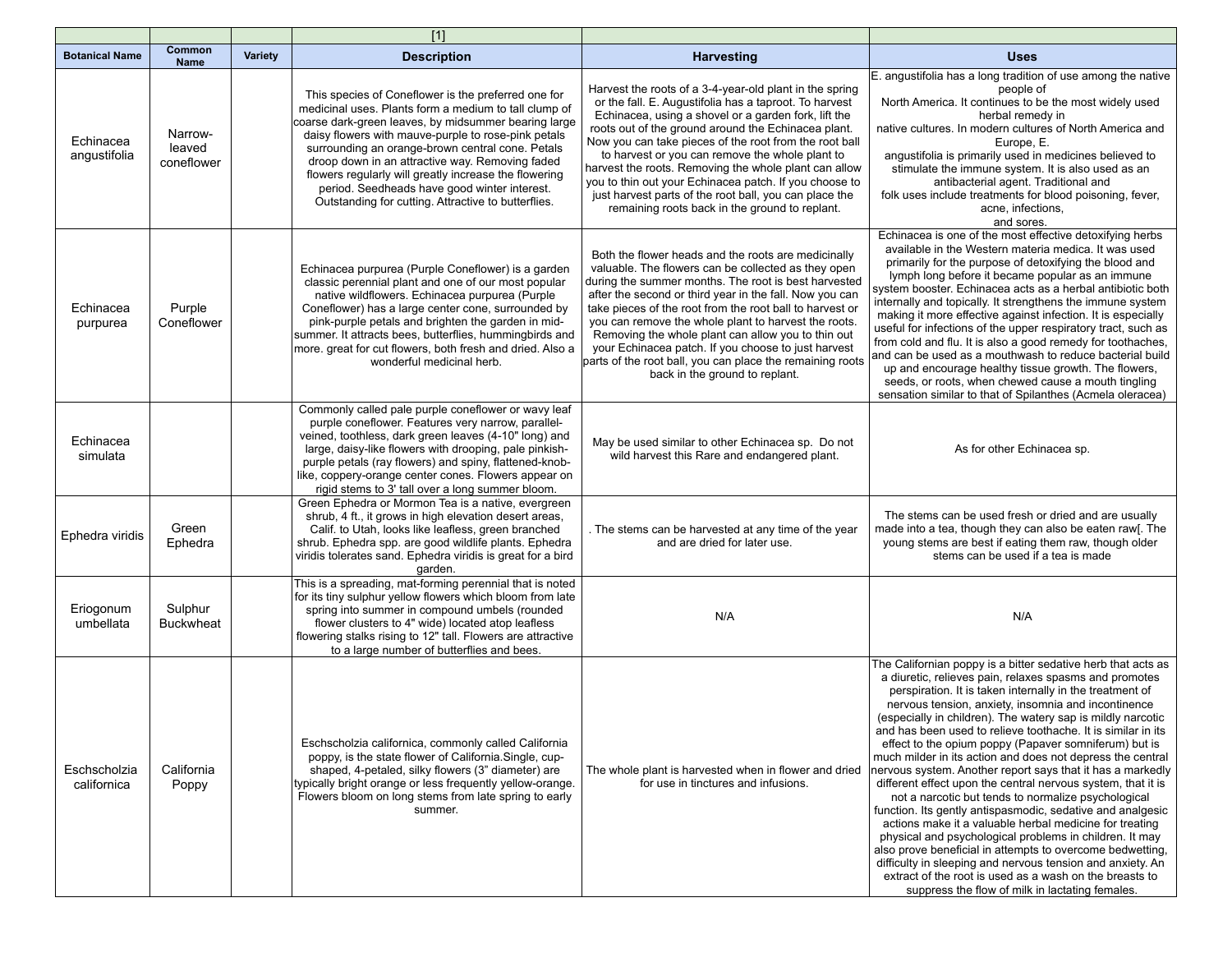| | | | [1] | | |
|---|---|---|---|---|---|
| **Botanical Name** | **Common Name** | **Variety** | **Description** | **Harvesting** | **Uses** |
| Echinacea angustifolia | Narrow-leaved coneflower | | This species of Coneflower is the preferred one for medicinal uses. Plants form a medium to tall clump of coarse dark-green leaves, by midsummer bearing large daisy flowers with mauve-purple to rose-pink petals surrounding an orange-brown central cone. Petals droop down in an attractive way. Removing faded flowers regularly will greatly increase the flowering period. Seedheads have good winter interest. Outstanding for cutting. Attractive to butterflies. | Harvest the roots of a 3-4-year-old plant in the spring or the fall. E. Augustifolia has a taproot. To harvest Echinacea, using a shovel or a garden fork, lift the roots out of the ground around the Echinacea plant. Now you can take pieces of the root from the root ball to harvest or you can remove the whole plant to harvest the roots. Removing the whole plant can allow you to thin out your Echinacea patch. If you choose to just harvest parts of the root ball, you can place the remaining roots back in the ground to replant. | E. angustifolia has a long tradition of use among the native people of North America. It continues to be the most widely used herbal remedy in native cultures. In modern cultures of North America and Europe, E. angustifolia is primarily used in medicines believed to stimulate the immune system. It is also used as an antibacterial agent. Traditional and folk uses include treatments for blood poisoning, fever, acne, infections, and sores. |
| Echinacea purpurea | Purple Coneflower | | Echinacea purpurea (Purple Coneflower) is a garden classic perennial plant and one of our most popular native wildflowers. Echinacea purpurea (Purple Coneflower) has a large center cone, surrounded by pink-purple petals and brighten the garden in mid-summer. It attracts bees, butterflies, hummingbirds and more. great for cut flowers, both fresh and dried. Also a wonderful medicinal herb. | Both the flower heads and the roots are medicinally valuable. The flowers can be collected as they open during the summer months. The root is best harvested after the second or third year in the fall. Now you can take pieces of the root from the root ball to harvest or you can remove the whole plant to harvest the roots. Removing the whole plant can allow you to thin out your Echinacea patch. If you choose to just harvest parts of the root ball, you can place the remaining roots back in the ground to replant. | Echinacea is one of the most effective detoxifying herbs available in the Western materia medica. It was used primarily for the purpose of detoxifying the blood and lymph long before it became popular as an immune system booster. Echinacea acts as a herbal antibiotic both internally and topically. It strengthens the immune system making it more effective against infection. It is especially useful for infections of the upper respiratory tract, such as from cold and flu. It is also a good remedy for toothaches, and can be used as a mouthwash to reduce bacterial build up and encourage healthy tissue growth. The flowers, seeds, or roots, when chewed cause a mouth tingling sensation similar to that of Spilanthes (Acmela oleracea) |
| Echinacea simulata | | | Commonly called pale purple coneflower or wavy leaf purple coneflower. Features very narrow, parallel-veined, toothless, dark green leaves (4-10" long) and large, daisy-like flowers with drooping, pale pinkish-purple petals (ray flowers) and spiny, flattened-knob-like, coppery-orange center cones. Flowers appear on rigid stems to 3' tall over a long summer bloom. | May be used similar to other Echinacea sp. Do not wild harvest this Rare and endangered plant. | As for other Echinacea sp. |
| Ephedra viridis | Green Ephedra | | Green Ephedra or Mormon Tea is a native, evergreen shrub, 4 ft., it grows in high elevation desert areas, Calif. to Utah, looks like leafless, green branched shrub. Ephedra spp. are good wildlife plants. Ephedra viridis tolerates sand. Ephedra viridis is great for a bird garden. | . The stems can be harvested at any time of the year and are dried for later use. | The stems can be used fresh or dried and are usually made into a tea, though they can also be eaten raw[. The young stems are best if eating them raw, though older stems can be used if a tea is made |
| Eriogonum umbellata | Sulphur Buckwheat | | This is a spreading, mat-forming perennial that is noted for its tiny sulphur yellow flowers which bloom from late spring into summer in compound umbels (rounded flower clusters to 4" wide) located atop leafless flowering stalks rising to 12" tall. Flowers are attractive to a large number of butterflies and bees. | N/A | N/A |
| Eschscholzia californica | California Poppy | | Eschscholzia californica, commonly called California poppy, is the state flower of California.Single, cup-shaped, 4-petaled, silky flowers (3" diameter) are typically bright orange or less frequently yellow-orange. Flowers bloom on long stems from late spring to early summer. | The whole plant is harvested when in flower and dried for use in tinctures and infusions. | The Californian poppy is a bitter sedative herb that acts as a diuretic, relieves pain, relaxes spasms and promotes perspiration. It is taken internally in the treatment of nervous tension, anxiety, insomnia and incontinence (especially in children). The watery sap is mildly narcotic and has been used to relieve toothache. It is similar in its effect to the opium poppy (Papaver somniferum) but is much milder in its action and does not depress the central nervous system. Another report says that it has a markedly different effect upon the central nervous system, that it is not a narcotic but tends to normalize psychological function. Its gently antispasmodic, sedative and analgesic actions make it a valuable herbal medicine for treating physical and psychological problems in children. It may also prove beneficial in attempts to overcome bedwetting, difficulty in sleeping and nervous tension and anxiety. An extract of the root is used as a wash on the breasts to suppress the flow of milk in lactating females. |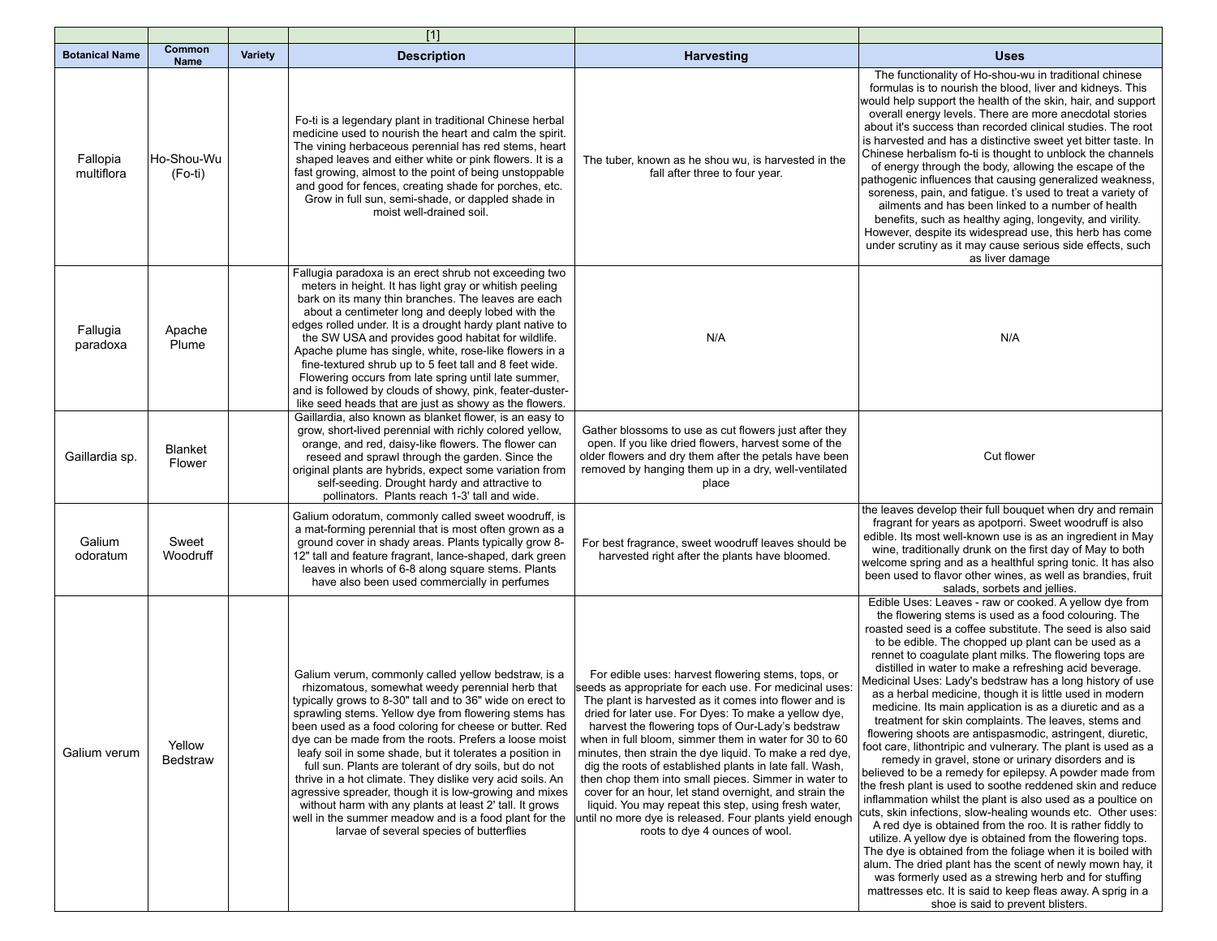| | | | [1] | | |
|---|---|---|---|---|---|
| **Botanical Name** | **Common Name** | **Variety** | **Description** | **Harvesting** | **Uses** |
| Fallopia multiflora | Ho-Shou-Wu (Fo-ti) | | Fo-ti is a legendary plant in traditional Chinese herbal medicine used to nourish the heart and calm the spirit. The vining herbaceous perennial has red stems, heart shaped leaves and either white or pink flowers. It is a fast growing, almost to the point of being unstoppable and good for fences, creating shade for porches, etc. Grow in full sun, semi-shade, or dappled shade in moist well-drained soil. | The tuber, known as he shou wu, is harvested in the fall after three to four year. | The functionality of Ho-shou-wu in traditional chinese formulas is to nourish the blood, liver and kidneys. This would help support the health of the skin, hair, and support overall energy levels. There are more anecdotal stories about it's success than recorded clinical studies. The root is harvested and has a distinctive sweet yet bitter taste. In Chinese herbalism fo-ti is thought to unblock the channels of energy through the body, allowing the escape of the pathogenic influences that causing generalized weakness, soreness, pain, and fatigue. t's used to treat a variety of ailments and has been linked to a number of health benefits, such as healthy aging, longevity, and virility. However, despite its widespread use, this herb has come under scrutiny as it may cause serious side effects, such as liver damage |
| Fallugia paradoxa | Apache Plume | | Fallugia paradoxa is an erect shrub not exceeding two meters in height. It has light gray or whitish peeling bark on its many thin branches. The leaves are each about a centimeter long and deeply lobed with the edges rolled under. It is a drought hardy plant native to the SW USA and provides good habitat for wildlife. Apache plume has single, white, rose-like flowers in a fine-textured shrub up to 5 feet tall and 8 feet wide. Flowering occurs from late spring until late summer, and is followed by clouds of showy, pink, feater-duster-like seed heads that are just as showy as the flowers. | N/A | N/A |
| Gaillardia sp. | Blanket Flower | | Gaillardia, also known as blanket flower, is an easy to grow, short-lived perennial with richly colored yellow, orange, and red, daisy-like flowers. The flower can reseed and sprawl through the garden. Since the original plants are hybrids, expect some variation from self-seeding. Drought hardy and attractive to pollinators. Plants reach 1-3' tall and wide. | Gather blossoms to use as cut flowers just after they open. If you like dried flowers, harvest some of the older flowers and dry them after the petals have been removed by hanging them up in a dry, well-ventilated place | Cut flower |
| Galium odoratum | Sweet Woodruff | | Galium odoratum, commonly called sweet woodruff, is a mat-forming perennial that is most often grown as a ground cover in shady areas. Plants typically grow 8-12" tall and feature fragrant, lance-shaped, dark green leaves in whorls of 6-8 along square stems. Plants have also been used commercially in perfumes | For best fragrance, sweet woodruff leaves should be harvested right after the plants have bloomed. | the leaves develop their full bouquet when dry and remain fragrant for years as apotporri. Sweet woodruff is also edible. Its most well-known use is as an ingredient in May wine, traditionally drunk on the first day of May to both welcome spring and as a healthful spring tonic. It has also been used to flavor other wines, as well as brandies, fruit salads, sorbets and jellies. |
| Galium verum | Yellow Bedstraw | | Galium verum, commonly called yellow bedstraw, is a rhizomatous, somewhat weedy perennial herb that typically grows to 8-30" tall and to 36" wide on erect to sprawling stems. Yellow dye from flowering stems has been used as a food coloring for cheese or butter. Red dye can be made from the roots. Prefers a loose moist leafy soil in some shade, but it tolerates a position in full sun. Plants are tolerant of dry soils, but do not thrive in a hot climate. They dislike very acid soils. An agressive spreader, though it is low-growing and mixes without harm with any plants at least 2' tall. It grows well in the summer meadow and is a food plant for the larvae of several species of butterflies | For edible uses: harvest flowering stems, tops, or seeds as appropriate for each use. For medicinal uses: The plant is harvested as it comes into flower and is dried for later use. For Dyes: To make a yellow dye, harvest the flowering tops of Our-Lady's bedstraw when in full bloom, simmer them in water for 30 to 60 minutes, then strain the dye liquid. To make a red dye, dig the roots of established plants in late fall. Wash, then chop them into small pieces. Simmer in water to cover for an hour, let stand overnight, and strain the liquid. You may repeat this step, using fresh water, until no more dye is released. Four plants yield enough roots to dye 4 ounces of wool. | Edible Uses: Leaves - raw or cooked. A yellow dye from the flowering stems is used as a food colouring. The roasted seed is a coffee substitute. The seed is also said to be edible. The chopped up plant can be used as a rennet to coagulate plant milks. The flowering tops are distilled in water to make a refreshing acid beverage. Medicinal Uses: Lady's bedstraw has a long history of use as a herbal medicine, though it is little used in modern medicine. Its main application is as a diuretic and as a treatment for skin complaints. The leaves, stems and flowering shoots are antispasmodic, astringent, diuretic, foot care, lithontripic and vulnerary. The plant is used as a remedy in gravel, stone or urinary disorders and is believed to be a remedy for epilepsy. A powder made from the fresh plant is used to soothe reddened skin and reduce inflammation whilst the plant is also used as a poultice on cuts, skin infections, slow-healing wounds etc. Other uses: A red dye is obtained from the roo. It is rather fiddly to utilize. A yellow dye is obtained from the flowering tops. The dye is obtained from the foliage when it is boiled with alum. The dried plant has the scent of newly mown hay, it was formerly used as a strewing herb and for stuffing mattresses etc. It is said to keep fleas away. A sprig in a shoe is said to prevent blisters. |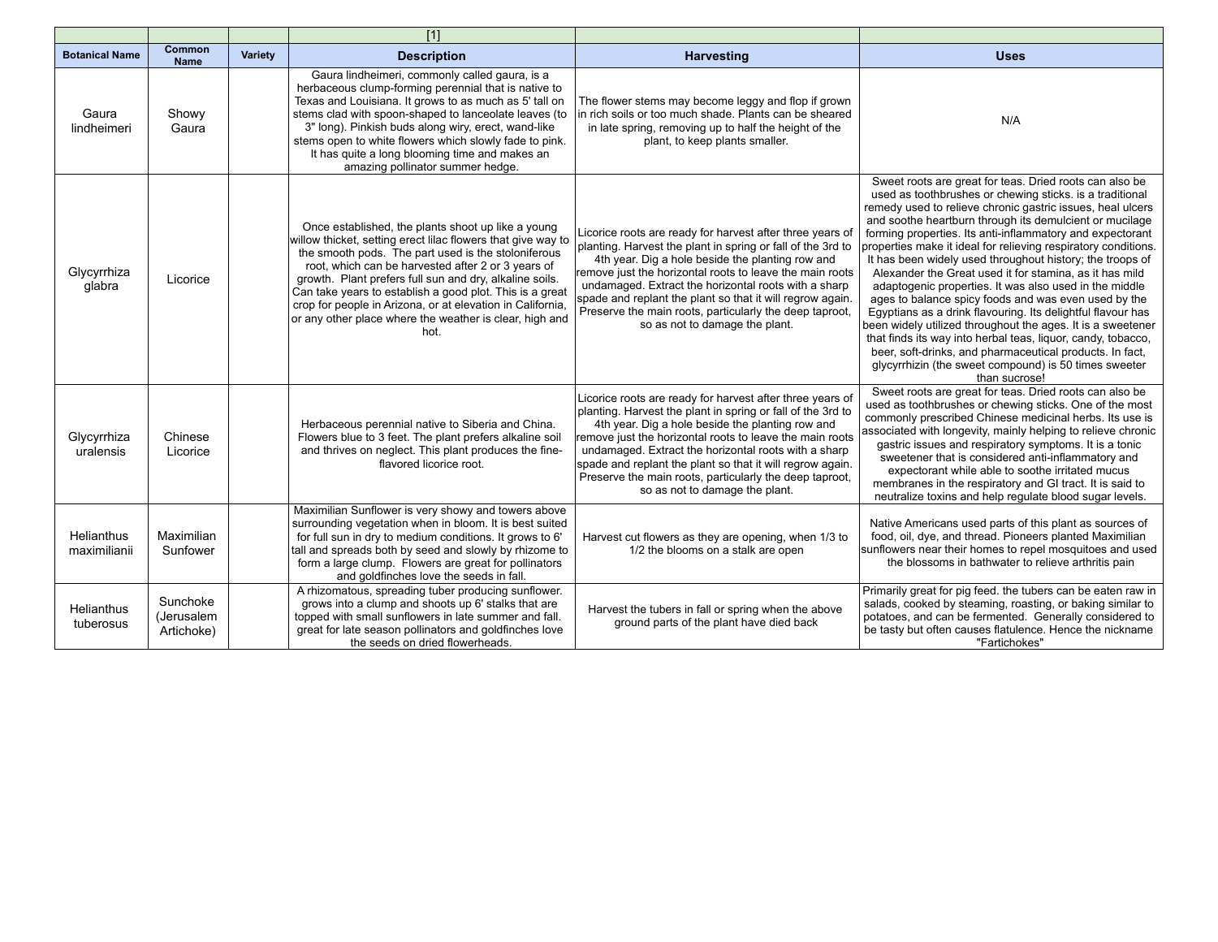| | | | [1] | | |
|---|---|---|---|---|---|
| **Botanical Name** | **Common Name** | **Variety** | **Description** | **Harvesting** | **Uses** |
| Gaura lindheimeri | Showy Gaura | | Gaura lindheimeri, commonly called gaura, is a herbaceous clump-forming perennial that is native to Texas and Louisiana. It grows to as much as 5' tall on stems clad with spoon-shaped to lanceolate leaves (to 3" long). Pinkish buds along wiry, erect, wand-like stems open to white flowers which slowly fade to pink. It has quite a long blooming time and makes an amazing pollinator summer hedge. | The flower stems may become leggy and flop if grown in rich soils or too much shade. Plants can be sheared in late spring, removing up to half the height of the plant, to keep plants smaller. | N/A |
| Glycyrrhiza glabra | Licorice | | Once established, the plants shoot up like a young willow thicket, setting erect lilac flowers that give way to the smooth pods. The part used is the stoloniferous root, which can be harvested after 2 or 3 years of growth. Plant prefers full sun and dry, alkaline soils. Can take years to establish a good plot. This is a great crop for people in Arizona, or at elevation in California, or any other place where the weather is clear, high and hot. | Licorice roots are ready for harvest after three years of planting. Harvest the plant in spring or fall of the 3rd to 4th year. Dig a hole beside the planting row and remove just the horizontal roots to leave the main roots undamaged. Extract the horizontal roots with a sharp spade and replant the plant so that it will regrow again. Preserve the main roots, particularly the deep taproot, so as not to damage the plant. | Sweet roots are great for teas. Dried roots can also be used as toothbrushes or chewing sticks. is a traditional remedy used to relieve chronic gastric issues, heal ulcers and soothe heartburn through its demulcient or mucilage forming properties. Its anti-inflammatory and expectorant properties make it ideal for relieving respiratory conditions. It has been widely used throughout history; the troops of Alexander the Great used it for stamina, as it has mild adaptogenic properties. It was also used in the middle ages to balance spicy foods and was even used by the Egyptians as a drink flavouring. Its delightful flavour has been widely utilized throughout the ages. It is a sweetener that finds its way into herbal teas, liquor, candy, tobacco, beer, soft-drinks, and pharmaceutical products. In fact, glycyrrhizin (the sweet compound) is 50 times sweeter than sucrose! |
| Glycyrrhiza uralensis | Chinese Licorice | | Herbaceous perennial native to Siberia and China. Flowers blue to 3 feet. The plant prefers alkaline soil and thrives on neglect. This plant produces the fine-flavored licorice root. | Licorice roots are ready for harvest after three years of planting. Harvest the plant in spring or fall of the 3rd to 4th year. Dig a hole beside the planting row and remove just the horizontal roots to leave the main roots undamaged. Extract the horizontal roots with a sharp spade and replant the plant so that it will regrow again. Preserve the main roots, particularly the deep taproot, so as not to damage the plant. | Sweet roots are great for teas. Dried roots can also be used as toothbrushes or chewing sticks. One of the most commonly prescribed Chinese medicinal herbs. Its use is associated with longevity, mainly helping to relieve chronic gastric issues and respiratory symptoms. It is a tonic sweetener that is considered anti-inflammatory and expectorant while able to soothe irritated mucus membranes in the respiratory and GI tract. It is said to neutralize toxins and help regulate blood sugar levels. |
| Helianthus maximilianii | Maximilian Sunfower | | Maximilian Sunflower is very showy and towers above surrounding vegetation when in bloom. It is best suited for full sun in dry to medium conditions. It grows to 6' tall and spreads both by seed and slowly by rhizome to form a large clump. Flowers are great for pollinators and goldfinches love the seeds in fall. | Harvest cut flowers as they are opening, when 1/3 to 1/2 the blooms on a stalk are open | Native Americans used parts of this plant as sources of food, oil, dye, and thread. Pioneers planted Maximilian sunflowers near their homes to repel mosquitoes and used the blossoms in bathwater to relieve arthritis pain |
| Helianthus tuberosus | Sunchoke (Jerusalem Artichoke) | | A rhizomatous, spreading tuber producing sunflower. grows into a clump and shoots up 6' stalks that are topped with small sunflowers in late summer and fall. great for late season pollinators and goldfinches love the seeds on dried flowerheads. | Harvest the tubers in fall or spring when the above ground parts of the plant have died back | Primarily great for pig feed. the tubers can be eaten raw in salads, cooked by steaming, roasting, or baking similar to potatoes, and can be fermented. Generally considered to be tasty but often causes flatulence. Hence the nickname "Fartichokes" |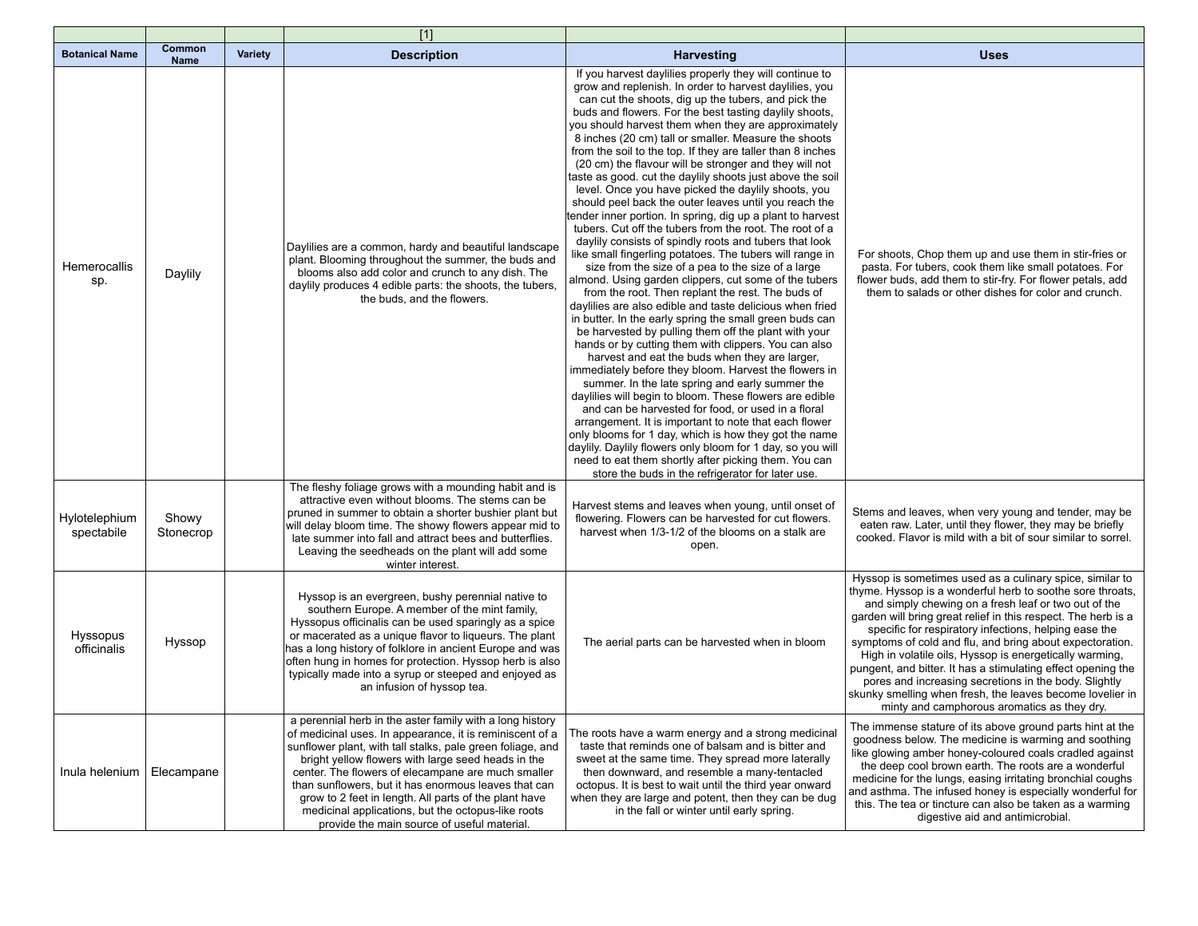| | | | [1] | | |
|---|---|---|---|---|---|
| **Botanical Name** | **Common Name** | **Variety** | **Description** | **Harvesting** | **Uses** |
| Hemerocallis sp. | Daylily | | Daylilies are a common, hardy and beautiful landscape plant. Blooming throughout the summer, the buds and blooms also add color and crunch to any dish. The daylily produces 4 edible parts: the shoots, the tubers, the buds, and the flowers. | If you harvest daylilies properly they will continue to grow and replenish. In order to harvest daylilies, you can cut the shoots, dig up the tubers, and pick the buds and flowers. For the best tasting daylily shoots, you should harvest them when they are approximately 8 inches (20 cm) tall or smaller. Measure the shoots from the soil to the top. If they are taller than 8 inches (20 cm) the flavour will be stronger and they will not taste as good. cut the daylily shoots just above the soil level. Once you have picked the daylily shoots, you should peel back the outer leaves until you reach the tender inner portion. In spring, dig up a plant to harvest tubers. Cut off the tubers from the root. The root of a daylily consists of spindly roots and tubers that look like small fingerling potatoes. The tubers will range in size from the size of a pea to the size of a large almond. Using garden clippers, cut some of the tubers from the root. Then replant the rest. The buds of daylilies are also edible and taste delicious when fried in butter. In the early spring the small green buds can be harvested by pulling them off the plant with your hands or by cutting them with clippers. You can also harvest and eat the buds when they are larger, immediately before they bloom. Harvest the flowers in summer. In the late spring and early summer the daylilies will begin to bloom. These flowers are edible and can be harvested for food, or used in a floral arrangement. It is important to note that each flower only blooms for 1 day, which is how they got the name daylily. Daylily flowers only bloom for 1 day, so you will need to eat them shortly after picking them. You can store the buds in the refrigerator for later use. | For shoots, Chop them up and use them in stir-fries or pasta. For tubers, cook them like small potatoes. For flower buds, add them to stir-fry. For flower petals, add them to salads or other dishes for color and crunch. |
| Hylotelephium spectabile | Showy Stonecrop | | The fleshy foliage grows with a mounding habit and is attractive even without blooms. The stems can be pruned in summer to obtain a shorter bushier plant but will delay bloom time. The showy flowers appear mid to late summer into fall and attract bees and butterflies. Leaving the seedheads on the plant will add some winter interest. | Harvest stems and leaves when young, until onset of flowering. Flowers can be harvested for cut flowers. harvest when 1/3-1/2 of the blooms on a stalk are open. | Stems and leaves, when very young and tender, may be eaten raw. Later, until they flower, they may be briefly cooked. Flavor is mild with a bit of sour similar to sorrel. |
| Hyssopus officinalis | Hyssop | | Hyssop is an evergreen, bushy perennial native to southern Europe. A member of the mint family, Hyssopus officinalis can be used sparingly as a spice or macerated as a unique flavor to liqueurs. The plant has a long history of folklore in ancient Europe and was often hung in homes for protection. Hyssop herb is also typically made into a syrup or steeped and enjoyed as an infusion of hyssop tea. | The aerial parts can be harvested when in bloom | Hyssop is sometimes used as a culinary spice, similar to thyme. Hyssop is a wonderful herb to soothe sore throats, and simply chewing on a fresh leaf or two out of the garden will bring great relief in this respect. The herb is a specific for respiratory infections, helping ease the symptoms of cold and flu, and bring about expectoration. High in volatile oils, Hyssop is energetically warming, pungent, and bitter. It has a stimulating effect opening the pores and increasing secretions in the body. Slightly skunky smelling when fresh, the leaves become lovelier in minty and camphorous aromatics as they dry. |
| Inula helenium | Elecampane | | a perennial herb in the aster family with a long history of medicinal uses. In appearance, it is reminiscent of a sunflower plant, with tall stalks, pale green foliage, and bright yellow flowers with large seed heads in the center. The flowers of elecampane are much smaller than sunflowers, but it has enormous leaves that can grow to 2 feet in length. All parts of the plant have medicinal applications, but the octopus-like roots provide the main source of useful material. | The roots have a warm energy and a strong medicinal taste that reminds one of balsam and is bitter and sweet at the same time. They spread more laterally then downward, and resemble a many-tentacled octopus. It is best to wait until the third year onward when they are large and potent, then they can be dug in the fall or winter until early spring. | The immense stature of its above ground parts hint at the goodness below. The medicine is warming and soothing like glowing amber honey-coloured coals cradled against the deep cool brown earth. The roots are a wonderful medicine for the lungs, easing irritating bronchial coughs and asthma. The infused honey is especially wonderful for this. The tea or tincture can also be taken as a warming digestive aid and antimicrobial. |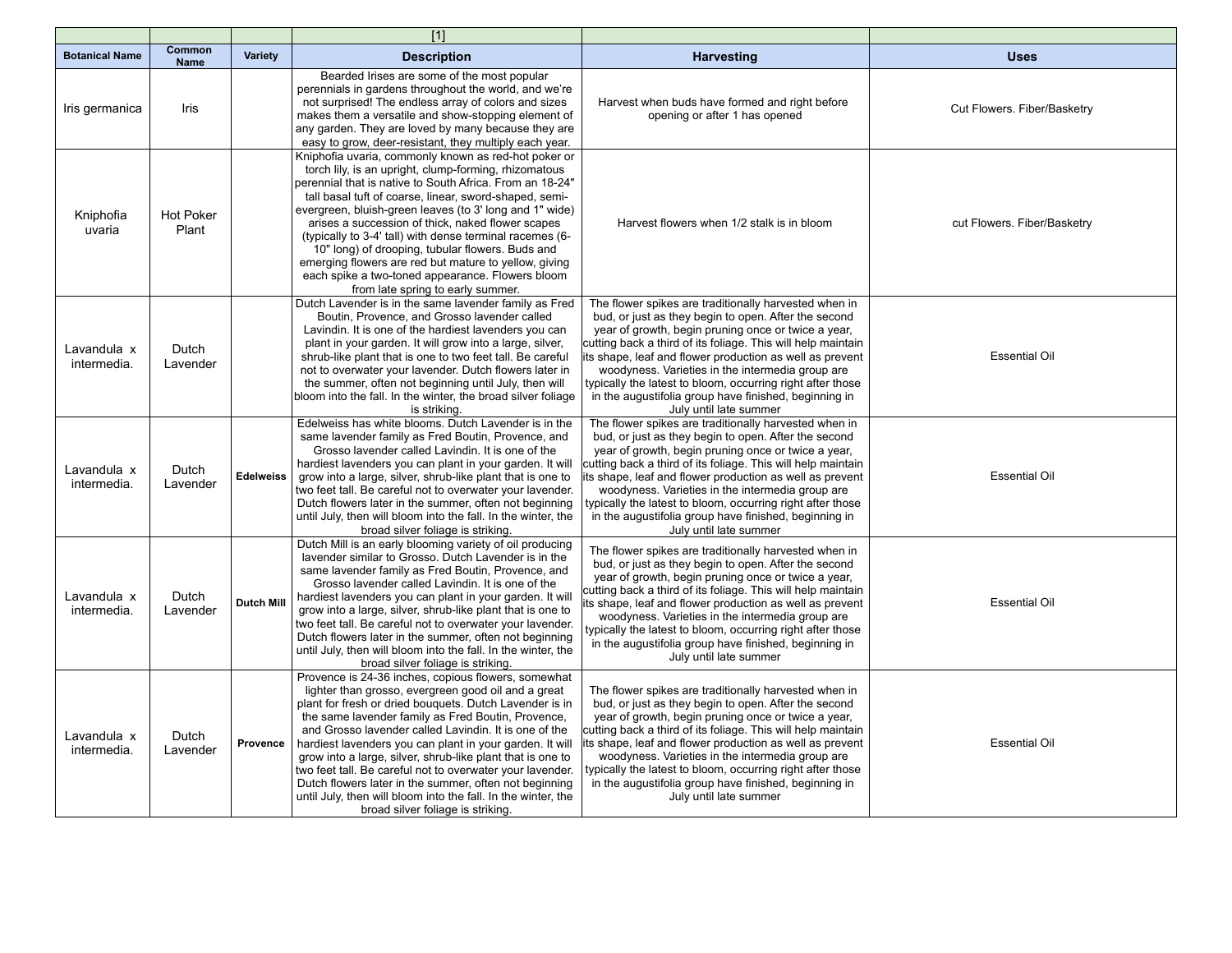| | | | [1] | | |
|---|---|---|---|---|---|
| **Botanical Name** | **Common Name** | **Variety** | **Description** | **Harvesting** | **Uses** |
| Iris germanica | Iris | | Bearded Irises are some of the most popular perennials in gardens throughout the world, and we're not surprised! The endless array of colors and sizes makes them a versatile and show-stopping element of any garden. They are loved by many because they are easy to grow, deer-resistant, they multiply each year. | Harvest when buds have formed and right before opening or after 1 has opened | Cut Flowers. Fiber/Basketry |
| Kniphofia uvaria | Hot Poker Plant | | Kniphofia uvaria, commonly known as red-hot poker or torch lily, is an upright, clump-forming, rhizomatous perennial that is native to South Africa. From an 18-24" tall basal tuft of coarse, linear, sword-shaped, semi-evergreen, bluish-green leaves (to 3' long and 1" wide) arises a succession of thick, naked flower scapes (typically to 3-4' tall) with dense terminal racemes (6-10" long) of drooping, tubular flowers. Buds and emerging flowers are red but mature to yellow, giving each spike a two-toned appearance. Flowers bloom from late spring to early summer. | Harvest flowers when 1/2 stalk is in bloom | cut Flowers. Fiber/Basketry |
| Lavandula x intermedia. | Dutch Lavender | | Dutch Lavender is in the same lavender family as Fred Boutin, Provence, and Grosso lavender called Lavindin. It is one of the hardiest lavenders you can plant in your garden. It will grow into a large, silver, shrub-like plant that is one to two feet tall. Be careful not to overwater your lavender. Dutch flowers later in the summer, often not beginning until July, then will bloom into the fall. In the winter, the broad silver foliage is striking. | The flower spikes are traditionally harvested when in bud, or just as they begin to open. After the second year of growth, begin pruning once or twice a year, cutting back a third of its foliage. This will help maintain its shape, leaf and flower production as well as prevent woodyness. Varieties in the intermedia group are typically the latest to bloom, occurring right after those in the augustifolia group have finished, beginning in July until late summer | Essential Oil |
| Lavandula x intermedia. | Dutch Lavender | **Edelweiss** | Edelweiss has white blooms. Dutch Lavender is in the same lavender family as Fred Boutin, Provence, and Grosso lavender called Lavindin. It is one of the hardiest lavenders you can plant in your garden. It will grow into a large, silver, shrub-like plant that is one to two feet tall. Be careful not to overwater your lavender. Dutch flowers later in the summer, often not beginning until July, then will bloom into the fall. In the winter, the broad silver foliage is striking. | The flower spikes are traditionally harvested when in bud, or just as they begin to open. After the second year of growth, begin pruning once or twice a year, cutting back a third of its foliage. This will help maintain its shape, leaf and flower production as well as prevent woodyness. Varieties in the intermedia group are typically the latest to bloom, occurring right after those in the augustifolia group have finished, beginning in July until late summer | Essential Oil |
| Lavandula x intermedia. | Dutch Lavender | **Dutch Mill** | Dutch Mill is an early blooming variety of oil producing lavender similar to Grosso. Dutch Lavender is in the same lavender family as Fred Boutin, Provence, and Grosso lavender called Lavindin. It is one of the hardiest lavenders you can plant in your garden. It will grow into a large, silver, shrub-like plant that is one to two feet tall. Be careful not to overwater your lavender. Dutch flowers later in the summer, often not beginning until July, then will bloom into the fall. In the winter, the broad silver foliage is striking. | The flower spikes are traditionally harvested when in bud, or just as they begin to open. After the second year of growth, begin pruning once or twice a year, cutting back a third of its foliage. This will help maintain its shape, leaf and flower production as well as prevent woodyness. Varieties in the intermedia group are typically the latest to bloom, occurring right after those in the augustifolia group have finished, beginning in July until late summer | Essential Oil |
| Lavandula x intermedia. | Dutch Lavender | **Provence** | Provence is 24-36 inches, copious flowers, somewhat lighter than grosso, evergreen good oil and a great plant for fresh or dried bouquets. Dutch Lavender is in the same lavender family as Fred Boutin, Provence, and Grosso lavender called Lavindin. It is one of the hardiest lavenders you can plant in your garden. It will grow into a large, silver, shrub-like plant that is one to two feet tall. Be careful not to overwater your lavender. Dutch flowers later in the summer, often not beginning until July, then will bloom into the fall. In the winter, the broad silver foliage is striking. | The flower spikes are traditionally harvested when in bud, or just as they begin to open. After the second year of growth, begin pruning once or twice a year, cutting back a third of its foliage. This will help maintain its shape, leaf and flower production as well as prevent woodyness. Varieties in the intermedia group are typically the latest to bloom, occurring right after those in the augustifolia group have finished, beginning in July until late summer | Essential Oil |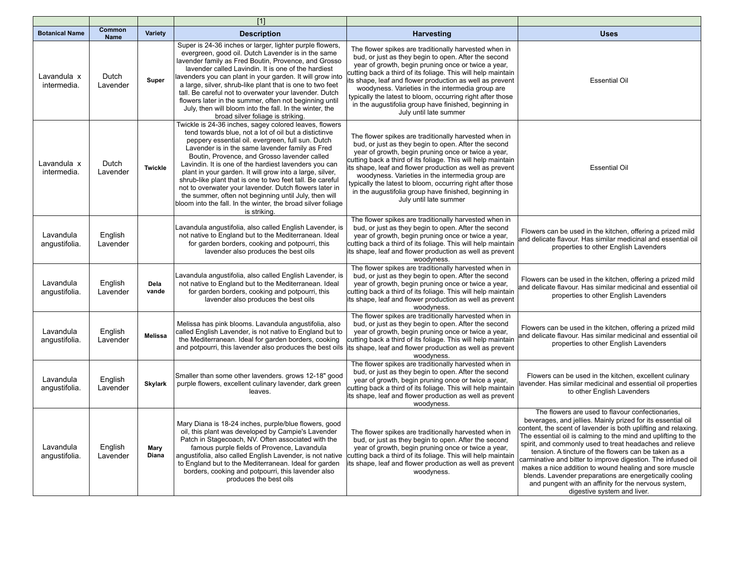| | | | [1] | | |
|---|---|---|---|---|---|
| **Botanical Name** | **Common Name** | **Variety** | **Description** | **Harvesting** | **Uses** |
| Lavandula x intermedia. | Dutch Lavender | **Super** | Super is 24-36 inches or larger, lighter purple flowers, evergreen, good oil. Dutch Lavender is in the same lavender family as Fred Boutin, Provence, and Grosso lavender called Lavindin. It is one of the hardiest lavenders you can plant in your garden. It will grow into a large, silver, shrub-like plant that is one to two feet tall. Be careful not to overwater your lavender. Dutch flowers later in the summer, often not beginning until July, then will bloom into the fall. In the winter, the broad silver foliage is striking. | The flower spikes are traditionally harvested when in bud, or just as they begin to open. After the second year of growth, begin pruning once or twice a year, cutting back a third of its foliage. This will help maintain its shape, leaf and flower production as well as prevent woodyness. Varieties in the intermedia group are typically the latest to bloom, occurring right after those in the augustifolia group have finished, beginning in July until late summer | Essential Oil |
| Lavandula x intermedia. | Dutch Lavender | **Twickle** | Twickle is 24-36 inches, sagey colored leaves, flowers tend towards blue, not a lot of oil but a distictinve peppery essential oil. evergreen, full sun. Dutch Lavender is in the same lavender family as Fred Boutin, Provence, and Grosso lavender called Lavindin. It is one of the hardiest lavenders you can plant in your garden. It will grow into a large, silver, shrub-like plant that is one to two feet tall. Be careful not to overwater your lavender. Dutch flowers later in the summer, often not beginning until July, then will bloom into the fall. In the winter, the broad silver foliage is striking. | The flower spikes are traditionally harvested when in bud, or just as they begin to open. After the second year of growth, begin pruning once or twice a year, cutting back a third of its foliage. This will help maintain its shape, leaf and flower production as well as prevent woodyness. Varieties in the intermedia group are typically the latest to bloom, occurring right after those in the augustifolia group have finished, beginning in July until late summer | Essential Oil |
| Lavandula angustifolia. | English Lavender | | Lavandula angustifolia, also called English Lavender, is not native to England but to the Mediterranean. Ideal for garden borders, cooking and potpourri, this lavender also produces the best oils | The flower spikes are traditionally harvested when in bud, or just as they begin to open. After the second year of growth, begin pruning once or twice a year, cutting back a third of its foliage. This will help maintain its shape, leaf and flower production as well as prevent woodyness. | Flowers can be used in the kitchen, offering a prized mild and delicate flavour. Has similar medicinal and essential oil properties to other English Lavenders |
| Lavandula angustifolia. | English Lavender | **Dela vande** | Lavandula angustifolia, also called English Lavender, is not native to England but to the Mediterranean. Ideal for garden borders, cooking and potpourri, this lavender also produces the best oils | The flower spikes are traditionally harvested when in bud, or just as they begin to open. After the second year of growth, begin pruning once or twice a year, cutting back a third of its foliage. This will help maintain its shape, leaf and flower production as well as prevent woodyness. | Flowers can be used in the kitchen, offering a prized mild and delicate flavour. Has similar medicinal and essential oil properties to other English Lavenders |
| Lavandula angustifolia. | English Lavender | **Melissa** | Melissa has pink blooms. Lavandula angustifolia, also called English Lavender, is not native to England but to the Mediterranean. Ideal for garden borders, cooking and potpourri, this lavender also produces the best oils | The flower spikes are traditionally harvested when in bud, or just as they begin to open. After the second year of growth, begin pruning once or twice a year, cutting back a third of its foliage. This will help maintain its shape, leaf and flower production as well as prevent woodyness. | Flowers can be used in the kitchen, offering a prized mild and delicate flavour. Has similar medicinal and essential oil properties to other English Lavenders |
| Lavandula angustifolia. | English Lavender | **Skylark** | Smaller than some other lavenders. grows 12-18" good purple flowers, excellent culinary lavender, dark green leaves. | The flower spikes are traditionally harvested when in bud, or just as they begin to open. After the second year of growth, begin pruning once or twice a year, cutting back a third of its foliage. This will help maintain its shape, leaf and flower production as well as prevent woodyness. | Flowers can be used in the kitchen, excellent culinary lavender. Has similar medicinal and essential oil properties to other English Lavenders |
| Lavandula angustifolia. | English Lavender | **Mary Diana** | Mary Diana is 18-24 inches, purple/blue flowers, good oil, this plant was developed by Campie's Lavender Patch in Stagecoach, NV. Often associated with the famous purple fields of Provence, Lavandula angustifolia, also called English Lavender, is not native to England but to the Mediterranean. Ideal for garden borders, cooking and potpourri, this lavender also produces the best oils | The flower spikes are traditionally harvested when in bud, or just as they begin to open. After the second year of growth, begin pruning once or twice a year, cutting back a third of its foliage. This will help maintain its shape, leaf and flower production as well as prevent woodyness. | The flowers are used to flavour confectionaries, beverages, and jellies. Mainly prized for its essential oil content, the scent of lavender is both uplifting and relaxing. The essential oil is calming to the mind and uplifting to the spirit, and commonly used to treat headaches and relieve tension. A tincture of the flowers can be taken as a carminative and bitter to improve digestion. The infused oil makes a nice addition to wound healing and sore muscle blends. Lavender preparations are energetically cooling and pungent with an affinity for the nervous system, digestive system and liver. |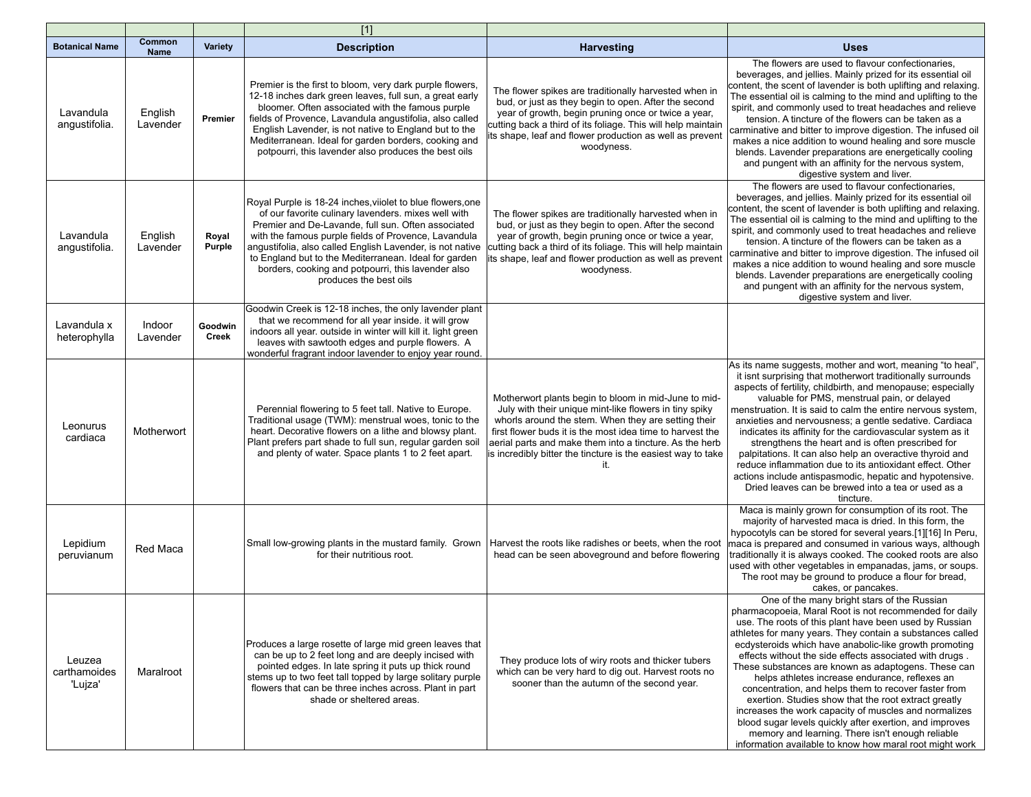| | | | [1] | | |
|---|---|---|---|---|---|
| **Botanical Name** | **Common Name** | **Variety** | **Description** | **Harvesting** | **Uses** |
| Lavandula angustifolia. | English Lavender | **Premier** | Premier is the first to bloom, very dark purple flowers, 12-18 inches dark green leaves, full sun, a great early bloomer. Often associated with the famous purple fields of Provence, Lavandula angustifolia, also called English Lavender, is not native to England but to the Mediterranean. Ideal for garden borders, cooking and potpourri, this lavender also produces the best oils | The flower spikes are traditionally harvested when in bud, or just as they begin to open. After the second year of growth, begin pruning once or twice a year, cutting back a third of its foliage. This will help maintain its shape, leaf and flower production as well as prevent woodyness. | The flowers are used to flavour confectionaries, beverages, and jellies. Mainly prized for its essential oil content, the scent of lavender is both uplifting and relaxing. The essential oil is calming to the mind and uplifting to the spirit, and commonly used to treat headaches and relieve tension. A tincture of the flowers can be taken as a carminative and bitter to improve digestion. The infused oil makes a nice addition to wound healing and sore muscle blends. Lavender preparations are energetically cooling and pungent with an affinity for the nervous system, digestive system and liver. |
| Lavandula angustifolia. | English Lavender | **Royal Purple** | Royal Purple is 18-24 inches,viiolet to blue flowers,one of our favorite culinary lavenders. mixes well with Premier and De-Lavande, full sun. Often associated with the famous purple fields of Provence, Lavandula angustifolia, also called English Lavender, is not native to England but to the Mediterranean. Ideal for garden borders, cooking and potpourri, this lavender also produces the best oils | The flower spikes are traditionally harvested when in bud, or just as they begin to open. After the second year of growth, begin pruning once or twice a year, cutting back a third of its foliage. This will help maintain its shape, leaf and flower production as well as prevent woodyness. | The flowers are used to flavour confectionaries, beverages, and jellies. Mainly prized for its essential oil content, the scent of lavender is both uplifting and relaxing. The essential oil is calming to the mind and uplifting to the spirit, and commonly used to treat headaches and relieve tension. A tincture of the flowers can be taken as a carminative and bitter to improve digestion. The infused oil makes a nice addition to wound healing and sore muscle blends. Lavender preparations are energetically cooling and pungent with an affinity for the nervous system, digestive system and liver. |
| Lavandula x heterophylla | Indoor Lavender | **Goodwin Creek** | Goodwin Creek is 12-18 inches, the only lavender plant that we recommend for all year inside. it will grow indoors all year. outside in winter will kill it. light green leaves with sawtooth edges and purple flowers. A wonderful fragrant indoor lavender to enjoy year round. | | |
| Leonurus cardiaca | Motherwort | | Perennial flowering to 5 feet tall. Native to Europe. Traditional usage (TWM): menstrual woes, tonic to the heart. Decorative flowers on a lithe and blowsy plant. Plant prefers part shade to full sun, regular garden soil and plenty of water. Space plants 1 to 2 feet apart. | Motherwort plants begin to bloom in mid-June to mid-July with their unique mint-like flowers in tiny spiky whorls around the stem. When they are setting their first flower buds it is the most idea time to harvest the aerial parts and make them into a tincture. As the herb is incredibly bitter the tincture is the easiest way to take it. | As its name suggests, mother and wort, meaning "to heal", it isnt surprising that motherwort traditionally surrounds aspects of fertility, childbirth, and menopause; especially valuable for PMS, menstrual pain, or delayed menstruation. It is said to calm the entire nervous system, anxieties and nervousness; a gentle sedative. Cardiaca indicates its affinity for the cardiovascular system as it strengthens the heart and is often prescribed for palpitations. It can also help an overactive thyroid and reduce inflammation due to its antioxidant effect. Other actions include antispasmodic, hepatic and hypotensive. Dried leaves can be brewed into a tea or used as a tincture. |
| Lepidium peruvianum | Red Maca | | Small low-growing plants in the mustard family. Grown for their nutritious root. | Harvest the roots like radishes or beets, when the root head can be seen aboveground and before flowering | Maca is mainly grown for consumption of its root. The majority of harvested maca is dried. In this form, the hypocotyls can be stored for several years.[1][16] In Peru, maca is prepared and consumed in various ways, although traditionally it is always cooked. The cooked roots are also used with other vegetables in empanadas, jams, or soups. The root may be ground to produce a flour for bread, cakes, or pancakes. |
| Leuzea carthamoides 'Lujza' | Maralroot | | Produces a large rosette of large mid green leaves that can be up to 2 feet long and are deeply incised with pointed edges. In late spring it puts up thick round stems up to two feet tall topped by large solitary purple flowers that can be three inches across. Plant in part shade or sheltered areas. | They produce lots of wiry roots and thicker tubers which can be very hard to dig out. Harvest roots no sooner than the autumn of the second year. | One of the many bright stars of the Russian pharmacopoeia, Maral Root is not recommended for daily use. The roots of this plant have been used by Russian athletes for many years. They contain a substances called ecdysteroids which have anabolic-like growth promoting effects without the side effects associated with drugs . These substances are known as adaptogens. These can helps athletes increase endurance, reflexes an concentration, and helps them to recover faster from exertion. Studies show that the root extract greatly increases the work capacity of muscles and normalizes blood sugar levels quickly after exertion, and improves memory and learning. There isn't enough reliable information available to know how maral root might work |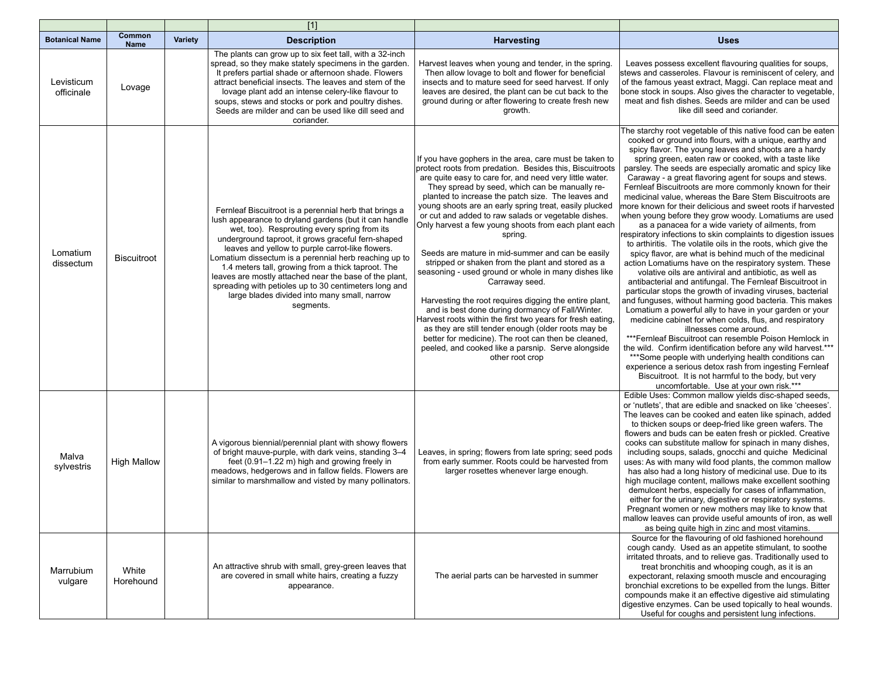| | | | [1] | | |
|---|---|---|---|---|---|
| **Botanical Name** | **Common Name** | **Variety** | **Description** | **Harvesting** | **Uses** |
| Levisticum officinale | Lovage | | The plants can grow up to six feet tall, with a 32-inch spread, so they make stately specimens in the garden. It prefers partial shade or afternoon shade. Flowers attract beneficial insects. The leaves and stem of the lovage plant add an intense celery-like flavour to soups, stews and stocks or pork and poultry dishes. Seeds are milder and can be used like dill seed and coriander. | Harvest leaves when young and tender, in the spring. Then allow lovage to bolt and flower for beneficial insects and to mature seed for seed harvest. If only leaves are desired, the plant can be cut back to the ground during or after flowering to create fresh new growth. | Leaves possess excellent flavouring qualities for soups, stews and casseroles. Flavour is reminiscent of celery, and of the famous yeast extract, Maggi. Can replace meat and bone stock in soups. Also gives the character to vegetable, meat and fish dishes. Seeds are milder and can be used like dill seed and coriander. |
| Lomatium dissectum | Biscuitroot | | Fernleaf Biscuitroot is a perennial herb that brings a lush appearance to dryland gardens (but it can handle wet, too). Resprouting every spring from its underground taproot, it grows graceful fern-shaped leaves and yellow to purple carrot-like flowers. Lomatium dissectum is a perennial herb reaching up to 1.4 meters tall, growing from a thick taproot. The leaves are mostly attached near the base of the plant, spreading with petioles up to 30 centimeters long and large blades divided into many small, narrow segments. | If you have gophers in the area, care must be taken to protect roots from predation. Besides this, Biscuitroots are quite easy to care for, and need very little water. They spread by seed, which can be manually re-planted to increase the patch size. The leaves and young shoots are an early spring treat, easily plucked or cut and added to raw salads or vegetable dishes. Only harvest a few young shoots from each plant each spring.<br><br>Seeds are mature in mid-summer and can be easily stripped or shaken from the plant and stored as a seasoning - used ground or whole in many dishes like Carraway seed.<br><br>Harvesting the root requires digging the entire plant, and is best done during dormancy of Fall/Winter. Harvest roots within the first two years for fresh eating, as they are still tender enough (older roots may be better for medicine). The root can then be cleaned, peeled, and cooked like a parsnip. Serve alongside other root crop | The starchy root vegetable of this native food can be eaten cooked or ground into flours, with a unique, earthy and spicy flavor. The young leaves and shoots are a hardy spring green, eaten raw or cooked, with a taste like parsley. The seeds are especially aromatic and spicy like Caraway - a great flavoring agent for soups and stews. Fernleaf Biscuitroots are more commonly known for their medicinal value, whereas the Bare Stem Biscuitroots are more known for their delicious and sweet roots if harvested when young before they grow woody. Lomatiums are used as a panacea for a wide variety of ailments, from respiratory infections to skin complaints to digestion issues to arthiritis. The volatile oils in the roots, which give the spicy flavor, are what is behind much of the medicinal action Lomatiums have on the respiratory system. These volatile oils are antiviral and antibiotic, as well as antibacterial and antifungal. The Fernleaf Biscuitroot in particular stops the growth of invading viruses, bacterial and funguses, without harming good bacteria. This makes Lomatium a powerful ally to have in your garden or your medicine cabinet for when colds, flus, and respiratory illnesses come around.<br>***Fernleaf Biscuitroot can resemble Poison Hemlock in the wild. Confirm identification before any wild harvest.***<br>***Some people with underlying health conditions can experience a serious detox rash from ingesting Fernleaf Biscuitroot. It is not harmful to the body, but very uncomfortable. Use at your own risk.*** |
| Malva sylvestris | High Mallow | | A vigorous biennial/perennial plant with showy flowers of bright mauve-purple, with dark veins, standing 3–4 feet (0.91–1.22 m) high and growing freely in meadows, hedgerows and in fallow fields. Flowers are similar to marshmallow and visted by many pollinators. | Leaves, in spring; flowers from late spring; seed pods from early summer. Roots could be harvested from larger rosettes whenever large enough. | Edible Uses: Common mallow yields disc-shaped seeds, or 'nutlets', that are edible and snacked on like 'cheeses'. The leaves can be cooked and eaten like spinach, added to thicken soups or deep-fried like green wafers. The flowers and buds can be eaten fresh or pickled. Creative cooks can substitute mallow for spinach in many dishes, including soups, salads, gnocchi and quiche Medicinal uses: As with many wild food plants, the common mallow has also had a long history of medicinal use. Due to its high mucilage content, mallows make excellent soothing demulcent herbs, especially for cases of inflammation, either for the urinary, digestive or respiratory systems. Pregnant women or new mothers may like to know that mallow leaves can provide useful amounts of iron, as well as being quite high in zinc and most vitamins. |
| Marrubium vulgare | White Horehound | | An attractive shrub with small, grey-green leaves that are covered in small white hairs, creating a fuzzy appearance. | The aerial parts can be harvested in summer | Source for the flavouring of old fashioned horehound cough candy. Used as an appetite stimulant, to soothe irritated throats, and to relieve gas. Traditionally used to treat bronchitis and whooping cough, as it is an expectorant, relaxing smooth muscle and encouraging bronchial excretions to be expelled from the lungs. Bitter compounds make it an effective digestive aid stimulating digestive enzymes. Can be used topically to heal wounds. Useful for coughs and persistent lung infections. |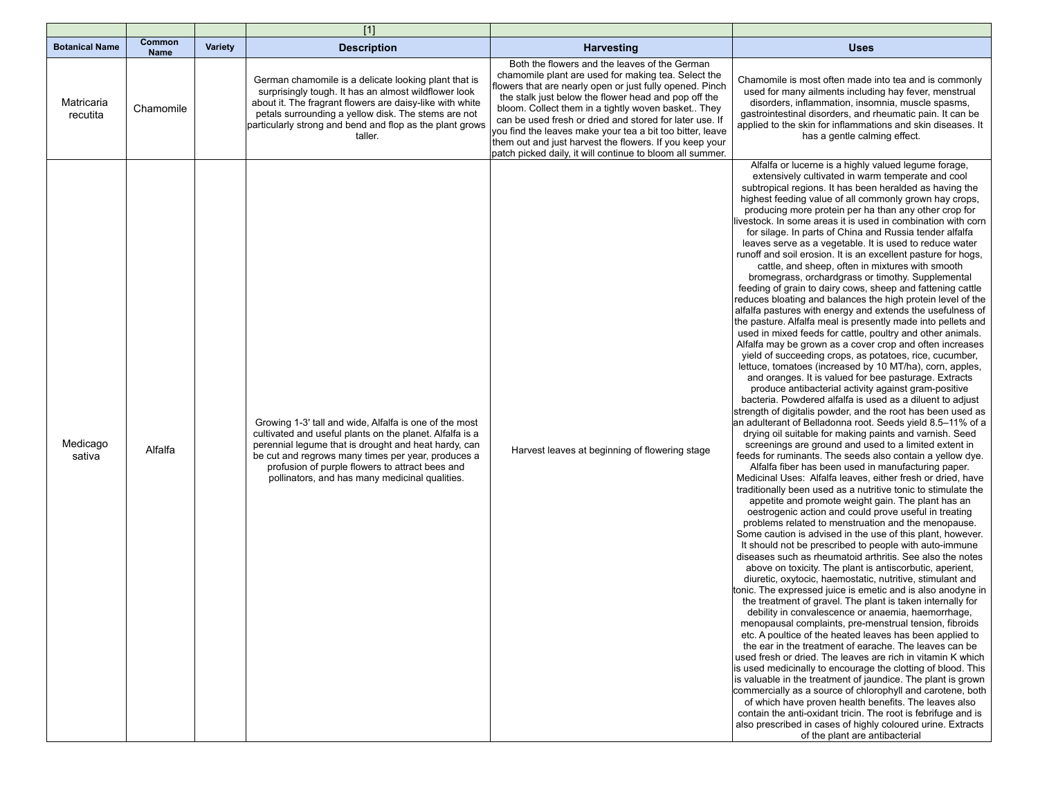| | | | [1] | | |
|---|---|---|---|---|---|
| **Botanical Name** | **Common Name** | **Variety** | **Description** | **Harvesting** | **Uses** |
| Matricaria recutita | Chamomile | | German chamomile is a delicate looking plant that is surprisingly tough. It has an almost wildflower look about it. The fragrant flowers are daisy-like with white petals surrounding a yellow disk. The stems are not particularly strong and bend and flop as the plant grows taller. | Both the flowers and the leaves of the German chamomile plant are used for making tea. Select the flowers that are nearly open or just fully opened. Pinch the stalk just below the flower head and pop off the bloom. Collect them in a tightly woven basket.. They can be used fresh or dried and stored for later use. If you find the leaves make your tea a bit too bitter, leave them out and just harvest the flowers. If you keep your patch picked daily, it will continue to bloom all summer. | Chamomile is most often made into tea and is commonly used for many ailments including hay fever, menstrual disorders, inflammation, insomnia, muscle spasms, gastrointestinal disorders, and rheumatic pain. It can be applied to the skin for inflammations and skin diseases. It has a gentle calming effect. |
| Medicago sativa | Alfalfa | | Growing 1-3' tall and wide, Alfalfa is one of the most cultivated and useful plants on the planet. Alfalfa is a perennial legume that is drought and heat hardy, can be cut and regrows many times per year, produces a profusion of purple flowers to attract bees and pollinators, and has many medicinal qualities. | Harvest leaves at beginning of flowering stage | Alfalfa or lucerne is a highly valued legume forage, extensively cultivated in warm temperate and cool subtropical regions. It has been heralded as having the highest feeding value of all commonly grown hay crops, producing more protein per ha than any other crop for livestock. In some areas it is used in combination with corn for silage. In parts of China and Russia tender alfalfa leaves serve as a vegetable. It is used to reduce water runoff and soil erosion. It is an excellent pasture for hogs, cattle, and sheep, often in mixtures with smooth bromegrass, orchardgrass or timothy. Supplemental feeding of grain to dairy cows, sheep and fattening cattle reduces bloating and balances the high protein level of the alfalfa pastures with energy and extends the usefulness of the pasture. Alfalfa meal is presently made into pellets and used in mixed feeds for cattle, poultry and other animals. Alfalfa may be grown as a cover crop and often increases yield of succeeding crops, as potatoes, rice, cucumber, lettuce, tomatoes (increased by 10 MT/ha), corn, apples, and oranges. It is valued for bee pasturage. Extracts produce antibacterial activity against gram-positive bacteria. Powdered alfalfa is used as a diluent to adjust strength of digitalis powder, and the root has been used as an adulterant of Belladonna root. Seeds yield 8.5–11% of a drying oil suitable for making paints and varnish. Seed screenings are ground and used to a limited extent in feeds for ruminants. The seeds also contain a yellow dye. Alfalfa fiber has been used in manufacturing paper. Medicinal Uses: Alfalfa leaves, either fresh or dried, have traditionally been used as a nutritive tonic to stimulate the appetite and promote weight gain. The plant has an oestrogenic action and could prove useful in treating problems related to menstruation and the menopause. Some caution is advised in the use of this plant, however. It should not be prescribed to people with auto-immune diseases such as rheumatoid arthritis. See also the notes above on toxicity. The plant is antiscorbutic, aperient, diuretic, oxytocic, haemostatic, nutritive, stimulant and tonic. The expressed juice is emetic and is also anodyne in the treatment of gravel. The plant is taken internally for debility in convalescence or anaemia, haemorrhage, menopausal complaints, pre-menstrual tension, fibroids etc. A poultice of the heated leaves has been applied to the ear in the treatment of earache. The leaves can be used fresh or dried. The leaves are rich in vitamin K which is used medicinally to encourage the clotting of blood. This is valuable in the treatment of jaundice. The plant is grown commercially as a source of chlorophyll and carotene, both of which have proven health benefits. The leaves also contain the anti-oxidant tricin. The root is febrifuge and is also prescribed in cases of highly coloured urine. Extracts of the plant are antibacterial |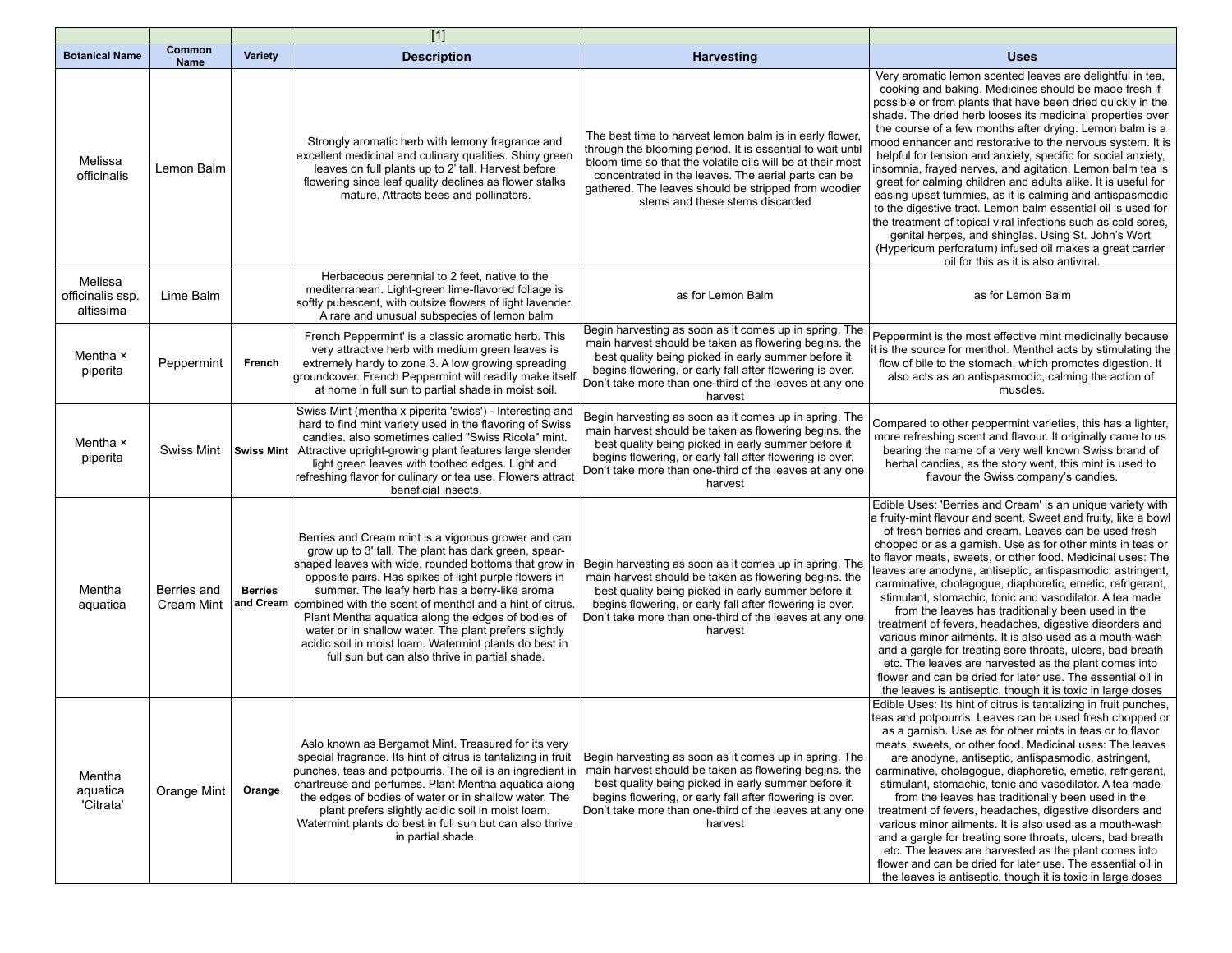| | | | [1] | | |
|---|---|---|---|---|---|
| **Botanical Name** | **Common Name** | **Variety** | **Description** | **Harvesting** | **Uses** |
| Melissa officinalis | Lemon Balm | | Strongly aromatic herb with lemony fragrance and excellent medicinal and culinary qualities. Shiny green leaves on full plants up to 2' tall. Harvest before flowering since leaf quality declines as flower stalks mature. Attracts bees and pollinators. | The best time to harvest lemon balm is in early flower, through the blooming period. It is essential to wait until bloom time so that the volatile oils will be at their most concentrated in the leaves. The aerial parts can be gathered. The leaves should be stripped from woodier stems and these stems discarded | Very aromatic lemon scented leaves are delightful in tea, cooking and baking. Medicines should be made fresh if possible or from plants that have been dried quickly in the shade. The dried herb looses its medicinal properties over the course of a few months after drying. Lemon balm is a mood enhancer and restorative to the nervous system. It is helpful for tension and anxiety, specific for social anxiety, insomnia, frayed nerves, and agitation. Lemon balm tea is great for calming children and adults alike. It is useful for easing upset tummies, as it is calming and antispasmodic to the digestive tract. Lemon balm essential oil is used for the treatment of topical viral infections such as cold sores, genital herpes, and shingles. Using St. John's Wort (Hypericum perforatum) infused oil makes a great carrier oil for this as it is also antiviral. |
| Melissa officinalis ssp. altissima | Lime Balm | | Herbaceous perennial to 2 feet, native to the mediterranean. Light-green lime-flavored foliage is softly pubescent, with outsize flowers of light lavender. A rare and unusual subspecies of lemon balm | as for Lemon Balm | as for Lemon Balm |
| Mentha × piperita | Peppermint | **French** | French Peppermint' is a classic aromatic herb. This very attractive herb with medium green leaves is extremely hardy to zone 3. A low growing spreading groundcover. French Peppermint will readily make itself at home in full sun to partial shade in moist soil. | Begin harvesting as soon as it comes up in spring. The main harvest should be taken as flowering begins. the best quality being picked in early summer before it begins flowering, or early fall after flowering is over. Don't take more than one-third of the leaves at any one harvest | Peppermint is the most effective mint medicinally because it is the source for menthol. Menthol acts by stimulating the flow of bile to the stomach, which promotes digestion. It also acts as an antispasmodic, calming the action of muscles. |
| Mentha × piperita | Swiss Mint | **Swiss Mint** | Swiss Mint (mentha x piperita 'swiss') - Interesting and hard to find mint variety used in the flavoring of Swiss candies. also sometimes called "Swiss Ricola" mint. Attractive upright-growing plant features large slender light green leaves with toothed edges. Light and refreshing flavor for culinary or tea use. Flowers attract beneficial insects. | Begin harvesting as soon as it comes up in spring. The main harvest should be taken as flowering begins. the best quality being picked in early summer before it begins flowering, or early fall after flowering is over. Don't take more than one-third of the leaves at any one harvest | Compared to other peppermint varieties, this has a lighter, more refreshing scent and flavour. It originally came to us bearing the name of a very well known Swiss brand of herbal candies, as the story went, this mint is used to flavour the Swiss company's candies. |
| Mentha aquatica | Berries and Cream Mint | **Berries and Cream** | Berries and Cream mint is a vigorous grower and can grow up to 3' tall. The plant has dark green, spear-shaped leaves with wide, rounded bottoms that grow in opposite pairs. Has spikes of light purple flowers in summer. The leafy herb has a berry-like aroma combined with the scent of menthol and a hint of citrus. Plant Mentha aquatica along the edges of bodies of water or in shallow water. The plant prefers slightly acidic soil in moist loam. Watermint plants do best in full sun but can also thrive in partial shade. | Begin harvesting as soon as it comes up in spring. The main harvest should be taken as flowering begins. the best quality being picked in early summer before it begins flowering, or early fall after flowering is over. Don't take more than one-third of the leaves at any one harvest | Edible Uses: 'Berries and Cream' is an unique variety with a fruity-mint flavour and scent. Sweet and fruity, like a bowl of fresh berries and cream. Leaves can be used fresh chopped or as a garnish. Use as for other mints in teas or to flavor meats, sweets, or other food. Medicinal uses: The leaves are anodyne, antiseptic, antispasmodic, astringent, carminative, chologogue, diaphoretic, emetic, refrigerant, stimulant, stomachic, tonic and vasodilator. A tea made from the leaves has traditionally been used in the treatment of fevers, headaches, digestive disorders and various minor ailments. It is also used as a mouth-wash and a gargle for treating sore throats, ulcers, bad breath etc. The leaves are harvested as the plant comes into flower and can be dried for later use. The essential oil in the leaves is antiseptic, though it is toxic in large doses |
| Mentha aquatica 'Citrata' | Orange Mint | **Orange** | Aslo known as Bergamot Mint. Treasured for its very special fragrance. Its hint of citrus is tantalizing in fruit punches, teas and potpourris. The oil is an ingredient in chartreuse and perfumes. Plant Mentha aquatica along the edges of bodies of water or in shallow water. The plant prefers slightly acidic soil in moist loam. Watermint plants do best in full sun but can also thrive in partial shade. | Begin harvesting as soon as it comes up in spring. The main harvest should be taken as flowering begins. the best quality being picked in early summer before it begins flowering, or early fall after flowering is over. Don't take more than one-third of the leaves at any one harvest | Edible Uses: Its hint of citrus is tantalizing in fruit punches, teas and potpourris. Leaves can be used fresh chopped or as a garnish. Use as for other mints in teas or to flavor meats, sweets, or other food. Medicinal uses: The leaves are anodyne, antiseptic, antispasmodic, astringent, carminative, chologogue, diaphoretic, emetic, refrigerant, stimulant, stomachic, tonic and vasodilator. A tea made from the leaves has traditionally been used in the treatment of fevers, headaches, digestive disorders and various minor ailments. It is also used as a mouth-wash and a gargle for treating sore throats, ulcers, bad breath etc. The leaves are harvested as the plant comes into flower and can be dried for later use. The essential oil in the leaves is antiseptic, though it is toxic in large doses |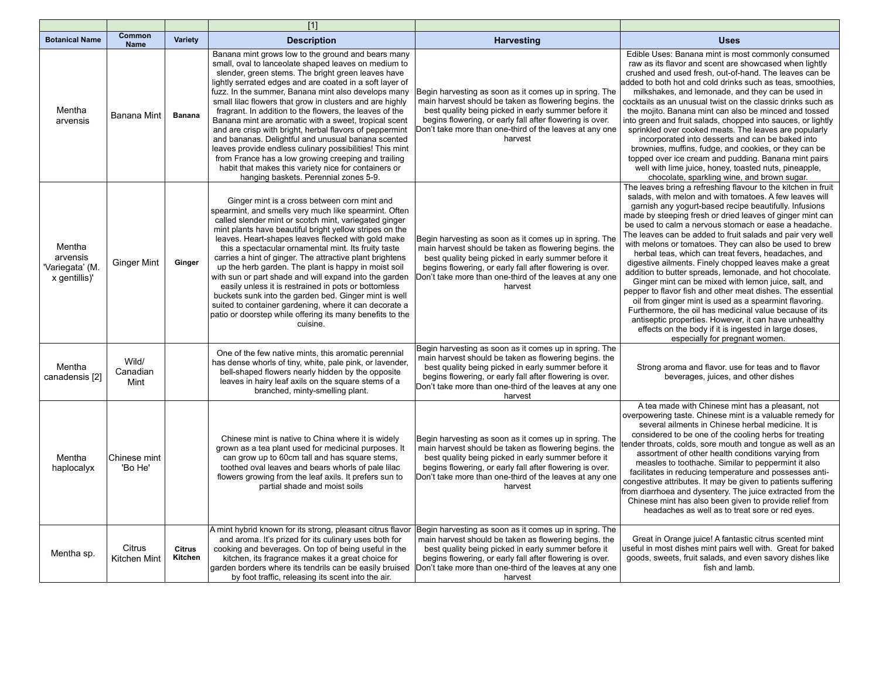| | | | [1] | | |
|---|---|---|---|---|---|
| **Botanical Name** | **Common Name** | **Variety** | **Description** | **Harvesting** | **Uses** |
| Mentha arvensis | Banana Mint | **Banana** | Banana mint grows low to the ground and bears many small, oval to lanceolate shaped leaves on medium to slender, green stems. The bright green leaves have lightly serrated edges and are coated in a soft layer of fuzz. In the summer, Banana mint also develops many small lilac flowers that grow in clusters and are highly fragrant. In addition to the flowers, the leaves of the Banana mint are aromatic with a sweet, tropical scent and are crisp with bright, herbal flavors of peppermint and bananas. Delightful and unusual banana scented leaves provide endless culinary possibilities! This mint from France has a low growing creeping and trailing habit that makes this variety nice for containers or hanging baskets. Perennial zones 5-9. | Begin harvesting as soon as it comes up in spring. The main harvest should be taken as flowering begins. the best quality being picked in early summer before it begins flowering, or early fall after flowering is over. Don't take more than one-third of the leaves at any one harvest | Edible Uses: Banana mint is most commonly consumed raw as its flavor and scent are showcased when lightly crushed and used fresh, out-of-hand. The leaves can be added to both hot and cold drinks such as teas, smoothies, milkshakes, and lemonade, and they can be used in cocktails as an unusual twist on the classic drinks such as the mojito. Banana mint can also be minced and tossed into green and fruit salads, chopped into sauces, or lightly sprinkled over cooked meats. The leaves are popularly incorporated into desserts and can be baked into brownies, muffins, fudge, and cookies, or they can be topped over ice cream and pudding. Banana mint pairs well with lime juice, honey, toasted nuts, pineapple, chocolate, sparkling wine, and brown sugar. |
| Mentha arvensis 'Variegata' (M. x gentillis)' | Ginger Mint | **Ginger** | Ginger mint is a cross between corn mint and spearmint, and smells very much like spearmint. Often called slender mint or scotch mint, variegated ginger mint plants have beautiful bright yellow stripes on the leaves. Heart-shapes leaves flecked with gold make this a spectacular ornamental mint. Its fruity taste carries a hint of ginger. The attractive plant brightens up the herb garden. The plant is happy in moist soil with sun or part shade and will expand into the garden easily unless it is restrained in pots or bottomless buckets sunk into the garden bed. Ginger mint is well suited to container gardening, where it can decorate a patio or doorstep while offering its many benefits to the cuisine. | Begin harvesting as soon as it comes up in spring. The main harvest should be taken as flowering begins. the best quality being picked in early summer before it begins flowering, or early fall after flowering is over. Don't take more than one-third of the leaves at any one harvest | The leaves bring a refreshing flavour to the kitchen in fruit salads, with melon and with tomatoes. A few leaves will garnish any yogurt-based recipe beautifully. Infusions made by steeping fresh or dried leaves of ginger mint can be used to calm a nervous stomach or ease a headache. The leaves can be added to fruit salads and pair very well with melons or tomatoes. They can also be used to brew herbal teas, which can treat fevers, headaches, and digestive ailments. Finely chopped leaves make a great addition to butter spreads, lemonade, and hot chocolate. Ginger mint can be mixed with lemon juice, salt, and pepper to flavor fish and other meat dishes. The essential oil from ginger mint is used as a spearmint flavoring. Furthermore, the oil has medicinal value because of its antiseptic properties. However, it can have unhealthy effects on the body if it is ingested in large doses, especially for pregnant women. |
| Mentha canadensis [2] | Wild/ Canadian Mint | | One of the few native mints, this aromatic perennial has dense whorls of tiny, white, pale pink, or lavender, bell-shaped flowers nearly hidden by the opposite leaves in hairy leaf axils on the square stems of a branched, minty-smelling plant. | Begin harvesting as soon as it comes up in spring. The main harvest should be taken as flowering begins. the best quality being picked in early summer before it begins flowering, or early fall after flowering is over. Don't take more than one-third of the leaves at any one harvest | Strong aroma and flavor. use for teas and to flavor beverages, juices, and other dishes |
| Mentha haplocalyx | Chinese mint 'Bo He' | | Chinese mint is native to China where it is widely grown as a tea plant used for medicinal purposes. It can grow up to 60cm tall and has square stems, toothed oval leaves and bears whorls of pale lilac flowers growing from the leaf axils. It prefers sun to partial shade and moist soils | Begin harvesting as soon as it comes up in spring. The main harvest should be taken as flowering begins. the best quality being picked in early summer before it begins flowering, or early fall after flowering is over. Don't take more than one-third of the leaves at any one harvest | A tea made with Chinese mint has a pleasant, not overpowering taste. Chinese mint is a valuable remedy for several ailments in Chinese herbal medicine. It is considered to be one of the cooling herbs for treating tender throats, colds, sore mouth and tongue as well as an assortment of other health conditions varying from measles to toothache. Similar to peppermint it also facilitates in reducing temperature and possesses anti-congestive attributes. It may be given to patients suffering from diarrhoea and dysentery. The juice extracted from the Chinese mint has also been given to provide relief from headaches as well as to treat sore or red eyes. |
| Mentha sp. | Citrus Kitchen Mint | **Citrus Kitchen** | A mint hybrid known for its strong, pleasant citrus flavor and aroma. It's prized for its culinary uses both for cooking and beverages. On top of being useful in the kitchen, its fragrance makes it a great choice for garden borders where its tendrils can be easily bruised by foot traffic, releasing its scent into the air. | Begin harvesting as soon as it comes up in spring. The main harvest should be taken as flowering begins. the best quality being picked in early summer before it begins flowering, or early fall after flowering is over. Don't take more than one-third of the leaves at any one harvest | Great in Orange juice! A fantastic citrus scented mint useful in most dishes mint pairs well with. Great for baked goods, sweets, fruit salads, and even savory dishes like fish and lamb. |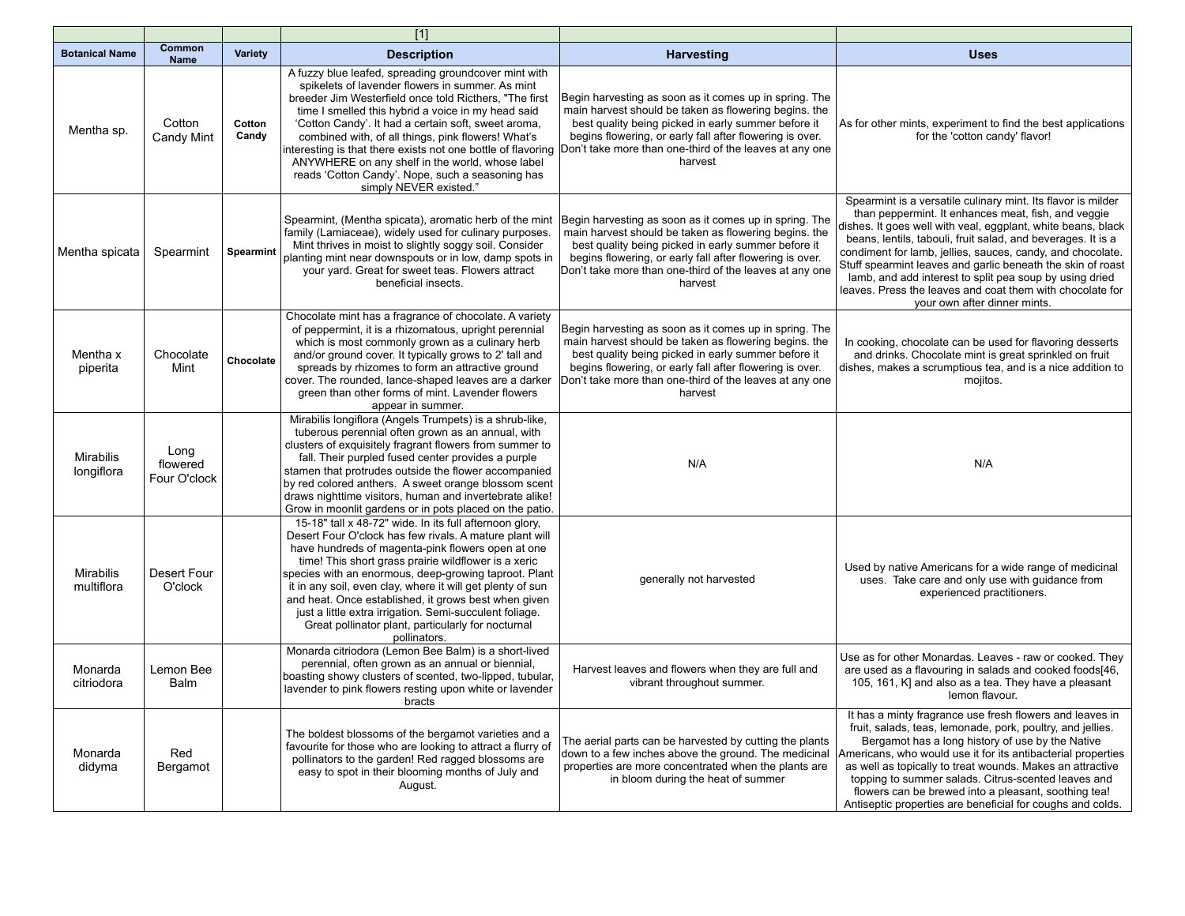| | | | [1] | | |
|---|---|---|---|---|---|
| **Botanical Name** | **Common Name** | **Variety** | **Description** | **Harvesting** | **Uses** |
| Mentha sp. | Cotton Candy Mint | **Cotton Candy** | A fuzzy blue leafed, spreading groundcover mint with spikelets of lavender flowers in summer. As mint breeder Jim Westerfield once told Richters, "The first time I smelled this hybrid a voice in my head said 'Cotton Candy'. It had a certain soft, sweet aroma, combined with, of all things, pink flowers! What's interesting is that there exists not one bottle of flavoring ANYWHERE on any shelf in the world, whose label reads 'Cotton Candy'. Nope, such a seasoning has simply NEVER existed." | Begin harvesting as soon as it comes up in spring. The main harvest should be taken as flowering begins. the best quality being picked in early summer before it begins flowering, or early fall after flowering is over. Don't take more than one-third of the leaves at any one harvest | As for other mints, experiment to find the best applications for the 'cotton candy' flavor! |
| Mentha spicata | Spearmint | **Spearmint** | Spearmint, (Mentha spicata), aromatic herb of the mint family (Lamiaceae), widely used for culinary purposes. Mint thrives in moist to slightly soggy soil. Consider planting mint near downspouts or in low, damp spots in your yard. Great for sweet teas. Flowers attract beneficial insects. | Begin harvesting as soon as it comes up in spring. The main harvest should be taken as flowering begins. the best quality being picked in early summer before it begins flowering, or early fall after flowering is over. Don't take more than one-third of the leaves at any one harvest | Spearmint is a versatile culinary mint. Its flavor is milder than peppermint. It enhances meat, fish, and veggie dishes. It goes well with veal, eggplant, white beans, black beans, lentils, tabouli, fruit salad, and beverages. It is a condiment for lamb, jellies, sauces, candy, and chocolate. Stuff spearmint leaves and garlic beneath the skin of roast lamb, and add interest to split pea soup by using dried leaves. Press the leaves and coat them with chocolate for your own after dinner mints. |
| Mentha x piperita | Chocolate Mint | **Chocolate** | Chocolate mint has a fragrance of chocolate. A variety of peppermint, it is a rhizomatous, upright perennial which is most commonly grown as a culinary herb and/or ground cover. It typically grows to 2' tall and spreads by rhizomes to form an attractive ground cover. The rounded, lance-shaped leaves are a darker green than other forms of mint. Lavender flowers appear in summer. | Begin harvesting as soon as it comes up in spring. The main harvest should be taken as flowering begins. the best quality being picked in early summer before it begins flowering, or early fall after flowering is over. Don't take more than one-third of the leaves at any one harvest | In cooking, chocolate can be used for flavoring desserts and drinks. Chocolate mint is great sprinkled on fruit dishes, makes a scrumptious tea, and is a nice addition to mojitos. |
| Mirabilis longiflora | Long flowered Four O'clock | | Mirabilis longiflora (Angels Trumpets) is a shrub-like, tuberous perennial often grown as an annual, with clusters of exquisitely fragrant flowers from summer to fall. Their purpled fused center provides a purple stamen that protrudes outside the flower accompanied by red colored anthers. A sweet orange blossom scent draws nighttime visitors, human and invertebrate alike! Grow in moonlit gardens or in pots placed on the patio. | N/A | N/A |
| Mirabilis multiflora | Desert Four O'clock | | 15-18" tall x 48-72" wide. In its full afternoon glory, Desert Four O'clock has few rivals. A mature plant will have hundreds of magenta-pink flowers open at one time! This short grass prairie wildflower is a xeric species with an enormous, deep-growing taproot. Plant it in any soil, even clay, where it will get plenty of sun and heat. Once established, it grows best when given just a little extra irrigation. Semi-succulent foliage. Great pollinator plant, particularly for nocturnal pollinators. | generally not harvested | Used by native Americans for a wide range of medicinal uses. Take care and only use with guidance from experienced practitioners. |
| Monarda citriodora | Lemon Bee Balm | | Monarda citriodora (Lemon Bee Balm) is a short-lived perennial, often grown as an annual or biennial, boasting showy clusters of scented, two-lipped, tubular, lavender to pink flowers resting upon white or lavender bracts | Harvest leaves and flowers when they are full and vibrant throughout summer. | Use as for other Monardas. Leaves - raw or cooked. They are used as a flavouring in salads and cooked foods[46, 105, 161, K] and also as a tea. They have a pleasant lemon flavour. |
| Monarda didyma | Red Bergamot | | The boldest blossoms of the bergamot varieties and a favourite for those who are looking to attract a flurry of pollinators to the garden! Red ragged blossoms are easy to spot in their blooming months of July and August. | The aerial parts can be harvested by cutting the plants down to a few inches above the ground. The medicinal properties are more concentrated when the plants are in bloom during the heat of summer | It has a minty fragrance use fresh flowers and leaves in fruit, salads, teas, lemonade, pork, poultry, and jellies. Bergamot has a long history of use by the Native Americans, who would use it for its antibacterial properties as well as topically to treat wounds. Makes an attractive topping to summer salads. Citrus-scented leaves and flowers can be brewed into a pleasant, soothing tea! Antiseptic properties are beneficial for coughs and colds. |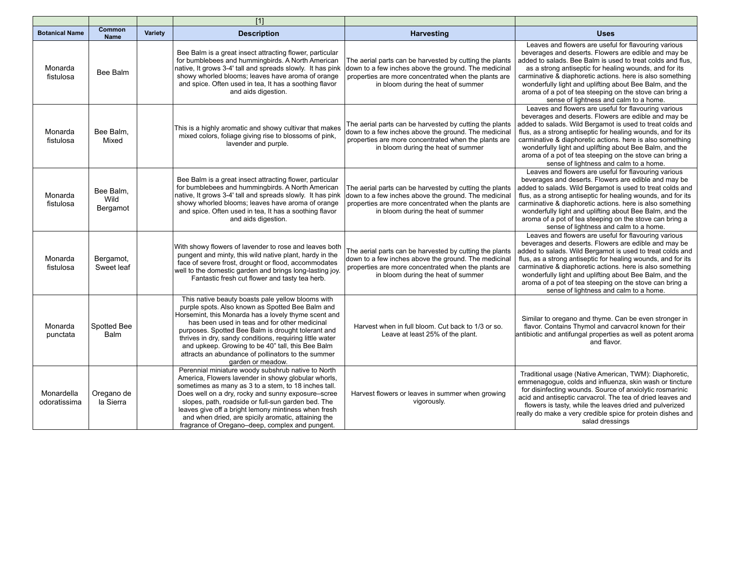| | | | [1] | | |
|---|---|---|---|---|---|
| **Botanical Name** | **Common Name** | **Variety** | **Description** | **Harvesting** | **Uses** |
| Monarda fistulosa | Bee Balm | | Bee Balm is a great insect attracting flower, particular for bumblebees and hummingbirds. A North American native, It grows 3-4' tall and spreads slowly. It has pink showy whorled blooms; leaves have aroma of orange and spice. Often used in tea, It has a soothing flavor and aids digestion. | The aerial parts can be harvested by cutting the plants down to a few inches above the ground. The medicinal properties are more concentrated when the plants are in bloom during the heat of summer | Leaves and flowers are useful for flavouring various beverages and deserts. Flowers are edible and may be added to salads. Bee Balm is used to treat colds and flus, as a strong antiseptic for healing wounds, and for its carminative & diaphoretic actions. here is also something wonderfully light and uplifting about Bee Balm, and the aroma of a pot of tea steeping on the stove can bring a sense of lightness and calm to a home. |
| Monarda fistulosa | Bee Balm, Mixed | | This is a highly aromatic and showy cultivar that makes mixed colors, foliage giving rise to blossoms of pink, lavender and purple. | The aerial parts can be harvested by cutting the plants down to a few inches above the ground. The medicinal properties are more concentrated when the plants are in bloom during the heat of summer | Leaves and flowers are useful for flavouring various beverages and deserts. Flowers are edible and may be added to salads. Wild Bergamot is used to treat colds and flus, as a strong antiseptic for healing wounds, and for its carminative & diaphoretic actions. here is also something wonderfully light and uplifting about Bee Balm, and the aroma of a pot of tea steeping on the stove can bring a sense of lightness and calm to a home. |
| Monarda fistulosa | Bee Balm, Wild Bergamot | | Bee Balm is a great insect attracting flower, particular for bumblebees and hummingbirds. A North American native, It grows 3-4' tall and spreads slowly. It has pink showy whorled blooms; leaves have aroma of orange and spice. Often used in tea, It has a soothing flavor and aids digestion. | The aerial parts can be harvested by cutting the plants down to a few inches above the ground. The medicinal properties are more concentrated when the plants are in bloom during the heat of summer | Leaves and flowers are useful for flavouring various beverages and deserts. Flowers are edible and may be added to salads. Wild Bergamot is used to treat colds and flus, as a strong antiseptic for healing wounds, and for its carminative & diaphoretic actions. here is also something wonderfully light and uplifting about Bee Balm, and the aroma of a pot of tea steeping on the stove can bring a sense of lightness and calm to a home. |
| Monarda fistulosa | Bergamot, Sweet leaf | | With showy flowers of lavender to rose and leaves both pungent and minty, this wild native plant, hardy in the face of severe frost, drought or flood, accommodates well to the domestic garden and brings long-lasting joy. Fantastic fresh cut flower and tasty tea herb. | The aerial parts can be harvested by cutting the plants down to a few inches above the ground. The medicinal properties are more concentrated when the plants are in bloom during the heat of summer | Leaves and flowers are useful for flavouring various beverages and deserts. Flowers are edible and may be added to salads. Wild Bergamot is used to treat colds and flus, as a strong antiseptic for healing wounds, and for its carminative & diaphoretic actions. here is also something wonderfully light and uplifting about Bee Balm, and the aroma of a pot of tea steeping on the stove can bring a sense of lightness and calm to a home. |
| Monarda punctata | Spotted Bee Balm | | This native beauty boasts pale yellow blooms with purple spots. Also known as Spotted Bee Balm and Horsemint, this Monarda has a lovely thyme scent and has been used in teas and for other medicinal purposes. Spotted Bee Balm is drought tolerant and thrives in dry, sandy conditions, requiring little water and upkeep. Growing to be 40" tall, this Bee Balm attracts an abundance of pollinators to the summer garden or meadow. | Harvest when in full bloom. Cut back to 1/3 or so. Leave at least 25% of the plant. | Similar to oregano and thyme. Can be even stronger in flavor. Contains Thymol and carvacrol known for their antibiotic and antifungal properties as well as potent aroma and flavor. |
| Monardella odoratissima | Oregano de la Sierra | | Perennial miniature woody subshrub native to North America, Flowers lavender in showy globular whorls, sometimes as many as 3 to a stem, to 18 inches tall. Does well on a dry, rocky and sunny exposure–scree slopes, path, roadside or full-sun garden bed. The leaves give off a bright lemony mintiness when fresh and when dried, are spicily aromatic, attaining the fragrance of Oregano–deep, complex and pungent. | Harvest flowers or leaves in summer when growing vigorously. | Traditional usage (Native American, TWM): Diaphoretic, emmenagogue, colds and influenza, skin wash or tincture for disinfecting wounds. Source of anxiolytic rosmarinic acid and antiseptic carvacrol. The tea of dried leaves and flowers is tasty, while the leaves dried and pulverized really do make a very credible spice for protein dishes and salad dressings |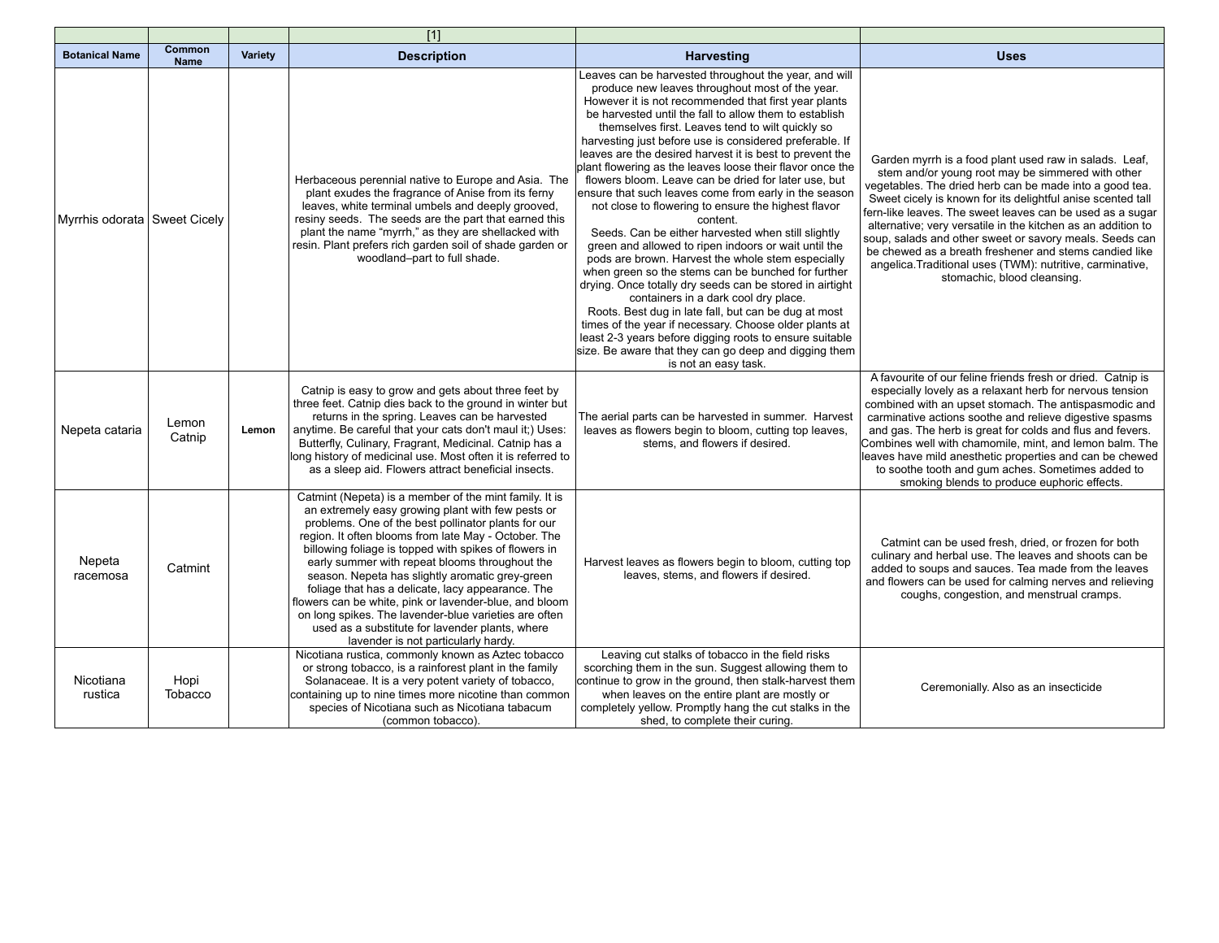| | | | [1] | | |
|---|---|---|---|---|---|
| **Botanical Name** | **Common Name** | **Variety** | **Description** | **Harvesting** | **Uses** |
| Myrrhis odorata | Sweet Cicely | | Herbaceous perennial native to Europe and Asia. The plant exudes the fragrance of Anise from its ferny leaves, white terminal umbels and deeply grooved, resiny seeds. The seeds are the part that earned this plant the name "myrrh," as they are shellacked with resin. Plant prefers rich garden soil of shade garden or woodland–part to full shade. | Leaves can be harvested throughout the year, and will produce new leaves throughout most of the year. However it is not recommended that first year plants be harvested until the fall to allow them to establish themselves first. Leaves tend to wilt quickly so harvesting just before use is considered preferable. If leaves are the desired harvest it is best to prevent the plant flowering as the leaves loose their flavor once the flowers bloom. Leave can be dried for later use, but ensure that such leaves come from early in the season not close to flowering to ensure the highest flavor content.<br>Seeds. Can be either harvested when still slightly green and allowed to ripen indoors or wait until the pods are brown. Harvest the whole stem especially when green so the stems can be bunched for further drying. Once totally dry seeds can be stored in airtight containers in a dark cool dry place.<br>Roots. Best dug in late fall, but can be dug at most times of the year if necessary. Choose older plants at least 2-3 years before digging roots to ensure suitable size. Be aware that they can go deep and digging them is not an easy task. | Garden myrrh is a food plant used raw in salads. Leaf, stem and/or young root may be simmered with other vegetables. The dried herb can be made into a good tea. Sweet cicely is known for its delightful anise scented tall fern-like leaves. The sweet leaves can be used as a sugar alternative; very versatile in the kitchen as an addition to soup, salads and other sweet or savory meals. Seeds can be chewed as a breath freshener and stems candied like angelica.Traditional uses (TWM): nutritive, carminative, stomachic, blood cleansing. |
| Nepeta cataria | Lemon Catnip | **Lemon** | Catnip is easy to grow and gets about three feet by three feet. Catnip dies back to the ground in winter but returns in the spring. Leaves can be harvested anytime. Be careful that your cats don't maul it;) Uses: Butterfly, Culinary, Fragrant, Medicinal. Catnip has a long history of medicinal use. Most often it is referred to as a sleep aid. Flowers attract beneficial insects. | The aerial parts can be harvested in summer. Harvest leaves as flowers begin to bloom, cutting top leaves, stems, and flowers if desired. | A favourite of our feline friends fresh or dried. Catnip is especially lovely as a relaxant herb for nervous tension combined with an upset stomach. The antispasmodic and carminative actions soothe and relieve digestive spasms and gas. The herb is great for colds and flus and fevers. Combines well with chamomile, mint, and lemon balm. The leaves have mild anesthetic properties and can be chewed to soothe tooth and gum aches. Sometimes added to smoking blends to produce euphoric effects. |
| Nepeta racemosa | Catmint | | Catmint (Nepeta) is a member of the mint family. It is an extremely easy growing plant with few pests or problems. One of the best pollinator plants for our region. It often blooms from late May - October. The billowing foliage is topped with spikes of flowers in early summer with repeat blooms throughout the season. Nepeta has slightly aromatic grey-green foliage that has a delicate, lacy appearance. The flowers can be white, pink or lavender-blue, and bloom on long spikes. The lavender-blue varieties are often used as a substitute for lavender plants, where lavender is not particularly hardy. | Harvest leaves as flowers begin to bloom, cutting top leaves, stems, and flowers if desired. | Catmint can be used fresh, dried, or frozen for both culinary and herbal use. The leaves and shoots can be added to soups and sauces. Tea made from the leaves and flowers can be used for calming nerves and relieving coughs, congestion, and menstrual cramps. |
| Nicotiana rustica | Hopi Tobacco | | Nicotiana rustica, commonly known as Aztec tobacco or strong tobacco, is a rainforest plant in the family Solanaceae. It is a very potent variety of tobacco, containing up to nine times more nicotine than common species of Nicotiana such as Nicotiana tabacum (common tobacco). | Leaving cut stalks of tobacco in the field risks scorching them in the sun. Suggest allowing them to continue to grow in the ground, then stalk-harvest them when leaves on the entire plant are mostly or completely yellow. Promptly hang the cut stalks in the shed, to complete their curing. | Ceremonially. Also as an insecticide |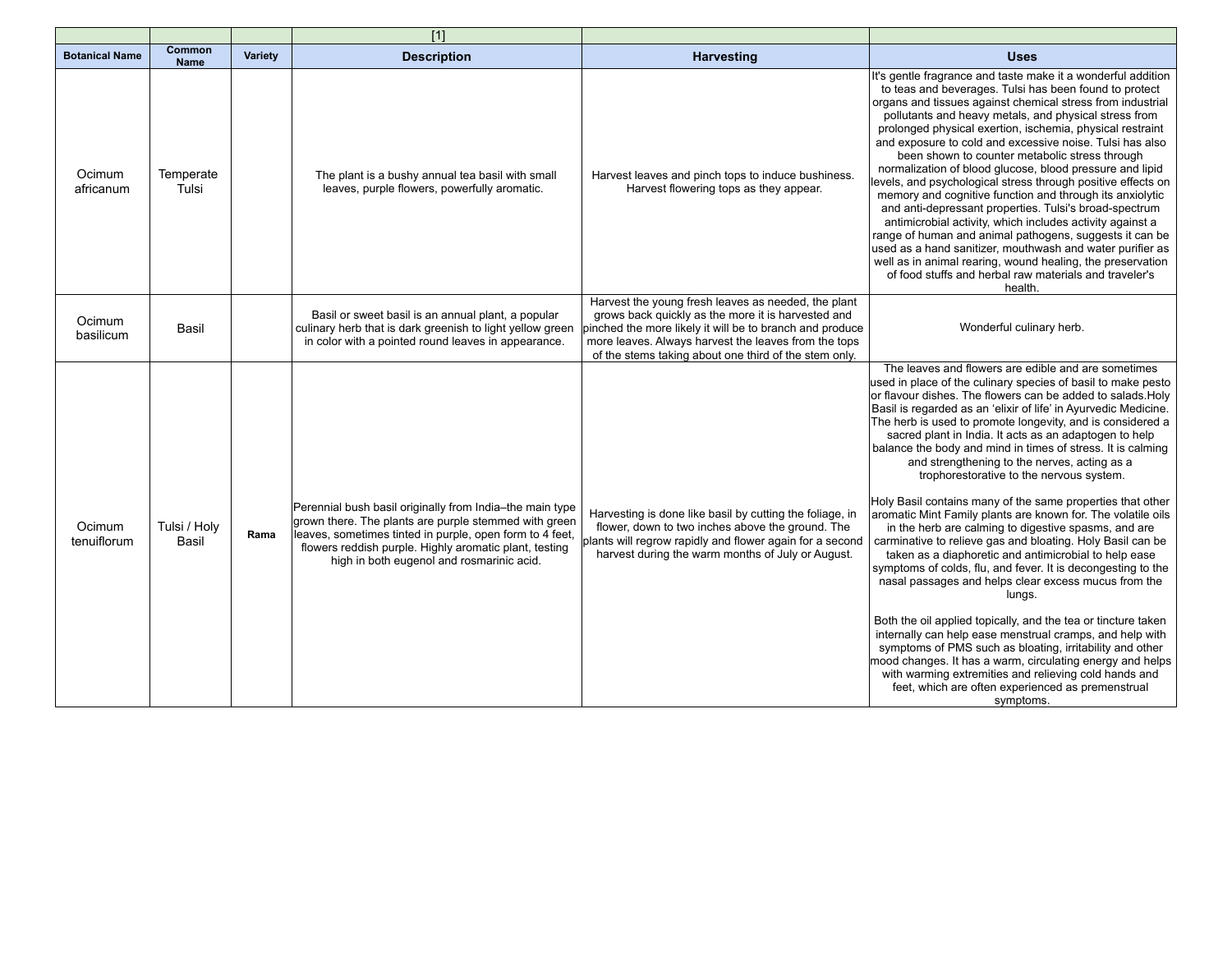| | | | [1] | | |
|---|---|---|---|---|---|
| **Botanical Name** | **Common Name** | **Variety** | **Description** | **Harvesting** | **Uses** |
| Ocimum africanum | Temperate Tulsi | | The plant is a bushy annual tea basil with small leaves, purple flowers, powerfully aromatic. | Harvest leaves and pinch tops to induce bushiness. Harvest flowering tops as they appear. | It's gentle fragrance and taste make it a wonderful addition to teas and beverages. Tulsi has been found to protect organs and tissues against chemical stress from industrial pollutants and heavy metals, and physical stress from prolonged physical exertion, ischemia, physical restraint and exposure to cold and excessive noise. Tulsi has also been shown to counter metabolic stress through normalization of blood glucose, blood pressure and lipid levels, and psychological stress through positive effects on memory and cognitive function and through its anxiolytic and anti-depressant properties. Tulsi's broad-spectrum antimicrobial activity, which includes activity against a range of human and animal pathogens, suggests it can be used as a hand sanitizer, mouthwash and water purifier as well as in animal rearing, wound healing, the preservation of food stuffs and herbal raw materials and traveler's health. |
| Ocimum basilicum | Basil | | Basil or sweet basil is an annual plant, a popular culinary herb that is dark greenish to light yellow green in color with a pointed round leaves in appearance. | Harvest the young fresh leaves as needed, the plant grows back quickly as the more it is harvested and pinched the more likely it will be to branch and produce more leaves. Always harvest the leaves from the tops of the stems taking about one third of the stem only. | Wonderful culinary herb. |
| Ocimum tenuiflorum | Tulsi / Holy Basil | **Rama** | Perennial bush basil originally from India–the main type grown there. The plants are purple stemmed with green leaves, sometimes tinted in purple, open form to 4 feet, flowers reddish purple. Highly aromatic plant, testing high in both eugenol and rosmarinic acid. | Harvesting is done like basil by cutting the foliage, in flower, down to two inches above the ground. The plants will regrow rapidly and flower again for a second harvest during the warm months of July or August. | The leaves and flowers are edible and are sometimes used in place of the culinary species of basil to make pesto or flavour dishes. The flowers can be added to salads.Holy Basil is regarded as an 'elixir of life' in Ayurvedic Medicine. The herb is used to promote longevity, and is considered a sacred plant in India. It acts as an adaptogen to help balance the body and mind in times of stress. It is calming and strengthening to the nerves, acting as a trophorestorative to the nervous system.<br><br>Holy Basil contains many of the same properties that other aromatic Mint Family plants are known for. The volatile oils in the herb are calming to digestive spasms, and are carminative to relieve gas and bloating. Holy Basil can be taken as a diaphoretic and antimicrobial to help ease symptoms of colds, flu, and fever. It is decongesting to the nasal passages and helps clear excess mucus from the lungs.<br><br>Both the oil applied topically, and the tea or tincture taken internally can help ease menstrual cramps, and help with symptoms of PMS such as bloating, irritability and other mood changes. It has a warm, circulating energy and helps with warming extremities and relieving cold hands and feet, which are often experienced as premenstrual symptoms. |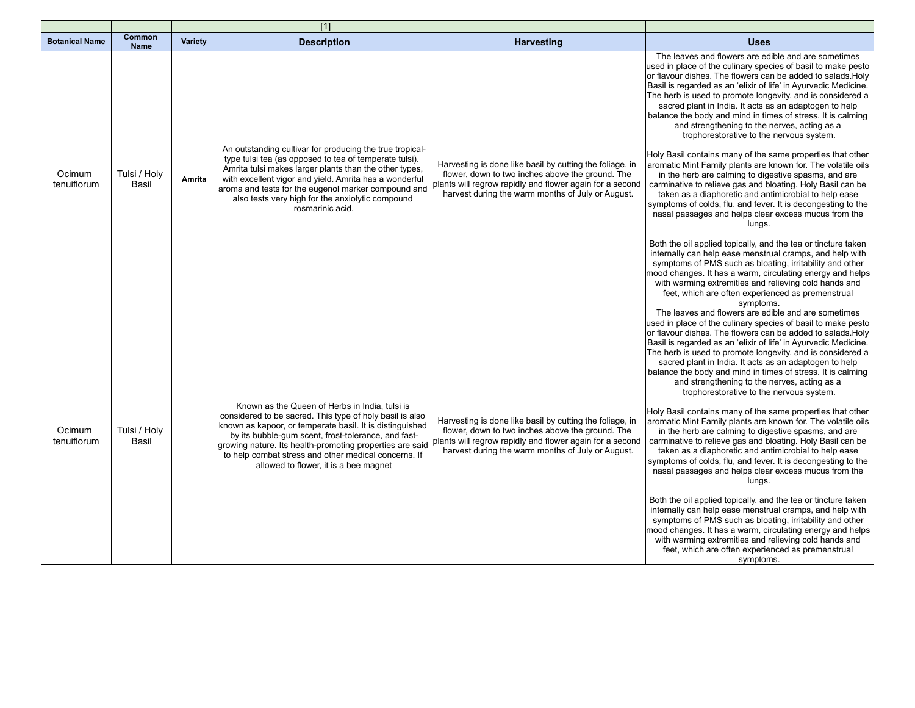| | | | [1] | | |
|---|---|---|---|---|---|
| **Botanical Name** | **Common Name** | **Variety** | **Description** | **Harvesting** | **Uses** |
| Ocimum tenuiflorum | Tulsi / Holy Basil | **Amrita** | An outstanding cultivar for producing the true tropical-type tulsi tea (as opposed to tea of temperate tulsi). Amrita tulsi makes larger plants than the other types, with excellent vigor and yield. Amrita has a wonderful aroma and tests for the eugenol marker compound and also tests very high for the anxiolytic compound rosmarinic acid. | Harvesting is done like basil by cutting the foliage, in flower, down to two inches above the ground. The plants will regrow rapidly and flower again for a second harvest during the warm months of July or August. | The leaves and flowers are edible and are sometimes used in place of the culinary species of basil to make pesto or flavour dishes. The flowers can be added to salads.Holy Basil is regarded as an 'elixir of life' in Ayurvedic Medicine. The herb is used to promote longevity, and is considered a sacred plant in India. It acts as an adaptogen to help balance the body and mind in times of stress. It is calming and strengthening to the nerves, acting as a trophorestorative to the nervous system.<br><br>Holy Basil contains many of the same properties that other aromatic Mint Family plants are known for. The volatile oils in the herb are calming to digestive spasms, and are carminative to relieve gas and bloating. Holy Basil can be taken as a diaphoretic and antimicrobial to help ease symptoms of colds, flu, and fever. It is decongesting to the nasal passages and helps clear excess mucus from the lungs.<br><br>Both the oil applied topically, and the tea or tincture taken internally can help ease menstrual cramps, and help with symptoms of PMS such as bloating, irritability and other mood changes. It has a warm, circulating energy and helps with warming extremities and relieving cold hands and feet, which are often experienced as premenstrual symptoms. |
| Ocimum tenuiflorum | Tulsi / Holy Basil | | Known as the Queen of Herbs in India, tulsi is considered to be sacred. This type of holy basil is also known as kapoor, or temperate basil. It is distinguished by its bubble-gum scent, frost-tolerance, and fast-growing nature. Its health-promoting properties are said to help combat stress and other medical concerns. If allowed to flower, it is a bee magnet | Harvesting is done like basil by cutting the foliage, in flower, down to two inches above the ground. The plants will regrow rapidly and flower again for a second harvest during the warm months of July or August. | The leaves and flowers are edible and are sometimes used in place of the culinary species of basil to make pesto or flavour dishes. The flowers can be added to salads.Holy Basil is regarded as an 'elixir of life' in Ayurvedic Medicine. The herb is used to promote longevity, and is considered a sacred plant in India. It acts as an adaptogen to help balance the body and mind in times of stress. It is calming and strengthening to the nerves, acting as a trophorestorative to the nervous system.<br><br>Holy Basil contains many of the same properties that other aromatic Mint Family plants are known for. The volatile oils in the herb are calming to digestive spasms, and are carminative to relieve gas and bloating. Holy Basil can be taken as a diaphoretic and antimicrobial to help ease symptoms of colds, flu, and fever. It is decongesting to the nasal passages and helps clear excess mucus from the lungs.<br><br>Both the oil applied topically, and the tea or tincture taken internally can help ease menstrual cramps, and help with symptoms of PMS such as bloating, irritability and other mood changes. It has a warm, circulating energy and helps with warming extremities and relieving cold hands and feet, which are often experienced as premenstrual symptoms. |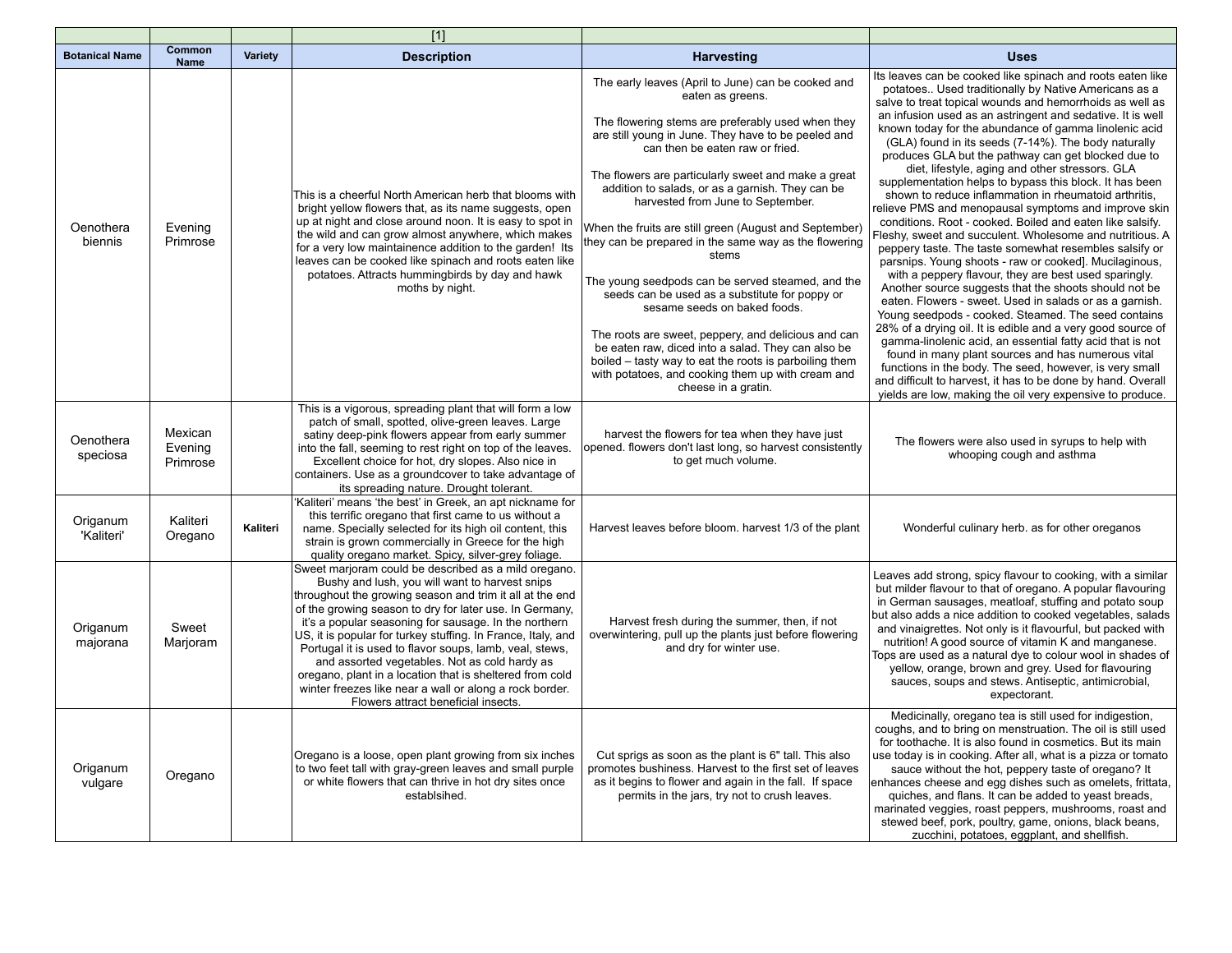| | | | [1] | | |
|---|---|---|---|---|---|
| **Botanical Name** | **Common Name** | **Variety** | **Description** | **Harvesting** | **Uses** |
| Oenothera biennis | Evening Primrose | | This is a cheerful North American herb that blooms with bright yellow flowers that, as its name suggests, open up at night and close around noon. It is easy to spot in the wild and can grow almost anywhere, which makes for a very low maintainance addition to the garden! Its leaves can be cooked like spinach and roots eaten like potatoes. Attracts hummingbirds by day and hawk moths by night. | The early leaves (April to June) can be cooked and eaten as greens.<br><br>The flowering stems are preferably used when they are still young in June. They have to be peeled and can then be eaten raw or fried.<br><br>The flowers are particularly sweet and make a great addition to salads, or as a garnish. They can be harvested from June to September.<br><br>When the fruits are still green (August and September) they can be prepared in the same way as the flowering stems<br><br>The young seedpods can be served steamed, and the seeds can be used as a substitute for poppy or sesame seeds on baked foods.<br><br>The roots are sweet, peppery, and delicious and can be eaten raw, diced into a salad. They can also be boiled – tasty way to eat the roots is parboiling them with potatoes, and cooking them up with cream and cheese in a gratin. | Its leaves can be cooked like spinach and roots eaten like potatoes.. Used traditionally by Native Americans as a salve to treat topical wounds and hemorrhoids as well as an infusion used as an astringent and sedative. It is well known today for the abundance of gamma linolenic acid (GLA) found in its seeds (7-14%). The body naturally produces GLA but the pathway can get blocked due to diet, lifestyle, aging and other stressors. GLA supplementation helps to bypass this block. It has been shown to reduce inflammation in rheumatoid arthritis, relieve PMS and menopausal symptoms and improve skin conditions. Root - cooked. Boiled and eaten like salsify. Fleshy, sweet and succulent. Wholesome and nutritious. A peppery taste. The taste somewhat resembles salsify or parsnips. Young shoots - raw or cooked]. Mucilaginous, with a peppery flavour, they are best used sparingly. Another source suggests that the shoots should not be eaten. Flowers - sweet. Used in salads or as a garnish. Young seedpods - cooked. Steamed. The seed contains 28% of a drying oil. It is edible and a very good source of gamma-linolenic acid, an essential fatty acid that is not found in many plant sources and has numerous vital functions in the body. The seed, however, is very small and difficult to harvest, it has to be done by hand. Overall yields are low, making the oil very expensive to produce. |
| Oenothera speciosa | Mexican Evening Primrose | | This is a vigorous, spreading plant that will form a low patch of small, spotted, olive-green leaves. Large satiny deep-pink flowers appear from early summer into the fall, seeming to rest right on top of the leaves. Excellent choice for hot, dry slopes. Also nice in containers. Use as a groundcover to take advantage of its spreading nature. Drought tolerant. | harvest the flowers for tea when they have just opened. flowers don't last long, so harvest consistently to get much volume. | The flowers were also used in syrups to help with whooping cough and asthma |
| Origanum 'Kaliteri' | Kaliteri Oregano | **Kaliteri** | 'Kaliteri' means 'the best' in Greek, an apt nickname for this terrific oregano that first came to us without a name. Specially selected for its high oil content, this strain is grown commercially in Greece for the high quality oregano market. Spicy, silver-grey foliage. | Harvest leaves before bloom. harvest 1/3 of the plant | Wonderful culinary herb. as for other oreganos |
| Origanum majorana | Sweet Marjoram | | Sweet marjoram could be described as a mild oregano. Bushy and lush, you will want to harvest snips throughout the growing season and trim it all at the end of the growing season to dry for later use. In Germany, it's a popular seasoning for sausage. In the northern US, it is popular for turkey stuffing. In France, Italy, and Portugal it is used to flavor soups, lamb, veal, stews, and assorted vegetables. Not as cold hardy as oregano, plant in a location that is sheltered from cold winter freezes like near a wall or along a rock border. Flowers attract beneficial insects. | Harvest fresh during the summer, then, if not overwintering, pull up the plants just before flowering and dry for winter use. | Leaves add strong, spicy flavour to cooking, with a similar but milder flavour to that of oregano. A popular flavouring in German sausages, meatloaf, stuffing and potato soup but also adds a nice addition to cooked vegetables, salads and vinaigrettes. Not only is it flavourful, but packed with nutrition! A good source of vitamin K and manganese. Tops are used as a natural dye to colour wool in shades of yellow, orange, brown and grey. Used for flavouring sauces, soups and stews. Antiseptic, antimicrobial, expectorant. |
| Origanum vulgare | Oregano | | Oregano is a loose, open plant growing from six inches to two feet tall with gray-green leaves and small purple or white flowers that can thrive in hot dry sites once establsihed. | Cut sprigs as soon as the plant is 6" tall. This also promotes bushiness. Harvest to the first set of leaves as it begins to flower and again in the fall. If space permits in the jars, try not to crush leaves. | Medicinally, oregano tea is still used for indigestion, coughs, and to bring on menstruation. The oil is still used for toothache. It is also found in cosmetics. But its main use today is in cooking. After all, what is a pizza or tomato sauce without the hot, peppery taste of oregano? It enhances cheese and egg dishes such as omelets, frittata, quiches, and flans. It can be added to yeast breads, marinated veggies, roast peppers, mushrooms, roast and stewed beef, pork, poultry, game, onions, black beans, zucchini, potatoes, eggplant, and shellfish. |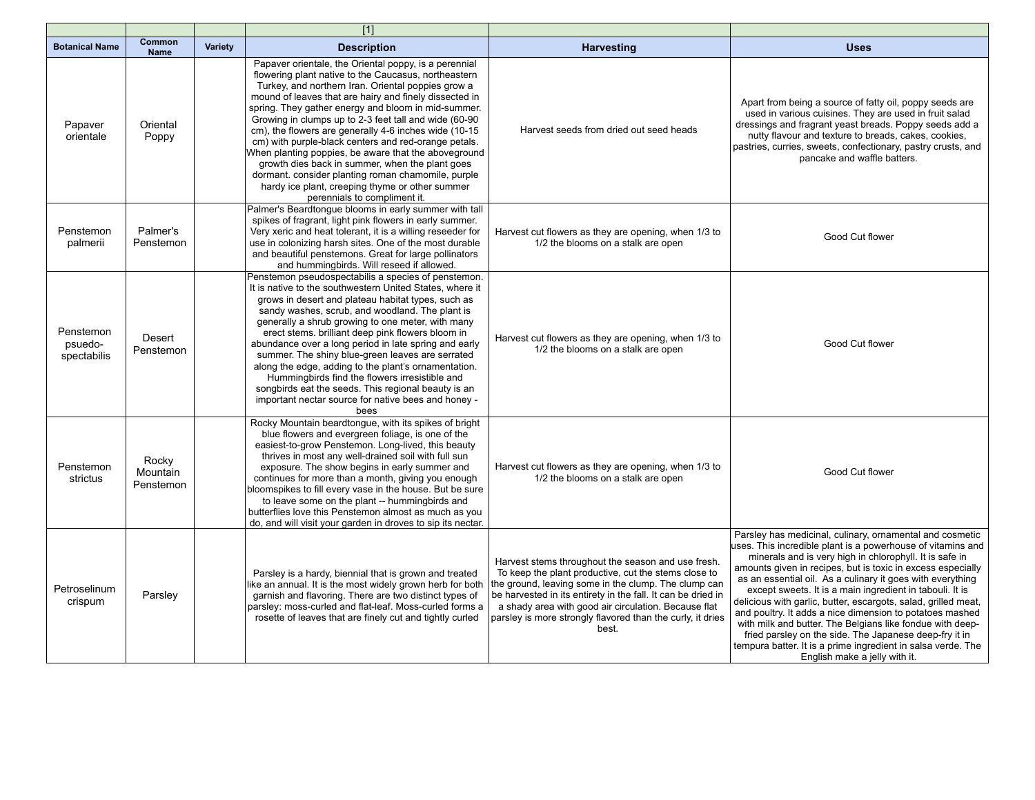| | | | [1] | | |
|---|---|---|---|---|---|
| **Botanical Name** | **Common Name** | **Variety** | **Description** | **Harvesting** | **Uses** |
| Papaver orientale | Oriental Poppy | | Papaver orientale, the Oriental poppy, is a perennial flowering plant native to the Caucasus, northeastern Turkey, and northern Iran. Oriental poppies grow a mound of leaves that are hairy and finely dissected in spring. They gather energy and bloom in mid-summer. Growing in clumps up to 2-3 feet tall and wide (60-90 cm), the flowers are generally 4-6 inches wide (10-15 cm) with purple-black centers and red-orange petals. When planting poppies, be aware that the aboveground growth dies back in summer, when the plant goes dormant. consider planting roman chamomile, purple hardy ice plant, creeping thyme or other summer perennials to compliment it. | Harvest seeds from dried out seed heads | Apart from being a source of fatty oil, poppy seeds are used in various cuisines. They are used in fruit salad dressings and fragrant yeast breads. Poppy seeds add a nutty flavour and texture to breads, cakes, cookies, pastries, curries, sweets, confectionary, pastry crusts, and pancake and waffle batters. |
| Penstemon palmerii | Palmer's Penstemon | | Palmer's Beardtongue blooms in early summer with tall spikes of fragrant, light pink flowers in early summer. Very xeric and heat tolerant, it is a willing reseeder for use in colonizing harsh sites. One of the most durable and beautiful penstemons. Great for large pollinators and hummingbirds. Will reseed if allowed. | Harvest cut flowers as they are opening, when 1/3 to 1/2 the blooms on a stalk are open | Good Cut flower |
| Penstemon psuedo-spectabilis | Desert Penstemon | | Penstemon pseudospectabilis a species of penstemon. It is native to the southwestern United States, where it grows in desert and plateau habitat types, such as sandy washes, scrub, and woodland. The plant is generally a shrub growing to one meter, with many erect stems. brilliant deep pink flowers bloom in abundance over a long period in late spring and early summer. The shiny blue-green leaves are serrated along the edge, adding to the plant's ornamentation. Hummingbirds find the flowers irresistible and songbirds eat the seeds. This regional beauty is an important nectar source for native bees and honey - bees | Harvest cut flowers as they are opening, when 1/3 to 1/2 the blooms on a stalk are open | Good Cut flower |
| Penstemon strictus | Rocky Mountain Penstemon | | Rocky Mountain beardtongue, with its spikes of bright blue flowers and evergreen foliage, is one of the easiest-to-grow Penstemon. Long-lived, this beauty thrives in most any well-drained soil with full sun exposure. The show begins in early summer and continues for more than a month, giving you enough bloomspikes to fill every vase in the house. But be sure to leave some on the plant -- hummingbirds and butterflies love this Penstemon almost as much as you do, and will visit your garden in droves to sip its nectar. | Harvest cut flowers as they are opening, when 1/3 to 1/2 the blooms on a stalk are open | Good Cut flower |
| Petroselinum crispum | Parsley | | Parsley is a hardy, biennial that is grown and treated like an annual. It is the most widely grown herb for both garnish and flavoring. There are two distinct types of parsley: moss-curled and flat-leaf. Moss-curled forms a rosette of leaves that are finely cut and tightly curled | Harvest stems throughout the season and use fresh. To keep the plant productive, cut the stems close to the ground, leaving some in the clump. The clump can be harvested in its entirety in the fall. It can be dried in a shady area with good air circulation. Because flat parsley is more strongly flavored than the curly, it dries best. | Parsley has medicinal, culinary, ornamental and cosmetic uses. This incredible plant is a powerhouse of vitamins and minerals and is very high in chlorophyll. It is safe in amounts given in recipes, but is toxic in excess especially as an essential oil. As a culinary it goes with everything except sweets. It is a main ingredient in tabouli. It is delicious with garlic, butter, escargots, salad, grilled meat, and poultry. It adds a nice dimension to potatoes mashed with milk and butter. The Belgians like fondue with deep-fried parsley on the side. The Japanese deep-fry it in tempura batter. It is a prime ingredient in salsa verde. The English make a jelly with it. |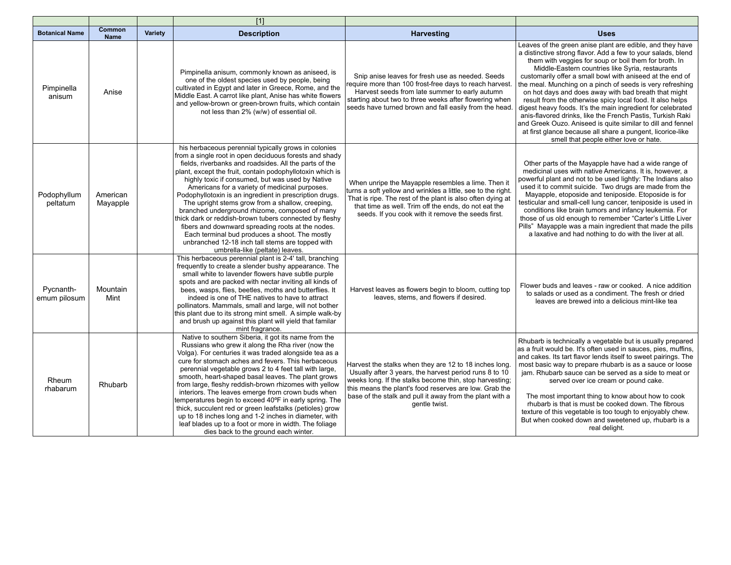| | | | [1] | | |
|---|---|---|---|---|---|
| **Botanical Name** | **Common Name** | **Variety** | **Description** | **Harvesting** | **Uses** |
| Pimpinella anisum | Anise | | Pimpinella anisum, commonly known as aniseed, is one of the oldest species used by people, being cultivated in Egypt and later in Greece, Rome, and the Middle East. A carrot like plant, Anise has white flowers and yellow-brown or green-brown fruits, which contain not less than 2% (w/w) of essential oil. | Snip anise leaves for fresh use as needed. Seeds require more than 100 frost-free days to reach harvest. Harvest seeds from late summer to early autumn starting about two to three weeks after flowering when seeds have turned brown and fall easily from the head. | Leaves of the green anise plant are edible, and they have a distinctive strong flavor. Add a few to your salads, blend them with veggies for soup or boil them for broth. In Middle-Eastern countries like Syria, restaurants customarily offer a small bowl with aniseed at the end of the meal. Munching on a pinch of seeds is very refreshing on hot days and does away with bad breath that might result from the otherwise spicy local food. It also helps digest heavy foods. It's the main ingredient for celebrated anis-flavored drinks, like the French Pastis, Turkish Raki and Greek Ouzo. Aniseed is quite similar to dill and fennel at first glance because all share a pungent, licorice-like smell that people either love or hate. |
| Podophyllum peltatum | American Mayapple | | his herbaceous perennial typically grows in colonies from a single root in open deciduous forests and shady fields, riverbanks and roadsides. All the parts of the plant, except the fruit, contain podophyllotoxin which is highly toxic if consumed, but was used by Native Americans for a variety of medicinal purposes. Podophyllotoxin is an ingredient in prescription drugs. The upright stems grow from a shallow, creeping, branched underground rhizome, composed of many thick dark or reddish-brown tubers connected by fleshy fibers and downward spreading roots at the nodes. Each terminal bud produces a shoot. The mostly unbranched 12-18 inch tall stems are topped with umbrella-like (peltate) leaves. | When unripe the Mayapple resembles a lime. Then it turns a soft yellow and wrinkles a little, see to the right. That is ripe. The rest of the plant is also often dying at that time as well. Trim off the ends, do not eat the seeds. If you cook with it remove the seeds first. | Other parts of the Mayapple have had a wide range of medicinal uses with native Americans. It is, however, a powerful plant and not to be used lightly: The Indians also used it to commit suicide. Two drugs are made from the Mayapple, etoposide and teniposide. Etoposide is for testicular and small-cell lung cancer, teniposide is used in conditions like brain tumors and infancy leukemia. For those of us old enough to remember "Carter's Little Liver Pills" Mayapple was a main ingredient that made the pills a laxative and had nothing to do with the liver at all. |
| Pycnanth-emum pilosum | Mountain Mint | | This herbaceous perennial plant is 2-4' tall, branching frequently to create a slender bushy appearance. The small white to lavender flowers have subtle purple spots and are packed with nectar inviting all kinds of bees, wasps, flies, beetles, moths and butterflies. It indeed is one of THE natives to have to attract pollinators. Mammals, small and large, will not bother this plant due to its strong mint smell. A simple walk-by and brush up against this plant will yield that familar mint fragrance. | Harvest leaves as flowers begin to bloom, cutting top leaves, stems, and flowers if desired. | Flower buds and leaves - raw or cooked. A nice addition to salads or used as a condiment. The fresh or dried leaves are brewed into a delicious mint-like tea |
| Rheum rhabarum | Rhubarb | | Native to southern Siberia, it got its name from the Russians who grew it along the Rha river (now the Volga). For centuries it was traded alongside tea as a cure for stomach aches and fevers. This herbaceous perennial vegetable grows 2 to 4 feet tall with large, smooth, heart-shaped basal leaves. The plant grows from large, fleshy reddish-brown rhizomes with yellow interiors. The leaves emerge from crown buds when temperatures begin to exceed 40ºF in early spring. The thick, succulent red or green leafstalks (petioles) grow up to 18 inches long and 1-2 inches in diameter, with leaf blades up to a foot or more in width. The foliage dies back to the ground each winter. | Harvest the stalks when they are 12 to 18 inches long. Usually after 3 years, the harvest period runs 8 to 10 weeks long. If the stalks become thin, stop harvesting; this means the plant's food reserves are low. Grab the base of the stalk and pull it away from the plant with a gentle twist. | Rhubarb is technically a vegetable but is usually prepared as a fruit would be. It's often used in sauces, pies, muffins, and cakes. Its tart flavor lends itself to sweet pairings. The most basic way to prepare rhubarb is as a sauce or loose jam. Rhubarb sauce can be served as a side to meat or served over ice cream or pound cake.<br><br>The most important thing to know about how to cook rhubarb is that is must be cooked down. The fibrous texture of this vegetable is too tough to enjoyably chew. But when cooked down and sweetened up, rhubarb is a real delight. |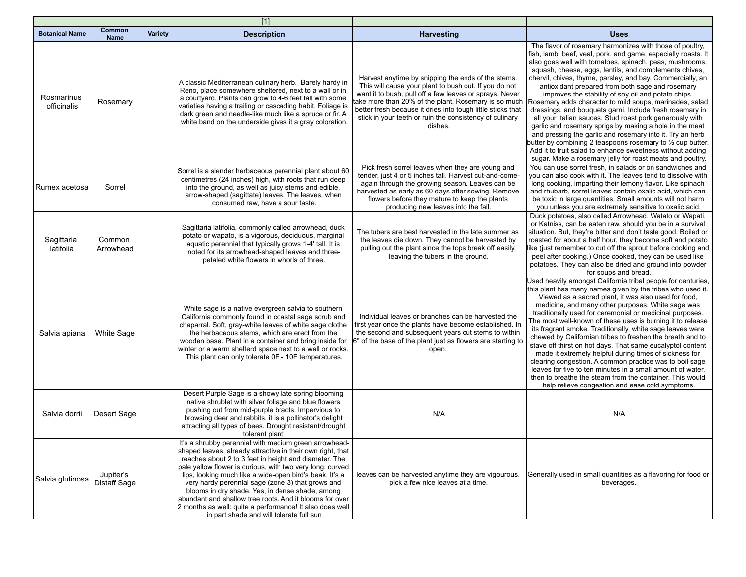| | | | [1] | | |
|---|---|---|---|---|---|
| **Botanical Name** | **Common Name** | **Variety** | **Description** | **Harvesting** | **Uses** |
| Rosmarinus officinalis | Rosemary | | A classic Mediterranean culinary herb. Barely hardy in Reno, place somewhere sheltered, next to a wall or in a courtyard. Plants can grow to 4-6 feet tall with some varieties having a trailing or cascading habit. Foliage is dark green and needle-like much like a spruce or fir. A white band on the underside gives it a gray coloration. | Harvest anytime by snipping the ends of the stems. This will cause your plant to bush out. If you do not want it to bush, pull off a few leaves or sprays. Never take more than 20% of the plant. Rosemary is so much better fresh because it dries into tough little sticks that stick in your teeth or ruin the consistency of culinary dishes. | The flavor of rosemary harmonizes with those of poultry, fish, lamb, beef, veal, pork, and game, especially roasts. It also goes well with tomatoes, spinach, peas, mushrooms, squash, cheese, eggs, lentils, and complements chives, chervil, chives, thyme, parsley, and bay. Commercially, an antioxidant prepared from both sage and rosemary improves the stability of soy oil and potato chips. Rosemary adds character to mild soups, marinades, salad dressings, and bouquets garni. Include fresh rosemary in all your Italian sauces. Stud roast pork generously with garlic and rosemary sprigs by making a hole in the meat and pressing the garlic and rosemary into it. Try an herb butter by combining 2 teaspoons rosemary to ½ cup butter. Add it to fruit salad to enhance sweetness without adding sugar. Make a rosemary jelly for roast meats and poultry. |
| Rumex acetosa | Sorrel | | Sorrel is a slender herbaceous perennial plant about 60 centimetres (24 inches) high, with roots that run deep into the ground, as well as juicy stems and edible, arrow-shaped (sagittate) leaves. The leaves, when consumed raw, have a sour taste. | Pick fresh sorrel leaves when they are young and tender, just 4 or 5 inches tall. Harvest cut-and-come-again through the growing season. Leaves can be harvested as early as 60 days after sowing. Remove flowers before they mature to keep the plants producing new leaves into the fall. | You can use sorrel fresh, in salads or on sandwiches and you can also cook with it. The leaves tend to dissolve with long cooking, imparting their lemony flavor. Like spinach and rhubarb, sorrel leaves contain oxalic acid, which can be toxic in large quantities. Small amounts will not harm you unless you are extremely sensitive to oxalic acid. |
| Sagittaria latifolia | Common Arrowhead | | Sagittaria latifolia, commonly called arrowhead, duck potato or wapato, is a vigorous, deciduous, marginal aquatic perennial that typically grows 1-4' tall. It is noted for its arrowhead-shaped leaves and three-petaled white flowers in whorls of three. | The tubers are best harvested in the late summer as the leaves die down. They cannot be harvested by pulling out the plant since the tops break off easily, leaving the tubers in the ground. | Duck potatoes, also called Arrowhead, Watato or Wapati, or Katniss, can be eaten raw, should you be in a survival situation. But, they're bitter and don't taste good. Boiled or roasted for about a half hour, they become soft and potato like (just remember to cut off the sprout before cooking and peel after cooking.) Once cooked, they can be used like potatoes. They can also be dried and ground into powder for soups and bread. |
| Salvia apiana | White Sage | | White sage is a native evergreen salvia to southern California commonly found in coastal sage scrub and chaparral. Soft, gray-white leaves of white sage clothe the herbaceous stems, which are erect from the wooden base. Plant in a container and bring inside for winter or a warm shelterd space next to a wall or rocks. This plant can only tolerate 0F - 10F temperatures. | Individual leaves or branches can be harvested the first year once the plants have become established. In the second and subsequent years cut stems to within 6" of the base of the plant just as flowers are starting to open. | Used heavily amongst California tribal people for centuries, this plant has many names given by the tribes who used it. Viewed as a sacred plant, it was also used for food, medicine, and many other purposes. White sage was traditionally used for ceremonial or medicinal purposes. The most well-known of these uses is burning it to release its fragrant smoke. Traditionally, white sage leaves were chewed by Californian tribes to freshen the breath and to stave off thirst on hot days. That same eucalyptol content made it extremely helpful during times of sickness for clearing congestion. A common practice was to boil sage leaves for five to ten minutes in a small amount of water, then to breathe the steam from the container. This would help relieve congestion and ease cold symptoms. |
| Salvia dorrii | Desert Sage | | Desert Purple Sage is a showy late spring blooming native shrublet with silver foliage and blue flowers pushing out from mid-purple bracts. Impervious to browsing deer and rabbits, it is a pollinator's delight attracting all types of bees. Drought resistant/drought tolerant plant | N/A | N/A |
| Salvia glutinosa | Jupiter's Distaff Sage | | It's a shrubby perennial with medium green arrowhead-shaped leaves, already attractive in their own right, that reaches about 2 to 3 feet in height and diameter. The pale yellow flower is curious, with two very long, curved lips, looking much like a wide-open bird's beak. It's a very hardy perennial sage (zone 3) that grows and blooms in dry shade. Yes, in dense shade, among abundant and shallow tree roots. And it blooms for over 2 months as well: quite a performance! It also does well in part shade and will tolerate full sun | leaves can be harvested anytime they are vigorous. pick a few nice leaves at a time. | Generally used in small quantities as a flavoring for food or beverages. |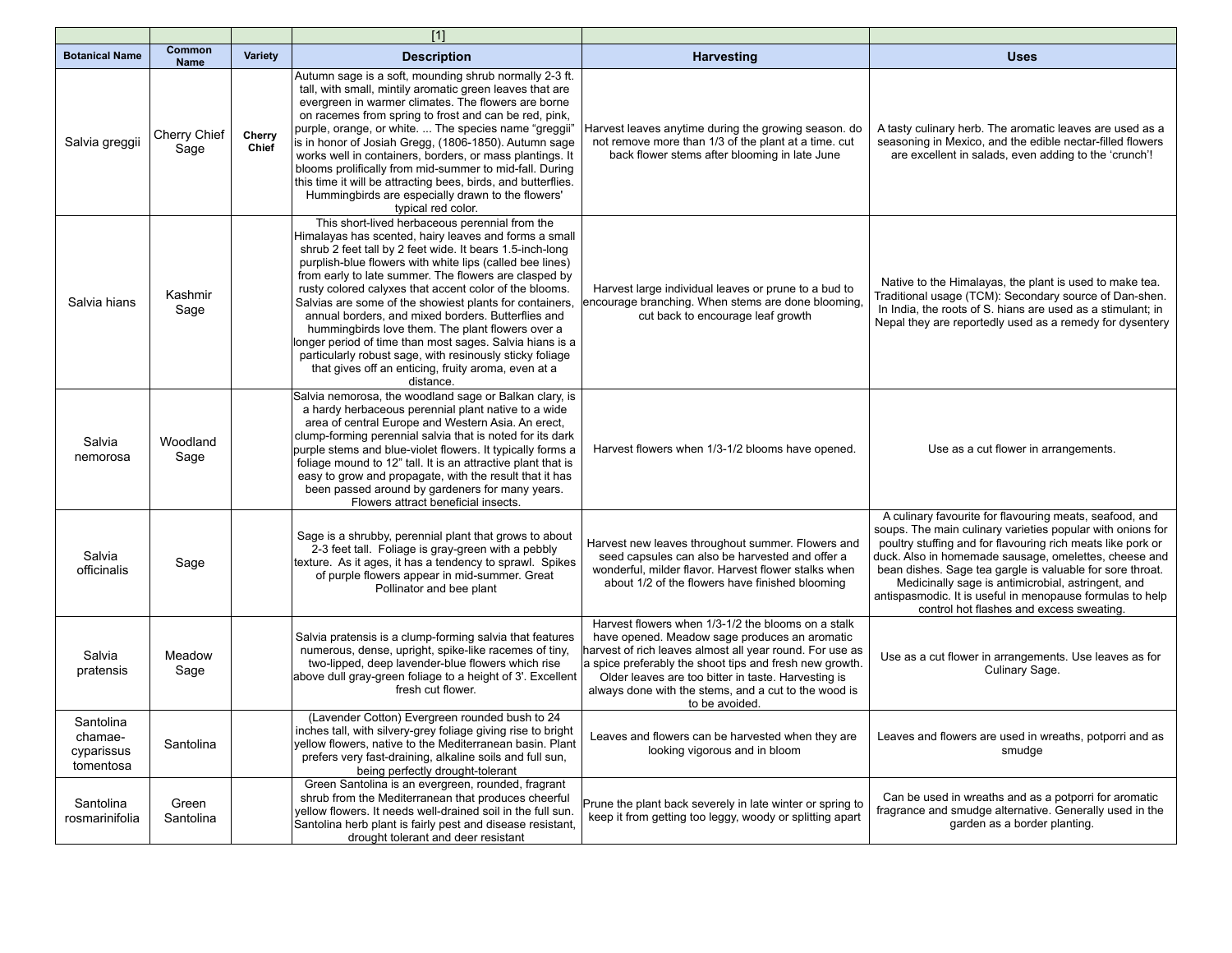| | | | [1] | | |
|---|---|---|---|---|---|
| **Botanical Name** | **Common Name** | **Variety** | **Description** | **Harvesting** | **Uses** |
| Salvia greggii | Cherry Chief Sage | **Cherry Chief** | Autumn sage is a soft, mounding shrub normally 2-3 ft. tall, with small, mintily aromatic green leaves that are evergreen in warmer climates. The flowers are borne on racemes from spring to frost and can be red, pink, purple, orange, or white. ... The species name "greggii" is in honor of Josiah Gregg, (1806-1850). Autumn sage works well in containers, borders, or mass plantings. It blooms prolifically from mid-summer to mid-fall. During this time it will be attracting bees, birds, and butterflies. Hummingbirds are especially drawn to the flowers' typical red color. | Harvest leaves anytime during the growing season. do not remove more than 1/3 of the plant at a time. cut back flower stems after blooming in late June | A tasty culinary herb. The aromatic leaves are used as a seasoning in Mexico, and the edible nectar-filled flowers are excellent in salads, even adding to the 'crunch'! |
| Salvia hians | Kashmir Sage | | This short-lived herbaceous perennial from the Himalayas has scented, hairy leaves and forms a small shrub 2 feet tall by 2 feet wide. It bears 1.5-inch-long purplish-blue flowers with white lips (called bee lines) from early to late summer. The flowers are clasped by rusty colored calyxes that accent color of the blooms. Salvias are some of the showiest plants for containers, annual borders, and mixed borders. Butterflies and hummingbirds love them. The plant flowers over a longer period of time than most sages. Salvia hians is a particularly robust sage, with resinously sticky foliage that gives off an enticing, fruity aroma, even at a distance. | Harvest large individual leaves or prune to a bud to encourage branching. When stems are done blooming, cut back to encourage leaf growth | Native to the Himalayas, the plant is used to make tea. Traditional usage (TCM): Secondary source of Dan-shen. In India, the roots of S. hians are used as a stimulant; in Nepal they are reportedly used as a remedy for dysentery |
| Salvia nemorosa | Woodland Sage | | Salvia nemorosa, the woodland sage or Balkan clary, is a hardy herbaceous perennial plant native to a wide area of central Europe and Western Asia. An erect, clump-forming perennial salvia that is noted for its dark purple stems and blue-violet flowers. It typically forms a foliage mound to 12" tall. It is an attractive plant that is easy to grow and propagate, with the result that it has been passed around by gardeners for many years. Flowers attract beneficial insects. | Harvest flowers when 1/3-1/2 blooms have opened. | Use as a cut flower in arrangements. |
| Salvia officinalis | Sage | | Sage is a shrubby, perennial plant that grows to about 2-3 feet tall. Foliage is gray-green with a pebbly texture. As it ages, it has a tendency to sprawl. Spikes of purple flowers appear in mid-summer. Great Pollinator and bee plant | Harvest new leaves throughout summer. Flowers and seed capsules can also be harvested and offer a wonderful, milder flavor. Harvest flower stalks when about 1/2 of the flowers have finished blooming | A culinary favourite for flavouring meats, seafood, and soups. The main culinary varieties popular with onions for poultry stuffing and for flavouring rich meats like pork or duck. Also in homemade sausage, omelettes, cheese and bean dishes. Sage tea gargle is valuable for sore throat. Medicinally sage is antimicrobial, astringent, and antispasmodic. It is useful in menopause formulas to help control hot flashes and excess sweating. |
| Salvia pratensis | Meadow Sage | | Salvia pratensis is a clump-forming salvia that features numerous, dense, upright, spike-like racemes of tiny, two-lipped, deep lavender-blue flowers which rise above dull gray-green foliage to a height of 3'. Excellent fresh cut flower. | Harvest flowers when 1/3-1/2 the blooms on a stalk have opened. Meadow sage produces an aromatic harvest of rich leaves almost all year round. For use as a spice preferably the shoot tips and fresh new growth. Older leaves are too bitter in taste. Harvesting is always done with the stems, and a cut to the wood is to be avoided. | Use as a cut flower in arrangements. Use leaves as for Culinary Sage. |
| Santolina chamae-cyparissus tomentosa | Santolina | | (Lavender Cotton) Evergreen rounded bush to 24 inches tall, with silvery-grey foliage giving rise to bright yellow flowers, native to the Mediterranean basin. Plant prefers very fast-draining, alkaline soils and full sun, being perfectly drought-tolerant | Leaves and flowers can be harvested when they are looking vigorous and in bloom | Leaves and flowers are used in wreaths, potporri and as smudge |
| Santolina rosmarinifolia | Green Santolina | | Green Santolina is an evergreen, rounded, fragrant shrub from the Mediterranean that produces cheerful yellow flowers. It needs well-drained soil in the full sun. Santolina herb plant is fairly pest and disease resistant, drought tolerant and deer resistant | Prune the plant back severely in late winter or spring to keep it from getting too leggy, woody or splitting apart | Can be used in wreaths and as a potporri for aromatic fragrance and smudge alternative. Generally used in the garden as a border planting. |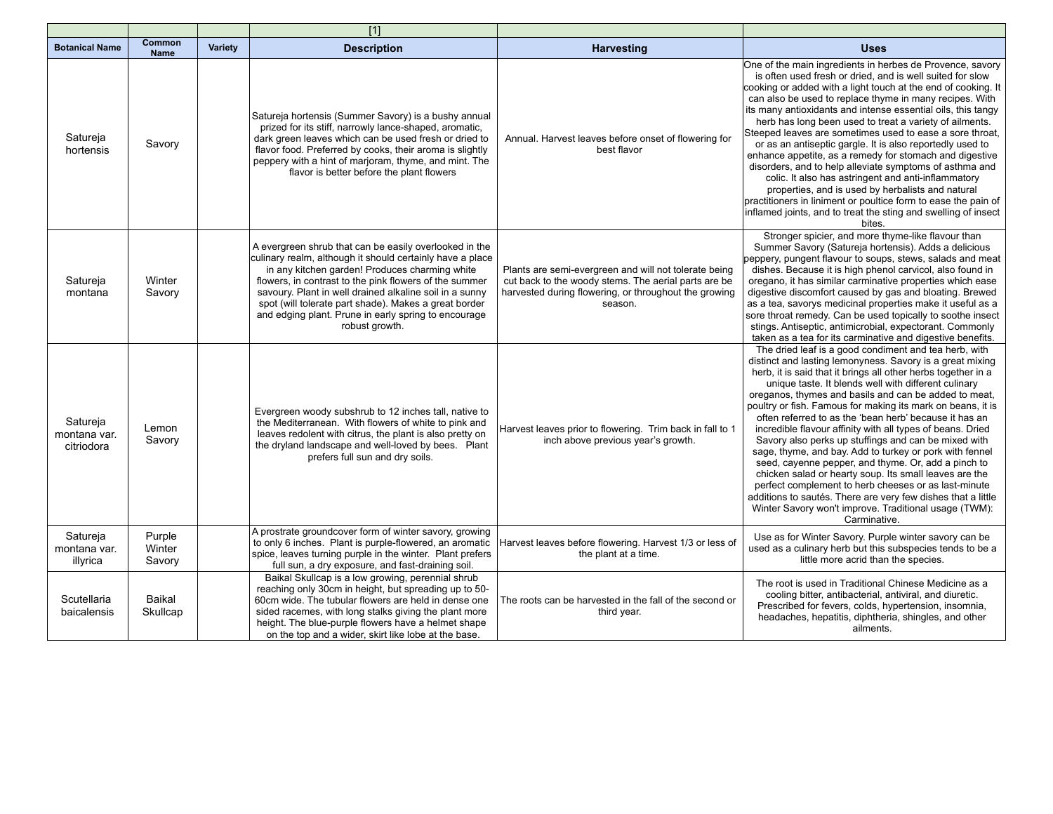| | | | [1] | | |
|---|---|---|---|---|---|
| **Botanical Name** | **Common Name** | **Variety** | **Description** | **Harvesting** | **Uses** |
| Satureja hortensis | Savory | | Satureja hortensis (Summer Savory) is a bushy annual prized for its stiff, narrowly lance-shaped, aromatic, dark green leaves which can be used fresh or dried to flavor food. Preferred by cooks, their aroma is slightly peppery with a hint of marjoram, thyme, and mint. The flavor is better before the plant flowers | Annual. Harvest leaves before onset of flowering for best flavor | One of the main ingredients in herbes de Provence, savory is often used fresh or dried, and is well suited for slow cooking or added with a light touch at the end of cooking. It can also be used to replace thyme in many recipes. With its many antioxidants and intense essential oils, this tangy herb has long been used to treat a variety of ailments. Steeped leaves are sometimes used to ease a sore throat, or as an antiseptic gargle. It is also reportedly used to enhance appetite, as a remedy for stomach and digestive disorders, and to help alleviate symptoms of asthma and colic. It also has astringent and anti-inflammatory properties, and is used by herbalists and natural practitioners in liniment or poultice form to ease the pain of inflamed joints, and to treat the sting and swelling of insect bites. |
| Satureja montana | Winter Savory | | A evergreen shrub that can be easily overlooked in the culinary realm, although it should certainly have a place in any kitchen garden! Produces charming white flowers, in contrast to the pink flowers of the summer savoury. Plant in well drained alkaline soil in a sunny spot (will tolerate part shade). Makes a great border and edging plant. Prune in early spring to encourage robust growth. | Plants are semi-evergreen and will not tolerate being cut back to the woody stems. The aerial parts are be harvested during flowering, or throughout the growing season. | Stronger spicier, and more thyme-like flavour than Summer Savory (Satureja hortensis). Adds a delicious peppery, pungent flavour to soups, stews, salads and meat dishes. Because it is high phenol carvicol, also found in oregano, it has similar carminative properties which ease digestive discomfort caused by gas and bloating. Brewed as a tea, savorys medicinal properties make it useful as a sore throat remedy. Can be used topically to soothe insect stings. Antiseptic, antimicrobial, expectorant. Commonly taken as a tea for its carminative and digestive benefits. |
| Satureja montana var. citriodora | Lemon Savory | | Evergreen woody subshrub to 12 inches tall, native to the Mediterranean. With flowers of white to pink and leaves redolent with citrus, the plant is also pretty on the dryland landscape and well-loved by bees. Plant prefers full sun and dry soils. | Harvest leaves prior to flowering. Trim back in fall to 1 inch above previous year's growth. | The dried leaf is a good condiment and tea herb, with distinct and lasting lemonyness. Savory is a great mixing herb, it is said that it brings all other herbs together in a unique taste. It blends well with different culinary oreganos, thymes and basils and can be added to meat, poultry or fish. Famous for making its mark on beans, it is often referred to as the 'bean herb' because it has an incredible flavour affinity with all types of beans. Dried Savory also perks up stuffings and can be mixed with sage, thyme, and bay. Add to turkey or pork with fennel seed, cayenne pepper, and thyme. Or, add a pinch to chicken salad or hearty soup. Its small leaves are the perfect complement to herb cheeses or as last-minute additions to sautés. There are very few dishes that a little Winter Savory won't improve. Traditional usage (TWM): Carminative. |
| Satureja montana var. illyrica | Purple Winter Savory | | A prostrate groundcover form of winter savory, growing to only 6 inches. Plant is purple-flowered, an aromatic spice, leaves turning purple in the winter. Plant prefers full sun, a dry exposure, and fast-draining soil. | Harvest leaves before flowering. Harvest 1/3 or less of the plant at a time. | Use as for Winter Savory. Purple winter savory can be used as a culinary herb but this subspecies tends to be a little more acrid than the species. |
| Scutellaria baicalensis | Baikal Skullcap | | Baikal Skullcap is a low growing, perennial shrub reaching only 30cm in height, but spreading up to 50-60cm wide. The tubular flowers are held in dense one sided racemes, with long stalks giving the plant more height. The blue-purple flowers have a helmet shape on the top and a wider, skirt like lobe at the base. | The roots can be harvested in the fall of the second or third year. | The root is used in Traditional Chinese Medicine as a cooling bitter, antibacterial, antiviral, and diuretic. Prescribed for fevers, colds, hypertension, insomnia, headaches, hepatitis, diphtheria, shingles, and other ailments. |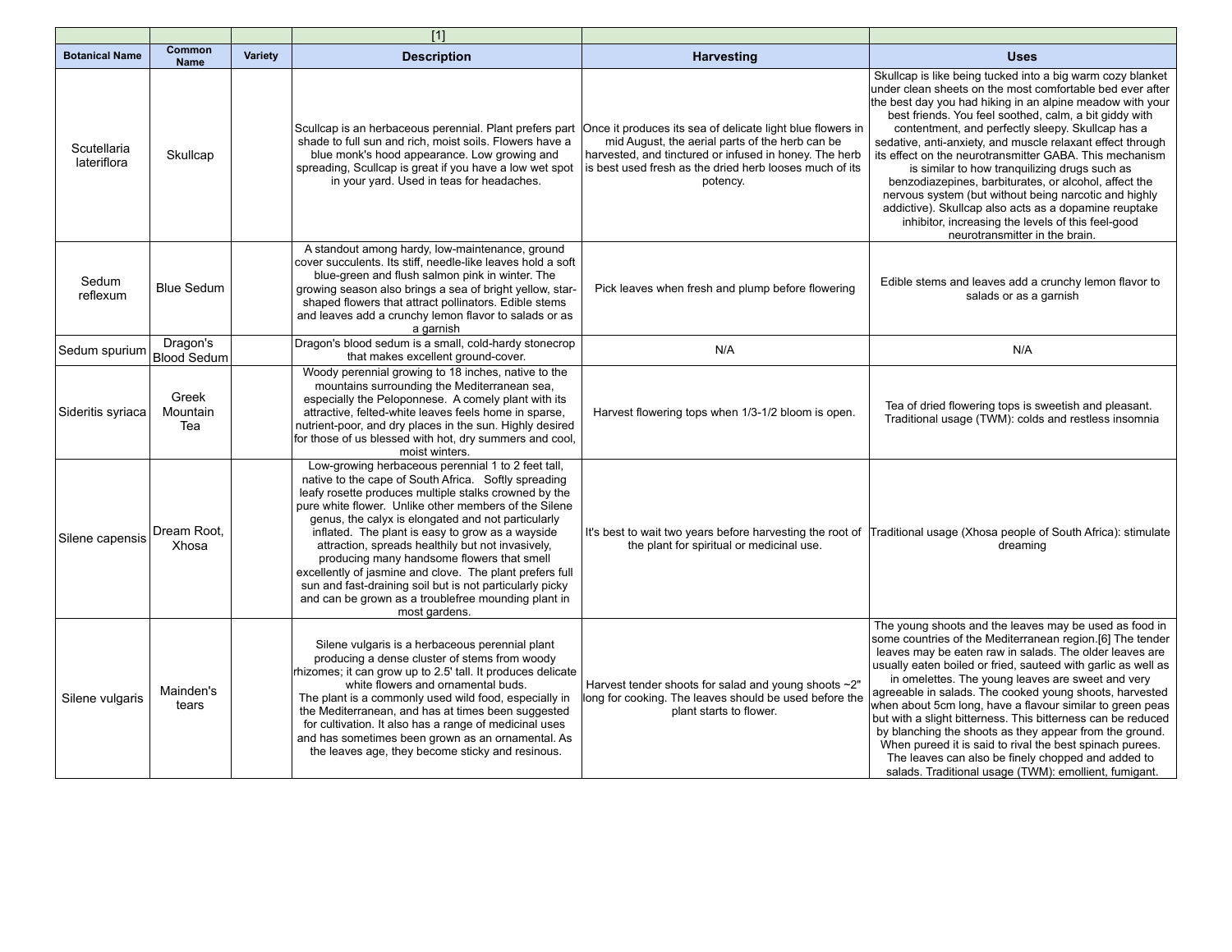| | | | [1] | | |
|---|---|---|---|---|---|
| **Botanical Name** | **Common Name** | **Variety** | **Description** | **Harvesting** | **Uses** |
| Scutellaria lateriflora | Skullcap | | Scullcap is an herbaceous perennial. Plant prefers part shade to full sun and rich, moist soils. Flowers have a blue monk's hood appearance. Low growing and spreading, Scullcap is great if you have a low wet spot in your yard. Used in teas for headaches. | Once it produces its sea of delicate light blue flowers in mid August, the aerial parts of the herb can be harvested, and tinctured or infused in honey. The herb is best used fresh as the dried herb looses much of its potency. | Skullcap is like being tucked into a big warm cozy blanket under clean sheets on the most comfortable bed ever after the best day you had hiking in an alpine meadow with your best friends. You feel soothed, calm, a bit giddy with contentment, and perfectly sleepy. Skullcap has a sedative, anti-anxiety, and muscle relaxant effect through its effect on the neurotransmitter GABA. This mechanism is similar to how tranquilizing drugs such as benzodiazepines, barbiturates, or alcohol, affect the nervous system (but without being narcotic and highly addictive). Skullcap also acts as a dopamine reuptake inhibitor, increasing the levels of this feel-good neurotransmitter in the brain. |
| Sedum reflexum | Blue Sedum | | A standout among hardy, low-maintenance, ground cover succulents. Its stiff, needle-like leaves hold a soft blue-green and flush salmon pink in winter. The growing season also brings a sea of bright yellow, star-shaped flowers that attract pollinators. Edible stems and leaves add a crunchy lemon flavor to salads or as a garnish | Pick leaves when fresh and plump before flowering | Edible stems and leaves add a crunchy lemon flavor to salads or as a garnish |
| Sedum spurium | Dragon's Blood Sedum | | Dragon's blood sedum is a small, cold-hardy stonecrop that makes excellent ground-cover. | N/A | N/A |
| Sideritis syriaca | Greek Mountain Tea | | Woody perennial growing to 18 inches, native to the mountains surrounding the Mediterranean sea, especially the Peloponnese. A comely plant with its attractive, felted-white leaves feels home in sparse, nutrient-poor, and dry places in the sun. Highly desired for those of us blessed with hot, dry summers and cool, moist winters. | Harvest flowering tops when 1/3-1/2 bloom is open. | Tea of dried flowering tops is sweetish and pleasant. Traditional usage (TWM): colds and restless insomnia |
| Silene capensis | Dream Root, Xhosa | | Low-growing herbaceous perennial 1 to 2 feet tall, native to the cape of South Africa. Softly spreading leafy rosette produces multiple stalks crowned by the pure white flower. Unlike other members of the Silene genus, the calyx is elongated and not particularly inflated. The plant is easy to grow as a wayside attraction, spreads healthily but not invasively, producing many handsome flowers that smell excellently of jasmine and clove. The plant prefers full sun and fast-draining soil but is not particularly picky and can be grown as a troublefree mounding plant in most gardens. | It's best to wait two years before harvesting the root of the plant for spiritual or medicinal use. | Traditional usage (Xhosa people of South Africa): stimulate dreaming |
| Silene vulgaris | Mainden's tears | | Silene vulgaris is a herbaceous perennial plant producing a dense cluster of stems from woody rhizomes; it can grow up to 2.5' tall. It produces delicate white flowers and ornamental buds. The plant is a commonly used wild food, especially in the Mediterranean, and has at times been suggested for cultivation. It also has a range of medicinal uses and has sometimes been grown as an ornamental. As the leaves age, they become sticky and resinous. | Harvest tender shoots for salad and young shoots ~2" long for cooking. The leaves should be used before the plant starts to flower. | The young shoots and the leaves may be used as food in some countries of the Mediterranean region.[6] The tender leaves may be eaten raw in salads. The older leaves are usually eaten boiled or fried, sauteed with garlic as well as in omelettes. The young leaves are sweet and very agreeable in salads. The cooked young shoots, harvested when about 5cm long, have a flavour similar to green peas but with a slight bitterness. This bitterness can be reduced by blanching the shoots as they appear from the ground. When pureed it is said to rival the best spinach purees. The leaves can also be finely chopped and added to salads. Traditional usage (TWM): emollient, fumigant. |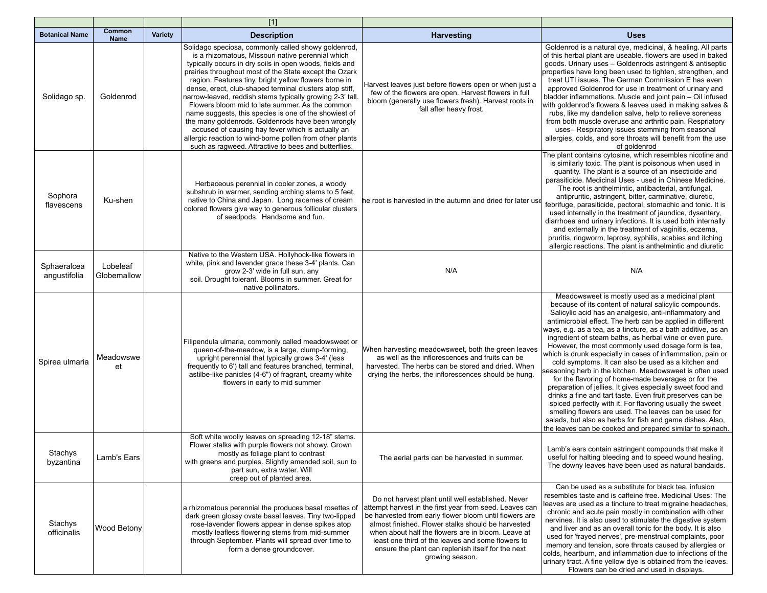| | | | [1] | | |
|---|---|---|---|---|---|
| **Botanical Name** | **Common Name** | **Variety** | **Description** | **Harvesting** | **Uses** |
| Solidago sp. | Goldenrod | | Solidago speciosa, commonly called showy goldenrod, is a rhizomatous, Missouri native perennial which typically occurs in dry soils in open woods, fields and prairies throughout most of the State except the Ozark region. Features tiny, bright yellow flowers borne in dense, erect, club-shaped terminal clusters atop stiff, narrow-leaved, reddish stems typically growing 2-3' tall. Flowers bloom mid to late summer. As the common name suggests, this species is one of the showiest of the many goldenrods. Goldenrods have been wrongly accused of causing hay fever which is actually an allergic reaction to wind-borne pollen from other plants such as ragweed. Attractive to bees and butterflies. | Harvest leaves just before flowers open or when just a few of the flowers are open. Harvest flowers in full bloom (generally use flowers fresh). Harvest roots in fall after heavy frost. | Goldenrod is a natural dye, medicinal, & healing. All parts of this herbal plant are useable. flowers are used in baked goods. Urinary uses – Goldenrods astringent & antiseptic properties have long been used to tighten, strengthen, and treat UTI issues. The German Commission E has even approved Goldenrod for use in treatment of urinary and bladder inflammations. Muscle and joint pain – Oil infused with goldenrod's flowers & leaves used in making salves & rubs, like my dandelion salve, help to relieve soreness from both muscle overuse and arthritic pain. Respriatory uses– Respiratory issues stemming from seasonal allergies, colds, and sore throats will benefit from the use of goldenrod |
| Sophora flavescens | Ku-shen | | Herbaceous perennial in cooler zones, a woody subshrub in warmer, sending arching stems to 5 feet, native to China and Japan. Long racemes of cream colored flowers give way to generous follicular clusters of seedpods. Handsome and fun. | he root is harvested in the autumn and dried for later use | The plant contains cytosine, which resembles nicotine and is similarly toxic. The plant is poisonous when used in quantity. The plant is a source of an insecticide and parasiticide. Medicinal Uses - used in Chinese Medicine. The root is anthelmintic, antibacterial, antifungal, antipruritic, astringent, bitter, carminative, diuretic, febrifuge, parasiticide, pectoral, stomachic and tonic. It is used internally in the treatment of jaundice, dysentery, diarrhoea and urinary infections. It is used both internally and externally in the treatment of vaginitis, eczema, pruritis, ringworm, leprosy, syphilis, scabies and itching allergic reactions. The plant is anthelmintic and diuretic |
| Sphaeralcea angustifolia | Lobeleaf Globemallow | | Native to the Western USA. Hollyhock-like flowers in white, pink and lavender grace these 3-4' plants. Can grow 2-3' wide in full sun, any soil. Drought tolerant. Blooms in summer. Great for native pollinators. | N/A | N/A |
| Spirea ulmaria | Meadowsweet | | Filipendula ulmaria, commonly called meadowsweet or queen-of-the-meadow, is a large, clump-forming, upright perennial that typically grows 3-4' (less frequently to 6') tall and features branched, terminal, astilbe-like panicles (4-6") of fragrant, creamy white flowers in early to mid summer | When harvesting meadowsweet, both the green leaves as well as the inflorescences and fruits can be harvested. The herbs can be stored and dried. When drying the herbs, the inflorescences should be hung. | Meadowsweet is mostly used as a medicinal plant because of its content of natural salicylic compounds. Salicylic acid has an analgesic, anti-inflammatory and antimicrobial effect. The herb can be applied in different ways, e.g. as a tea, as a tincture, as a bath additive, as an ingredient of steam baths, as herbal wine or even pure. However, the most commonly used dosage form is tea, which is drunk especially in cases of inflammation, pain or cold symptoms. It can also be used as a kitchen and seasoning herb in the kitchen. Meadowsweet is often used for the flavoring of home-made beverages or for the preparation of jellies. It gives especially sweet food and drinks a fine and tart taste. Even fruit preserves can be spiced perfectly with it. For flavoring usually the sweet smelling flowers are used. The leaves can be used for salads, but also as herbs for fish and game dishes. Also, the leaves can be cooked and prepared similar to spinach. |
| Stachys byzantina | Lamb's Ears | | Soft white woolly leaves on spreading 12-18" stems. Flower stalks with purple flowers not showy. Grown mostly as foliage plant to contrast with greens and purples. Slightly amended soil, sun to part sun, extra water. Will creep out of planted area. | The aerial parts can be harvested in summer. | Lamb's ears contain astringent compounds that make it useful for halting bleeding and to speed wound healing. The downy leaves have been used as natural bandaids. |
| Stachys officinalis | Wood Betony | | a rhizomatous perennial the produces basal rosettes of dark green glossy ovate basal leaves. Tiny two-lipped rose-lavender flowers appear in dense spikes atop mostly leafless flowering stems from mid-summer through September. Plants will spread over time to form a dense groundcover. | Do not harvest plant until well established. Never attempt harvest in the first year from seed. Leaves can be harvested from early flower bloom until flowers are almost finished. Flower stalks should be harvested when about half the flowers are in bloom. Leave at least one third of the leaves and some flowers to ensure the plant can replenish itself for the next growing season. | Can be used as a substitute for black tea, infusion resembles taste and is caffeine free. Medicinal Uses: The leaves are used as a tincture to treat migraine headaches, chronic and acute pain mostly in combination with other nervines. It is also used to stimulate the digestive system and liver and as an overall tonic for the body. It is also used for 'frayed nerves', pre-menstrual complaints, poor memory and tension, sore throats caused by allergies or colds, heartburn, and inflammation due to infections of the urinary tract. A fine yellow dye is obtained from the leaves. Flowers can be dried and used in displays. |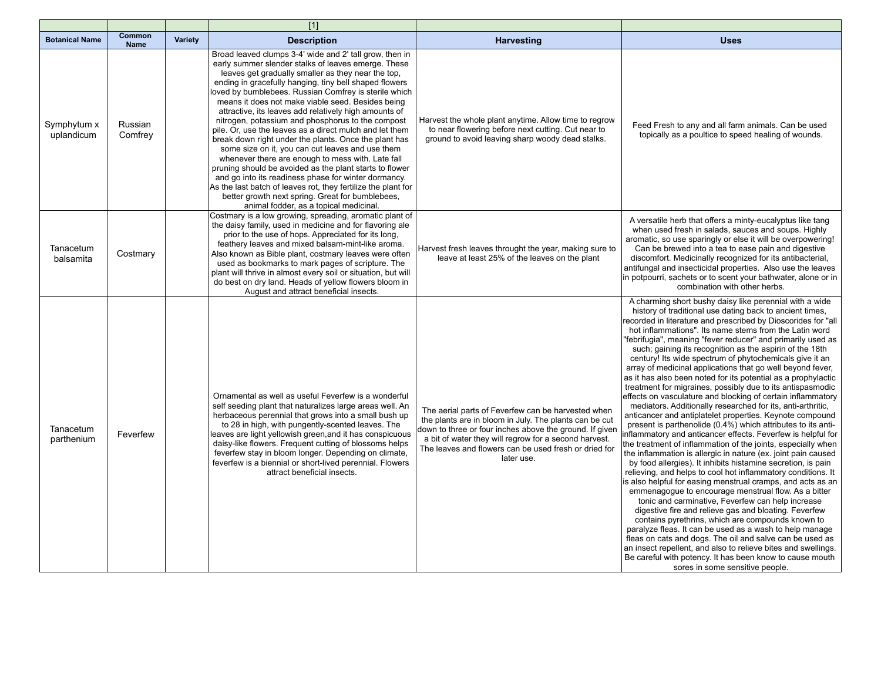| | | | [1] | | |
|---|---|---|---|---|---|
| **Botanical Name** | **Common Name** | **Variety** | **Description** | **Harvesting** | **Uses** |
| Symphytum x uplandicum | Russian Comfrey | | Broad leaved clumps 3-4' wide and 2' tall grow, then in early summer slender stalks of leaves emerge. These leaves get gradually smaller as they near the top, ending in gracefully hanging, tiny bell shaped flowers loved by bumblebees. Russian Comfrey is sterile which means it does not make viable seed. Besides being attractive, its leaves add relatively high amounts of nitrogen, potassium and phosphorus to the compost pile. Or, use the leaves as a direct mulch and let them break down right under the plants. Once the plant has some size on it, you can cut leaves and use them whenever there are enough to mess with. Late fall pruning should be avoided as the plant starts to flower and go into its readiness phase for winter dormancy. As the last batch of leaves rot, they fertilize the plant for better growth next spring. Great for bumblebees, animal fodder, as a topical medicinal. | Harvest the whole plant anytime. Allow time to regrow to near flowering before next cutting. Cut near to ground to avoid leaving sharp woody dead stalks. | Feed Fresh to any and all farm animals. Can be used topically as a poultice to speed healing of wounds. |
| Tanacetum balsamita | Costmary | | Costmary is a low growing, spreading, aromatic plant of the daisy family, used in medicine and for flavoring ale prior to the use of hops. Appreciated for its long, feathery leaves and mixed balsam-mint-like aroma. Also known as Bible plant, costmary leaves were often used as bookmarks to mark pages of scripture. The plant will thrive in almost every soil or situation, but will do best on dry land. Heads of yellow flowers bloom in August and attract beneficial insects. | Harvest fresh leaves throught the year, making sure to leave at least 25% of the leaves on the plant | A versatile herb that offers a minty-eucalyptus like tang when used fresh in salads, sauces and soups. Highly aromatic, so use sparingly or else it will be overpowering! Can be brewed into a tea to ease pain and digestive discomfort. Medicinally recognized for its antibacterial, antifungal and insecticidal properties. Also use the leaves in potpourri, sachets or to scent your bathwater, alone or in combination with other herbs. |
| Tanacetum parthenium | Feverfew | | Ornamental as well as useful Feverfew is a wonderful self seeding plant that naturalizes large areas well. An herbaceous perennial that grows into a small bush up to 28 in high, with pungently-scented leaves. The leaves are light yellowish green,and it has conspicuous daisy-like flowers. Frequent cutting of blossoms helps feverfew stay in bloom longer. Depending on climate, feverfew is a biennial or short-lived perennial. Flowers attract beneficial insects. | The aerial parts of Feverfew can be harvested when the plants are in bloom in July. The plants can be cut down to three or four inches above the ground. If given a bit of water they will regrow for a second harvest. The leaves and flowers can be used fresh or dried for later use. | A charming short bushy daisy like perennial with a wide history of traditional use dating back to ancient times, recorded in literature and prescribed by Dioscorides for "all hot inflammations". Its name stems from the Latin word "febrifugia", meaning "fever reducer" and primarily used as such; gaining its recognition as the aspirin of the 18th century! Its wide spectrum of phytochemicals give it an array of medicinal applications that go well beyond fever, as it has also been noted for its potential as a prophylactic treatment for migraines, possibly due to its antispasmodic effects on vasculature and blocking of certain inflammatory mediators. Additionally researched for its, anti-arthritic, anticancer and antiplatelet properties. Keynote compound present is parthenolide (0.4%) which attributes to its anti-inflammatory and anticancer effects. Feverfew is helpful for the treatment of inflammation of the joints, especially when the inflammation is allergic in nature (ex. joint pain caused by food allergies). It inhibits histamine secretion, is pain relieving, and helps to cool hot inflammatory conditions. It is also helpful for easing menstrual cramps, and acts as an emmenagogue to encourage menstrual flow. As a bitter tonic and carminative, Feverfew can help increase digestive fire and relieve gas and bloating. Feverfew contains pyrethrins, which are compounds known to paralyze fleas. It can be used as a wash to help manage fleas on cats and dogs. The oil and salve can be used as an insect repellent, and also to relieve bites and swellings. Be careful with potency. It has been know to cause mouth sores in some sensitive people. |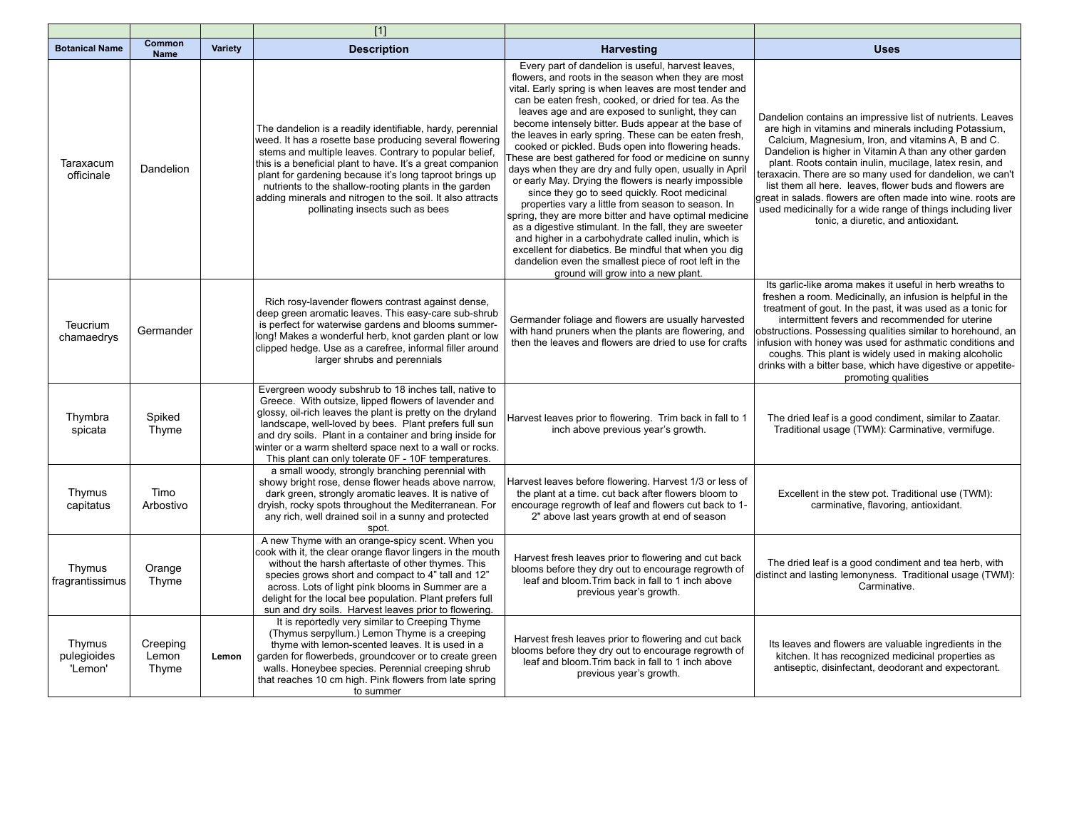| | | | [1] | | |
|---|---|---|---|---|---|
| **Botanical Name** | **Common Name** | **Variety** | **Description** | **Harvesting** | **Uses** |
| Taraxacum officinale | Dandelion | | The dandelion is a readily identifiable, hardy, perennial weed. It has a rosette base producing several flowering stems and multiple leaves. Contrary to popular belief, this is a beneficial plant to have. It's a great companion plant for gardening because it's long taproot brings up nutrients to the shallow-rooting plants in the garden adding minerals and nitrogen to the soil. It also attracts pollinating insects such as bees | Every part of dandelion is useful, harvest leaves, flowers, and roots in the season when they are most vital. Early spring is when leaves are most tender and can be eaten fresh, cooked, or dried for tea. As the leaves age and are exposed to sunlight, they can become intensely bitter. Buds appear at the base of the leaves in early spring. These can be eaten fresh, cooked or pickled. Buds open into flowering heads. These are best gathered for food or medicine on sunny days when they are dry and fully open, usually in April or early May. Drying the flowers is nearly impossible since they go to seed quickly. Root medicinal properties vary a little from season to season. In spring, they are more bitter and have optimal medicine as a digestive stimulant. In the fall, they are sweeter and higher in a carbohydrate called inulin, which is excellent for diabetics. Be mindful that when you dig dandelion even the smallest piece of root left in the ground will grow into a new plant. | Dandelion contains an impressive list of nutrients. Leaves are high in vitamins and minerals including Potassium, Calcium, Magnesium, Iron, and vitamins A, B and C. Dandelion is higher in Vitamin A than any other garden plant. Roots contain inulin, mucilage, latex resin, and teraxacin. There are so many used for dandelion, we can't list them all here. leaves, flower buds and flowers are great in salads. flowers are often made into wine. roots are used medicinally for a wide range of things including liver tonic, a diuretic, and antioxidant. |
| Teucrium chamaedrys | Germander | | Rich rosy-lavender flowers contrast against dense, deep green aromatic leaves. This easy-care sub-shrub is perfect for waterwise gardens and blooms summer-long! Makes a wonderful herb, knot garden plant or low clipped hedge. Use as a carefree, informal filler around larger shrubs and perennials | Germander foliage and flowers are usually harvested with hand pruners when the plants are flowering, and then the leaves and flowers are dried to use for crafts | Its garlic-like aroma makes it useful in herb wreaths to freshen a room. Medicinally, an infusion is helpful in the treatment of gout. In the past, it was used as a tonic for intermittent fevers and recommended for uterine obstructions. Possessing qualities similar to horehound, an infusion with honey was used for asthmatic conditions and coughs. This plant is widely used in making alcoholic drinks with a bitter base, which have digestive or appetite-promoting qualities |
| Thymbra spicata | Spiked Thyme | | Evergreen woody subshrub to 18 inches tall, native to Greece. With outsize, lipped flowers of lavender and glossy, oil-rich leaves the plant is pretty on the dryland landscape, well-loved by bees. Plant prefers full sun and dry soils. Plant in a container and bring inside for winter or a warm shelterd space next to a wall or rocks. This plant can only tolerate 0F - 10F temperatures. | Harvest leaves prior to flowering. Trim back in fall to 1 inch above previous year's growth. | The dried leaf is a good condiment, similar to Zaatar. Traditional usage (TWM): Carminative, vermifuge. |
| Thymus capitatus | Timo Arbostivo | | a small woody, strongly branching perennial with showy bright rose, dense flower heads above narrow, dark green, strongly aromatic leaves. It is native of dryish, rocky spots throughout the Mediterranean. For any rich, well drained soil in a sunny and protected spot. | Harvest leaves before flowering. Harvest 1/3 or less of the plant at a time. cut back after flowers bloom to encourage regrowth of leaf and flowers cut back to 1-2" above last years growth at end of season | Excellent in the stew pot. Traditional use (TWM): carminative, flavoring, antioxidant. |
| Thymus fragrantissimus | Orange Thyme | | A new Thyme with an orange-spicy scent. When you cook with it, the clear orange flavor lingers in the mouth without the harsh aftertaste of other thymes. This species grows short and compact to 4" tall and 12" across. Lots of light pink blooms in Summer are a delight for the local bee population. Plant prefers full sun and dry soils. Harvest leaves prior to flowering. | Harvest fresh leaves prior to flowering and cut back blooms before they dry out to encourage regrowth of leaf and bloom.Trim back in fall to 1 inch above previous year's growth. | The dried leaf is a good condiment and tea herb, with distinct and lasting lemonyness. Traditional usage (TWM): Carminative. |
| Thymus pulegioides 'Lemon' | Creeping Lemon Thyme | **Lemon** | It is reportedly very similar to Creeping Thyme (Thymus serpyllum.) Lemon Thyme is a creeping thyme with lemon-scented leaves. It is used in a garden for flowerbeds, groundcover or to create green walls. Honeybee species. Perennial creeping shrub that reaches 10 cm high. Pink flowers from late spring to summer | Harvest fresh leaves prior to flowering and cut back blooms before they dry out to encourage regrowth of leaf and bloom.Trim back in fall to 1 inch above previous year's growth. | Its leaves and flowers are valuable ingredients in the kitchen. It has recognized medicinal properties as antiseptic, disinfectant, deodorant and expectorant. |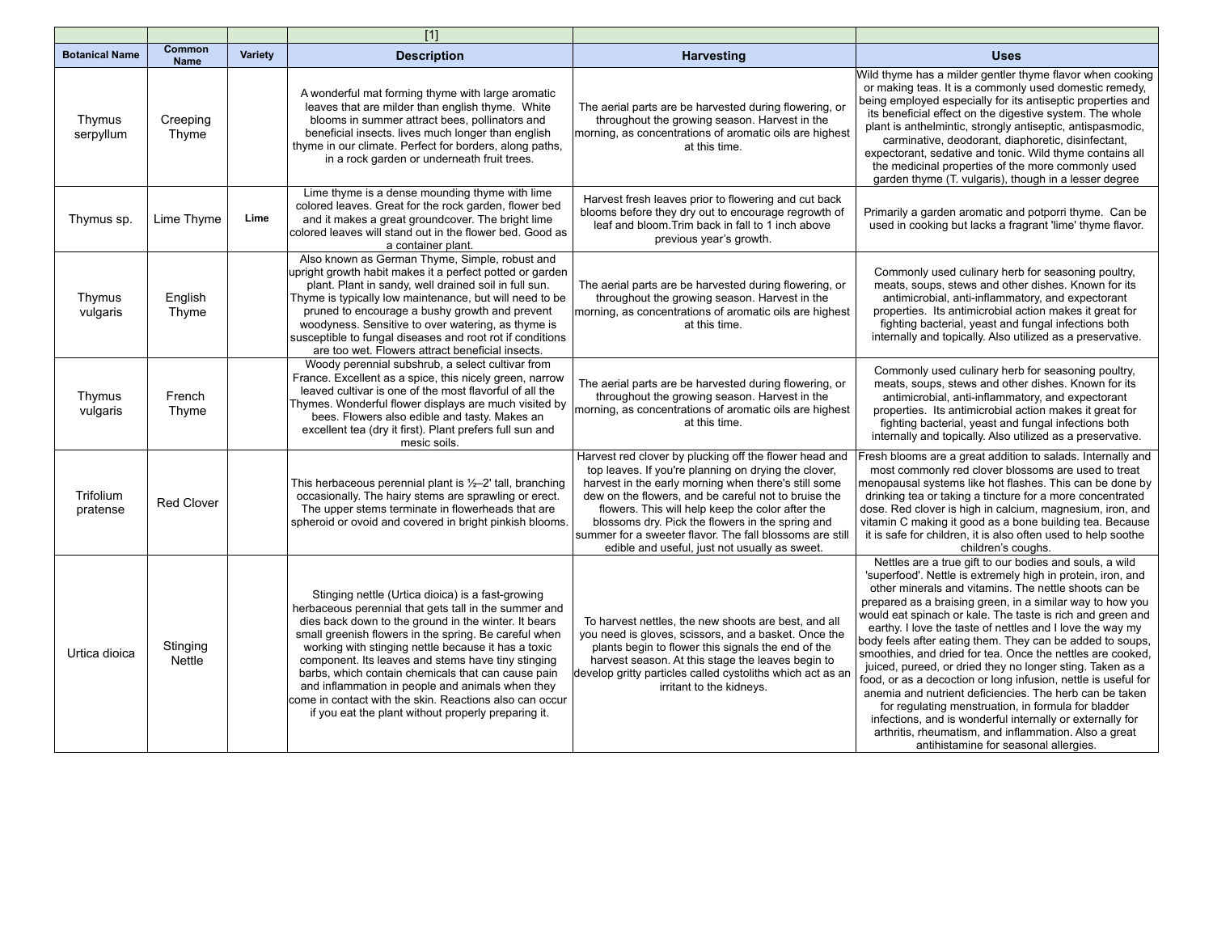| | | | [1] | | |
|---|---|---|---|---|---|
| **Botanical Name** | **Common Name** | **Variety** | **Description** | **Harvesting** | **Uses** |
| Thymus serpyllum | Creeping Thyme | | A wonderful mat forming thyme with large aromatic leaves that are milder than english thyme. White blooms in summer attract bees, pollinators and beneficial insects. lives much longer than english thyme in our climate. Perfect for borders, along paths, in a rock garden or underneath fruit trees. | The aerial parts are be harvested during flowering, or throughout the growing season. Harvest in the morning, as concentrations of aromatic oils are highest at this time. | Wild thyme has a milder gentler thyme flavor when cooking or making teas. It is a commonly used domestic remedy, being employed especially for its antiseptic properties and its beneficial effect on the digestive system. The whole plant is anthelmintic, strongly antiseptic, antispasmodic, carminative, deodorant, diaphoretic, disinfectant, expectorant, sedative and tonic. Wild thyme contains all the medicinal properties of the more commonly used garden thyme (T. vulgaris), though in a lesser degree |
| Thymus sp. | Lime Thyme | **Lime** | Lime thyme is a dense mounding thyme with lime colored leaves. Great for the rock garden, flower bed and it makes a great groundcover. The bright lime colored leaves will stand out in the flower bed. Good as a container plant. | Harvest fresh leaves prior to flowering and cut back blooms before they dry out to encourage regrowth of leaf and bloom.Trim back in fall to 1 inch above previous year's growth. | Primarily a garden aromatic and potporri thyme. Can be used in cooking but lacks a fragrant 'lime' thyme flavor. |
| Thymus vulgaris | English Thyme | | Also known as German Thyme, Simple, robust and upright growth habit makes it a perfect potted or garden plant. Plant in sandy, well drained soil in full sun. Thyme is typically low maintenance, but will need to be pruned to encourage a bushy growth and prevent woodyness. Sensitive to over watering, as thyme is susceptible to fungal diseases and root rot if conditions are too wet. Flowers attract beneficial insects. | The aerial parts are be harvested during flowering, or throughout the growing season. Harvest in the morning, as concentrations of aromatic oils are highest at this time. | Commonly used culinary herb for seasoning poultry, meats, soups, stews and other dishes. Known for its antimicrobial, anti-inflammatory, and expectorant properties. Its antimicrobial action makes it great for fighting bacterial, yeast and fungal infections both internally and topically. Also utilized as a preservative. |
| Thymus vulgaris | French Thyme | | Woody perennial subshrub, a select cultivar from France. Excellent as a spice, this nicely green, narrow leaved cultivar is one of the most flavorful of all the Thymes. Wonderful flower displays are much visited by bees. Flowers also edible and tasty. Makes an excellent tea (dry it first). Plant prefers full sun and mesic soils. | The aerial parts are be harvested during flowering, or throughout the growing season. Harvest in the morning, as concentrations of aromatic oils are highest at this time. | Commonly used culinary herb for seasoning poultry, meats, soups, stews and other dishes. Known for its antimicrobial, anti-inflammatory, and expectorant properties. Its antimicrobial action makes it great for fighting bacterial, yeast and fungal infections both internally and topically. Also utilized as a preservative. |
| Trifolium pratense | Red Clover | | This herbaceous perennial plant is ½–2' tall, branching occasionally. The hairy stems are sprawling or erect. The upper stems terminate in flowerheads that are spheroid or ovoid and covered in bright pinkish blooms. | Harvest red clover by plucking off the flower head and top leaves. If you're planning on drying the clover, harvest in the early morning when there's still some dew on the flowers, and be careful not to bruise the flowers. This will help keep the color after the blossoms dry. Pick the flowers in the spring and summer for a sweeter flavor. The fall blossoms are still edible and useful, just not usually as sweet. | Fresh blooms are a great addition to salads. Internally and most commonly red clover blossoms are used to treat menopausal systems like hot flashes. This can be done by drinking tea or taking a tincture for a more concentrated dose. Red clover is high in calcium, magnesium, iron, and vitamin C making it good as a bone building tea. Because it is safe for children, it is also often used to help soothe children's coughs. |
| Urtica dioica | Stinging Nettle | | Stinging nettle (Urtica dioica) is a fast-growing herbaceous perennial that gets tall in the summer and dies back down to the ground in the winter. It bears small greenish flowers in the spring. Be careful when working with stinging nettle because it has a toxic component. Its leaves and stems have tiny stinging barbs, which contain chemicals that can cause pain and inflammation in people and animals when they come in contact with the skin. Reactions also can occur if you eat the plant without properly preparing it. | To harvest nettles, the new shoots are best, and all you need is gloves, scissors, and a basket. Once the plants begin to flower this signals the end of the harvest season. At this stage the leaves begin to develop gritty particles called cystoliths which act as an irritant to the kidneys. | Nettles are a true gift to our bodies and souls, a wild 'superfood'. Nettle is extremely high in protein, iron, and other minerals and vitamins. The nettle shoots can be prepared as a braising green, in a similar way to how you would eat spinach or kale. The taste is rich and green and earthy. I love the taste of nettles and I love the way my body feels after eating them. They can be added to soups, smoothies, and dried for tea. Once the nettles are cooked, juiced, pureed, or dried they no longer sting. Taken as a food, or as a decoction or long infusion, nettle is useful for anemia and nutrient deficiencies. The herb can be taken for regulating menstruation, in formula for bladder infections, and is wonderful internally or externally for arthritis, rheumatism, and inflammation. Also a great antihistamine for seasonal allergies. |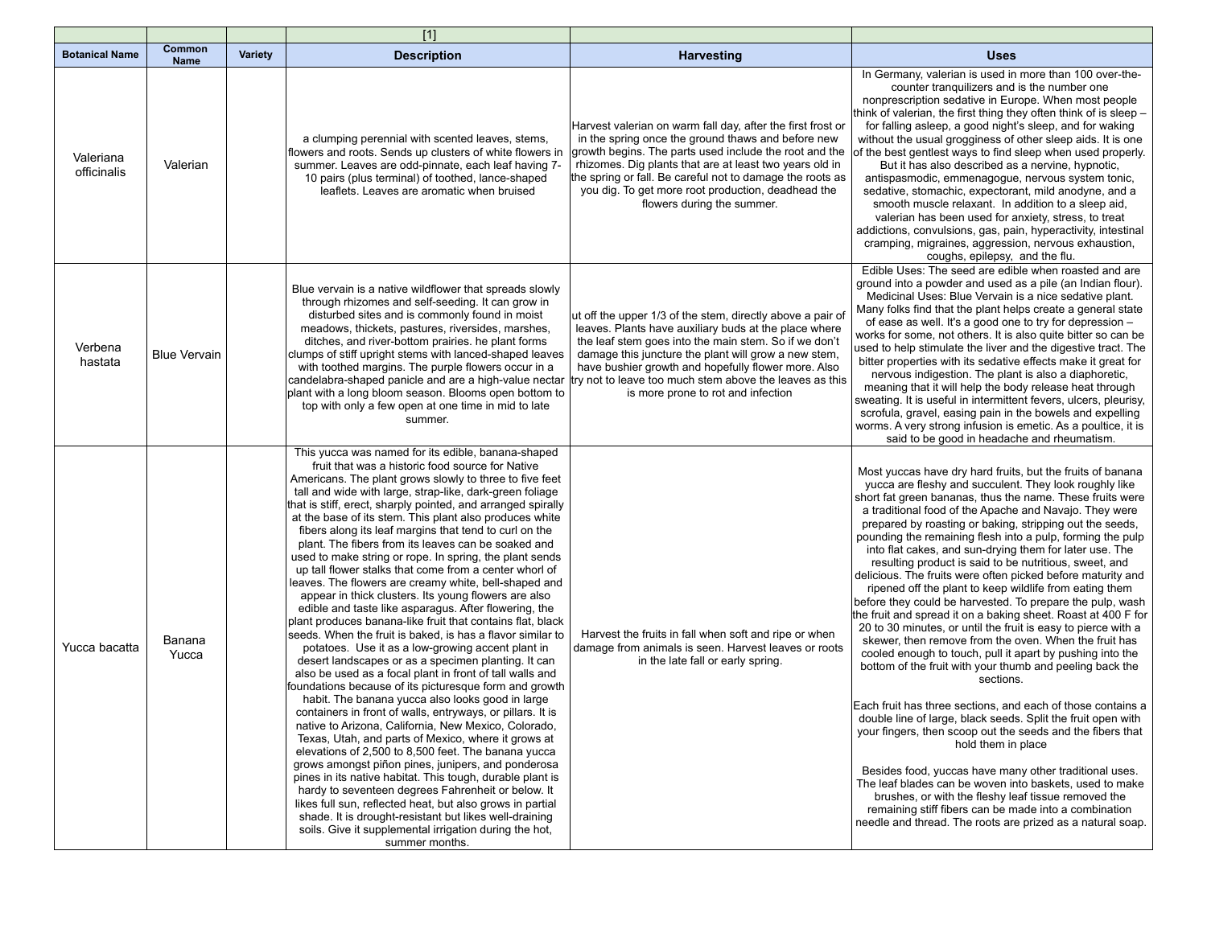| | | | [1] | | |
|---|---|---|---|---|---|
| **Botanical Name** | **Common Name** | **Variety** | **Description** | **Harvesting** | **Uses** |
| Valeriana officinalis | Valerian | | a clumping perennial with scented leaves, stems, flowers and roots. Sends up clusters of white flowers in summer. Leaves are odd-pinnate, each leaf having 7-10 pairs (plus terminal) of toothed, lance-shaped leaflets. Leaves are aromatic when bruised | Harvest valerian on warm fall day, after the first frost or in the spring once the ground thaws and before new growth begins. The parts used include the root and the rhizomes. Dig plants that are at least two years old in the spring or fall. Be careful not to damage the roots as you dig. To get more root production, deadhead the flowers during the summer. | In Germany, valerian is used in more than 100 over-the-counter tranquilizers and is the number one nonprescription sedative in Europe. When most people think of valerian, the first thing they often think of is sleep – for falling asleep, a good night's sleep, and for waking without the usual grogginess of other sleep aids. It is one of the best gentlest ways to find sleep when used properly. But it has also described as a nervine, hypnotic, antispasmodic, emmenagogue, nervous system tonic, sedative, stomachic, expectorant, mild anodyne, and a smooth muscle relaxant. In addition to a sleep aid, valerian has been used for anxiety, stress, to treat addictions, convulsions, gas, pain, hyperactivity, intestinal cramping, migraines, aggression, nervous exhaustion, coughs, epilepsy, and the flu. |
| Verbena hastata | Blue Vervain | | Blue vervain is a native wildflower that spreads slowly through rhizomes and self-seeding. It can grow in disturbed sites and is commonly found in moist meadows, thickets, pastures, riversides, marshes, ditches, and river-bottom prairies. he plant forms clumps of stiff upright stems with lanced-shaped leaves with toothed margins. The purple flowers occur in a candelabra-shaped panicle and are a high-value nectar plant with a long bloom season. Blooms open bottom to top with only a few open at one time in mid to late summer. | ut off the upper 1/3 of the stem, directly above a pair of leaves. Plants have auxiliary buds at the place where the leaf stem goes into the main stem. So if we don't damage this juncture the plant will grow a new stem, have bushier growth and hopefully flower more. Also try not to leave too much stem above the leaves as this is more prone to rot and infection | Edible Uses: The seed are edible when roasted and are ground into a powder and used as a pile (an Indian flour). Medicinal Uses: Blue Vervain is a nice sedative plant. Many folks find that the plant helps create a general state of ease as well. It's a good one to try for depression – works for some, not others. It is also quite bitter so can be used to help stimulate the liver and the digestive tract. The bitter properties with its sedative effects make it great for nervous indigestion. The plant is also a diaphoretic, meaning that it will help the body release heat through sweating. It is useful in intermittent fevers, ulcers, pleurisy, scrofula, gravel, easing pain in the bowels and expelling worms. A very strong infusion is emetic. As a poultice, it is said to be good in headache and rheumatism. |
| Yucca bacatta | Banana Yucca | | This yucca was named for its edible, banana-shaped fruit that was a historic food source for Native Americans. The plant grows slowly to three to five feet tall and wide with large, strap-like, dark-green foliage that is stiff, erect, sharply pointed, and arranged spirally at the base of its stem. This plant also produces white fibers along its leaf margins that tend to curl on the plant. The fibers from its leaves can be soaked and used to make string or rope. In spring, the plant sends up tall flower stalks that come from a center whorl of leaves. The flowers are creamy white, bell-shaped and appear in thick clusters. Its young flowers are also edible and taste like asparagus. After flowering, the plant produces banana-like fruit that contains flat, black seeds. When the fruit is baked, is has a flavor similar to potatoes. Use it as a low-growing accent plant in desert landscapes or as a specimen planting. It can also be used as a focal plant in front of tall walls and foundations because of its picturesque form and growth habit. The banana yucca also looks good in large containers in front of walls, entryways, or pillars. It is native to Arizona, California, New Mexico, Colorado, Texas, Utah, and parts of Mexico, where it grows at elevations of 2,500 to 8,500 feet. The banana yucca grows amongst piñon pines, junipers, and ponderosa pines in its native habitat. This tough, durable plant is hardy to seventeen degrees Fahrenheit or below. It likes full sun, reflected heat, but also grows in partial shade. It is drought-resistant but likes well-draining soils. Give it supplemental irrigation during the hot, summer months. | Harvest the fruits in fall when soft and ripe or when damage from animals is seen. Harvest leaves or roots in the late fall or early spring. | Most yuccas have dry hard fruits, but the fruits of banana yucca are fleshy and succulent. They look roughly like short fat green bananas, thus the name. These fruits were a traditional food of the Apache and Navajo. They were prepared by roasting or baking, stripping out the seeds, pounding the remaining flesh into a pulp, forming the pulp into flat cakes, and sun-drying them for later use. The resulting product is said to be nutritious, sweet, and delicious. The fruits were often picked before maturity and ripened off the plant to keep wildlife from eating them before they could be harvested. To prepare the pulp, wash the fruit and spread it on a baking sheet. Roast at 400 F for 20 to 30 minutes, or until the fruit is easy to pierce with a skewer, then remove from the oven. When the fruit has cooled enough to touch, pull it apart by pushing into the bottom of the fruit with your thumb and peeling back the sections.<br><br>Each fruit has three sections, and each of those contains a double line of large, black seeds. Split the fruit open with your fingers, then scoop out the seeds and the fibers that hold them in place<br><br>Besides food, yuccas have many other traditional uses. The leaf blades can be woven into baskets, used to make brushes, or with the fleshy leaf tissue removed the remaining stiff fibers can be made into a combination needle and thread. The roots are prized as a natural soap. |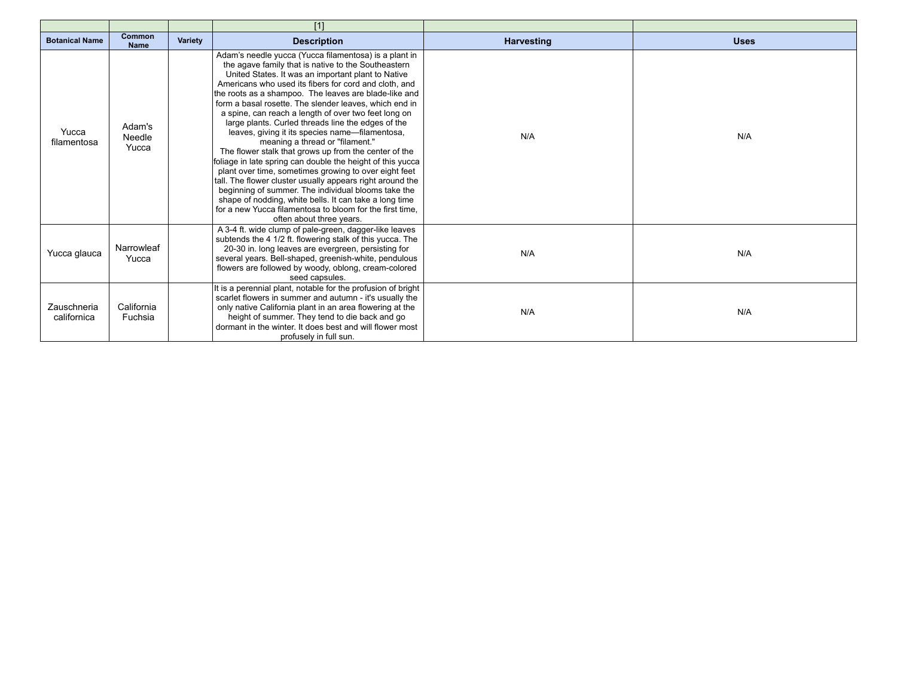| | | | [1] | | |
|---|---|---|---|---|---|
| **Botanical Name** | **Common Name** | **Variety** | **Description** | **Harvesting** | **Uses** |
| Yucca filamentosa | Adam's Needle Yucca | | Adam's needle yucca (Yucca filamentosa) is a plant in the agave family that is native to the Southeastern United States. It was an important plant to Native Americans who used its fibers for cord and cloth, and the roots as a shampoo. The leaves are blade-like and form a basal rosette. The slender leaves, which end in a spine, can reach a length of over two feet long on large plants. Curled threads line the edges of the leaves, giving it its species name—filamentosa, meaning a thread or "filament."<br>The flower stalk that grows up from the center of the foliage in late spring can double the height of this yucca plant over time, sometimes growing to over eight feet tall. The flower cluster usually appears right around the beginning of summer. The individual blooms take the shape of nodding, white bells. It can take a long time for a new Yucca filamentosa to bloom for the first time, often about three years. | N/A | N/A |
| Yucca glauca | Narrowleaf Yucca | | A 3-4 ft. wide clump of pale-green, dagger-like leaves subtends the 4 1/2 ft. flowering stalk of this yucca. The 20-30 in. long leaves are evergreen, persisting for several years. Bell-shaped, greenish-white, pendulous flowers are followed by woody, oblong, cream-colored seed capsules. | N/A | N/A |
| Zauschneria californica | California Fuchsia | | It is a perennial plant, notable for the profusion of bright scarlet flowers in summer and autumn - it's usually the only native California plant in an area flowering at the height of summer. They tend to die back and go dormant in the winter. It does best and will flower most profusely in full sun. | N/A | N/A |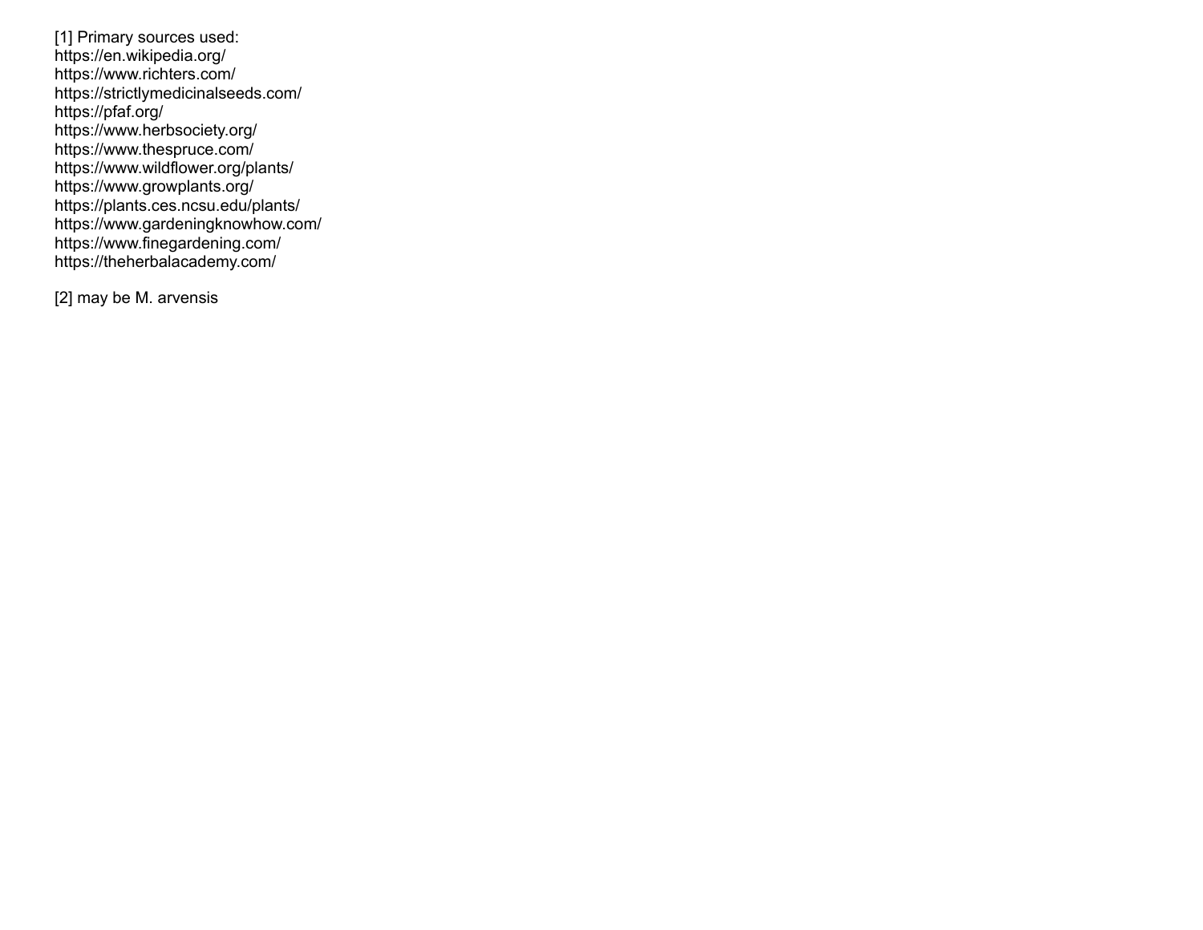[1] Primary sources used:
https://en.wikipedia.org/
https://www.richters.com/
https://strictlymedicinalseeds.com/
https://pfaf.org/
https://www.herbsociety.org/
https://www.thespruce.com/
https://www.wildflower.org/plants/
https://www.growplants.org/
https://plants.ces.ncsu.edu/plants/
https://www.gardeningknowhow.com/
https://www.finegardening.com/
https://theherbalacademy.com/

[2] may be M. arvensis